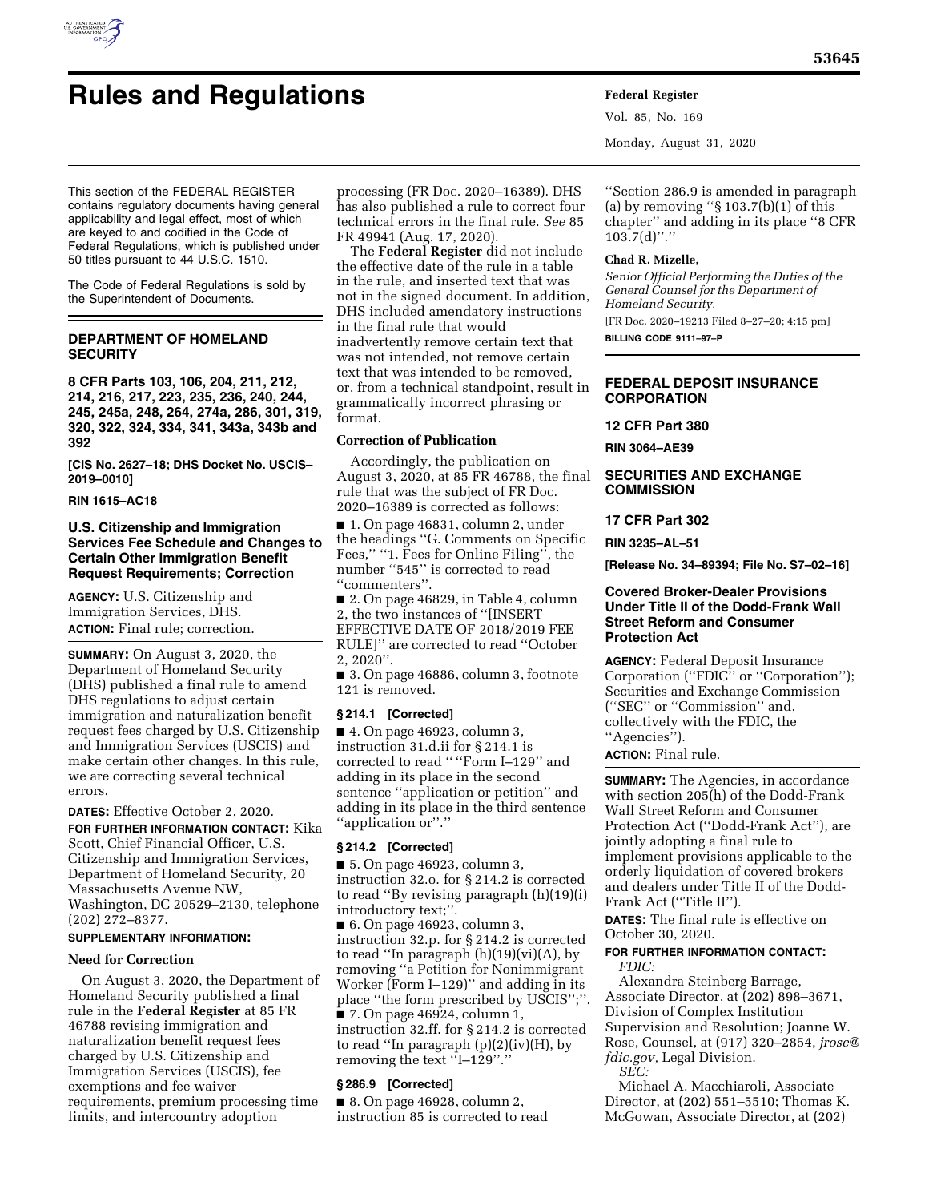# Rules and Regulations

This section of the FEDERAL REGISTER contains regulatory documents having general applicability and legal effect, most of which are keyed to and codified in the Code of Federal Regulations, which is published under 50 titles pursuant to 44 U.S.C. 1510.

The Code of Federal Regulations is sold by the Superintendent of Documents.

## DEPARTMENT OF HOMELAND SECURITY

**8 CFR Parts 103, 106, 204, 211, 212, 214, 216, 217, 223, 235, 236, 240, 244, 245, 245a, 248, 264, 274a, 286, 301, 319, 320, 322, 324, 334, 341, 343a, 343b and 392**

**[CIS No. 2627–18; DHS Docket No. USCIS–2019–0010]**

**RIN 1615–AC18**

### U.S. Citizenship and Immigration Services Fee Schedule and Changes to Certain Other Immigration Benefit Request Requirements; Correction

**AGENCY:** U.S. Citizenship and Immigration Services, DHS.

**ACTION:** Final rule; correction.

**SUMMARY:** On August 3, 2020, the Department of Homeland Security (DHS) published a final rule to amend DHS regulations to adjust certain immigration and naturalization benefit request fees charged by U.S. Citizenship and Immigration Services (USCIS) and make certain other changes. In this rule, we are correcting several technical errors.

**DATES:** Effective October 2, 2020.

**FOR FURTHER INFORMATION CONTACT:** Kika Scott, Chief Financial Officer, U.S. Citizenship and Immigration Services, Department of Homeland Security, 20 Massachusetts Avenue NW, Washington, DC 20529–2130, telephone (202) 272–8377.

**SUPPLEMENTARY INFORMATION:**

**Need for Correction**

On August 3, 2020, the Department of Homeland Security published a final rule in the **Federal Register** at 85 FR 46788 revising immigration and naturalization benefit request fees charged by U.S. Citizenship and Immigration Services (USCIS), fee exemptions and fee waiver requirements, premium processing time limits, and intercountry adoption processing (FR Doc. 2020–16389). DHS has also published a rule to correct four technical errors in the final rule. *See* 85 FR 49941 (Aug. 17, 2020).

The **Federal Register** did not include the effective date of the rule in a table in the rule, and inserted text that was not in the signed document. In addition, DHS included amendatory instructions in the final rule that would inadvertently remove certain text that was not intended, not remove certain text that was intended to be removed, or, from a technical standpoint, result in grammatically incorrect phrasing or format.

**Correction of Publication**

Accordingly, the publication on August 3, 2020, at 85 FR 46788, the final rule that was the subject of FR Doc. 2020–16389 is corrected as follows:

■ 1. On page 46831, column 2, under the headings "G. Comments on Specific Fees," "1. Fees for Online Filing", the number "545" is corrected to read "commenters".

■ 2. On page 46829, in Table 4, column 2, the two instances of "[INSERT EFFECTIVE DATE OF 2018/2019 FEE RULE]" are corrected to read "October 2, 2020".

■ 3. On page 46886, column 3, footnote 121 is removed.

**§ 214.1 [Corrected]**

■ 4. On page 46923, column 3, instruction 31.d.ii for § 214.1 is corrected to read " "Form I–129" and adding in its place in the second sentence "application or petition" and adding in its place in the third sentence "application or"."

**§ 214.2 [Corrected]**

■ 5. On page 46923, column 3, instruction 32.o. for § 214.2 is corrected to read "By revising paragraph (h)(19)(i) introductory text;".

■ 6. On page 46923, column 3, instruction 32.p. for § 214.2 is corrected to read "In paragraph (h)(19)(vi)(A), by removing "a Petition for Nonimmigrant Worker (Form I–129)" and adding in its place "the form prescribed by USCIS";".

■ 7. On page 46924, column 1, instruction 32.ff. for § 214.2 is corrected to read "In paragraph (p)(2)(iv)(H), by removing the text "I–129"."

**§ 286.9 [Corrected]**

■ 8. On page 46928, column 2, instruction 85 is corrected to read "Section 286.9 is amended in paragraph (a) by removing "§ 103.7(b)(1) of this chapter" and adding in its place "8 CFR 103.7(d)"."

**Chad R. Mizelle,**

*Senior Official Performing the Duties of the General Counsel for the Department of Homeland Security.*

[FR Doc. 2020–19213 Filed 8–27–20; 4:15 pm]

**BILLING CODE 9111–97–P**

## FEDERAL DEPOSIT INSURANCE CORPORATION

**12 CFR Part 380**

**RIN 3064–AE39**

## SECURITIES AND EXCHANGE COMMISSION

**17 CFR Part 302**

**RIN 3235–AL–51**

**[Release No. 34–89394; File No. S7–02–16]**

### Covered Broker-Dealer Provisions Under Title II of the Dodd-Frank Wall Street Reform and Consumer Protection Act

**AGENCY:** Federal Deposit Insurance Corporation ("FDIC" or "Corporation"); Securities and Exchange Commission ("SEC" or "Commission" and, collectively with the FDIC, the "Agencies").

**ACTION:** Final rule.

**SUMMARY:** The Agencies, in accordance with section 205(h) of the Dodd-Frank Wall Street Reform and Consumer Protection Act ("Dodd-Frank Act"), are jointly adopting a final rule to implement provisions applicable to the orderly liquidation of covered brokers and dealers under Title II of the Dodd-Frank Act ("Title II").

**DATES:** The final rule is effective on October 30, 2020.

**FOR FURTHER INFORMATION CONTACT:**

*FDIC:*

Alexandra Steinberg Barrage, Associate Director, at (202) 898–3671, Division of Complex Institution Supervision and Resolution; Joanne W. Rose, Counsel, at (917) 320–2854, *jrose@fdic.gov,* Legal Division.

*SEC:*

Michael A. Macchiaroli, Associate Director, at (202) 551–5510; Thomas K. McGowan, Associate Director, at (202)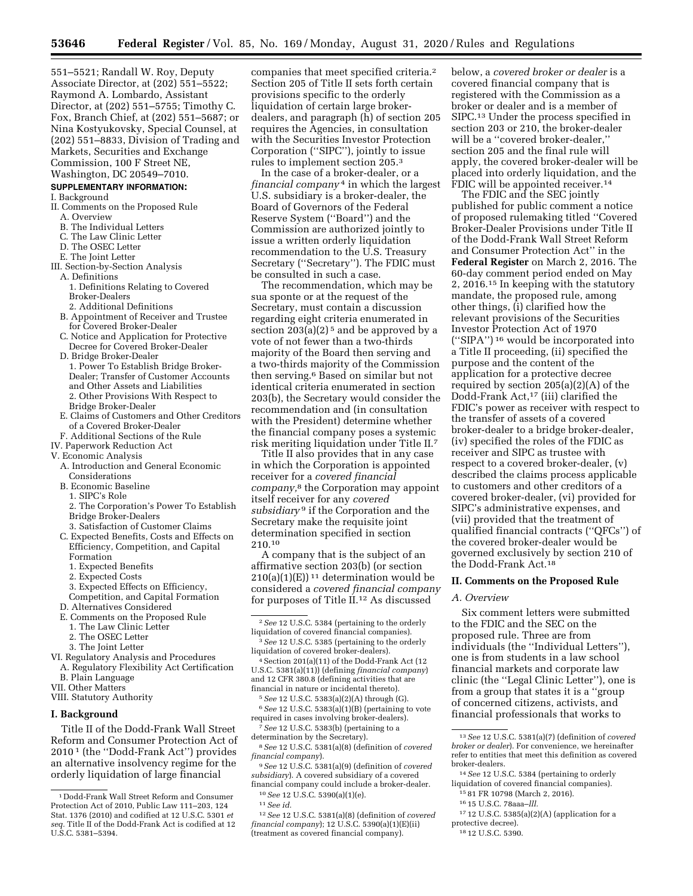551–5521; Randall W. Roy, Deputy Associate Director, at (202) 551–5522; Raymond A. Lombardo, Assistant Director, at (202) 551–5755; Timothy C. Fox, Branch Chief, at (202) 551–5687; or Nina Kostyukovsky, Special Counsel, at (202) 551–8833, Division of Trading and Markets, Securities and Exchange Commission, 100 F Street NE, Washington, DC 20549–7010.

**SUPPLEMENTARY INFORMATION:**

I. Background
II. Comments on the Proposed Rule
  A. Overview
  B. The Individual Letters
  C. The Law Clinic Letter
  D. The OSEC Letter
  E. The Joint Letter
III. Section-by-Section Analysis
  A. Definitions
    1. Definitions Relating to Covered Broker-Dealers
    2. Additional Definitions
  B. Appointment of Receiver and Trustee for Covered Broker-Dealer
  C. Notice and Application for Protective Decree for Covered Broker-Dealer
  D. Bridge Broker-Dealer
    1. Power To Establish Bridge Broker-Dealer; Transfer of Customer Accounts and Other Assets and Liabilities
    2. Other Provisions With Respect to Bridge Broker-Dealer
  E. Claims of Customers and Other Creditors of a Covered Broker-Dealer
  F. Additional Sections of the Rule
IV. Paperwork Reduction Act
V. Economic Analysis
  A. Introduction and General Economic Considerations
  B. Economic Baseline
    1. SIPC's Role
    2. The Corporation's Power To Establish Bridge Broker-Dealers
    3. Satisfaction of Customer Claims
  C. Expected Benefits, Costs and Effects on Efficiency, Competition, and Capital Formation
    1. Expected Benefits
    2. Expected Costs
    3. Expected Effects on Efficiency, Competition, and Capital Formation
  D. Alternatives Considered
  E. Comments on the Proposed Rule
    1. The Law Clinic Letter
    2. The OSEC Letter
    3. The Joint Letter
VI. Regulatory Analysis and Procedures
  A. Regulatory Flexibility Act Certification
  B. Plain Language
VII. Other Matters
VIII. Statutory Authority

## I. Background

Title II of the Dodd-Frank Wall Street Reform and Consumer Protection Act of 2010 [1] (the ''Dodd-Frank Act'') provides an alternative insolvency regime for the orderly liquidation of large financial companies that meet specified criteria.[2] Section 205 of Title II sets forth certain provisions specific to the orderly liquidation of certain large broker-dealers, and paragraph (h) of section 205 requires the Agencies, in consultation with the Securities Investor Protection Corporation (''SIPC''), jointly to issue rules to implement section 205.[3]

In the case of a broker-dealer, or a *financial company* [4] in which the largest U.S. subsidiary is a broker-dealer, the Board of Governors of the Federal Reserve System (''Board'') and the Commission are authorized jointly to issue a written orderly liquidation recommendation to the U.S. Treasury Secretary (''Secretary''). The FDIC must be consulted in such a case.

The recommendation, which may be sua sponte or at the request of the Secretary, must contain a discussion regarding eight criteria enumerated in section 203(a)(2) [5] and be approved by a vote of not fewer than a two-thirds majority of the Board then serving and a two-thirds majority of the Commission then serving.[6] Based on similar but not identical criteria enumerated in section 203(b), the Secretary would consider the recommendation and (in consultation with the President) determine whether the financial company poses a systemic risk meriting liquidation under Title II.[7]

Title II also provides that in any case in which the Corporation is appointed receiver for a *covered financial company*,[8] the Corporation may appoint itself receiver for any *covered subsidiary* [9] if the Corporation and the Secretary make the requisite joint determination specified in section 210.[10]

A company that is the subject of an affirmative section 203(b) (or section 210(a)(1)(E)) [11] determination would be considered a *covered financial company* for purposes of Title II.[12] As discussed below, a *covered broker or dealer* is a covered financial company that is registered with the Commission as a broker or dealer and is a member of SIPC.[13] Under the process specified in section 203 or 210, the broker-dealer will be a ''covered broker-dealer,'' section 205 and the final rule will apply, the covered broker-dealer will be placed into orderly liquidation, and the FDIC will be appointed receiver.[14]

The FDIC and the SEC jointly published for public comment a notice of proposed rulemaking titled ''Covered Broker-Dealer Provisions under Title II of the Dodd-Frank Wall Street Reform and Consumer Protection Act'' in the **Federal Register** on March 2, 2016. The 60-day comment period ended on May 2, 2016.[15] In keeping with the statutory mandate, the proposed rule, among other things, (i) clarified how the relevant provisions of the Securities Investor Protection Act of 1970 (''SIPA'') [16] would be incorporated into a Title II proceeding, (ii) specified the purpose and the content of the application for a protective decree required by section 205(a)(2)(A) of the Dodd-Frank Act,[17] (iii) clarified the FDIC's power as receiver with respect to the transfer of assets of a covered broker-dealer to a bridge broker-dealer, (iv) specified the roles of the FDIC as receiver and SIPC as trustee with respect to a covered broker-dealer, (v) described the claims process applicable to customers and other creditors of a covered broker-dealer, (vi) provided for SIPC's administrative expenses, and (vii) provided that the treatment of qualified financial contracts (''QFCs'') of the covered broker-dealer would be governed exclusively by section 210 of the Dodd-Frank Act.[18]

## II. Comments on the Proposed Rule

### A. Overview

Six comment letters were submitted to the FDIC and the SEC on the proposed rule. Three are from individuals (the ''Individual Letters''), one is from students in a law school financial markets and corporate law clinic (the ''Legal Clinic Letter''), one is from a group that states it is a ''group of concerned citizens, activists, and financial professionals that works to

---

[1] Dodd-Frank Wall Street Reform and Consumer Protection Act of 2010, Public Law 111–203, 124 Stat. 1376 (2010) and codified at 12 U.S.C. 5301 *et seq.* Title II of the Dodd-Frank Act is codified at 12 U.S.C. 5381–5394.

[2] *See* 12 U.S.C. 5384 (pertaining to the orderly liquidation of covered financial companies).

[3] *See* 12 U.S.C. 5385 (pertaining to the orderly liquidation of covered broker-dealers).

[4] Section 201(a)(11) of the Dodd-Frank Act (12 U.S.C. 5381(a)(11)) (defining *financial company*) and 12 CFR 380.8 (defining activities that are financial in nature or incidental thereto).

[5] *See* 12 U.S.C. 5383(a)(2)(A) through (G).

[6] *See* 12 U.S.C. 5383(a)(1)(B) (pertaining to vote required in cases involving broker-dealers).

[7] *See* 12 U.S.C. 5383(b) (pertaining to a determination by the Secretary).

[8] *See* 12 U.S.C. 5381(a)(8) (definition of *covered financial company*).

[9] *See* 12 U.S.C. 5381(a)(9) (definition of *covered subsidiary*). A covered subsidiary of a covered financial company could include a broker-dealer.

[10] *See* 12 U.S.C. 5390(a)(1)(e).

[11] *See id.*

[12] *See* 12 U.S.C. 5381(a)(8) (definition of *covered financial company*); 12 U.S.C. 5390(a)(1)(E)(ii) (treatment as covered financial company).

[13] *See* 12 U.S.C. 5381(a)(7) (definition of *covered broker or dealer*). For convenience, we hereinafter refer to entities that meet this definition as covered broker-dealers.

[14] *See* 12 U.S.C. 5384 (pertaining to orderly liquidation of covered financial companies).

[15] 81 FR 10798 (March 2, 2016).

[16] 15 U.S.C. 78aaa–*lll*.

[17] 12 U.S.C. 5385(a)(2)(A) (application for a protective decree).

[18] 12 U.S.C. 5390.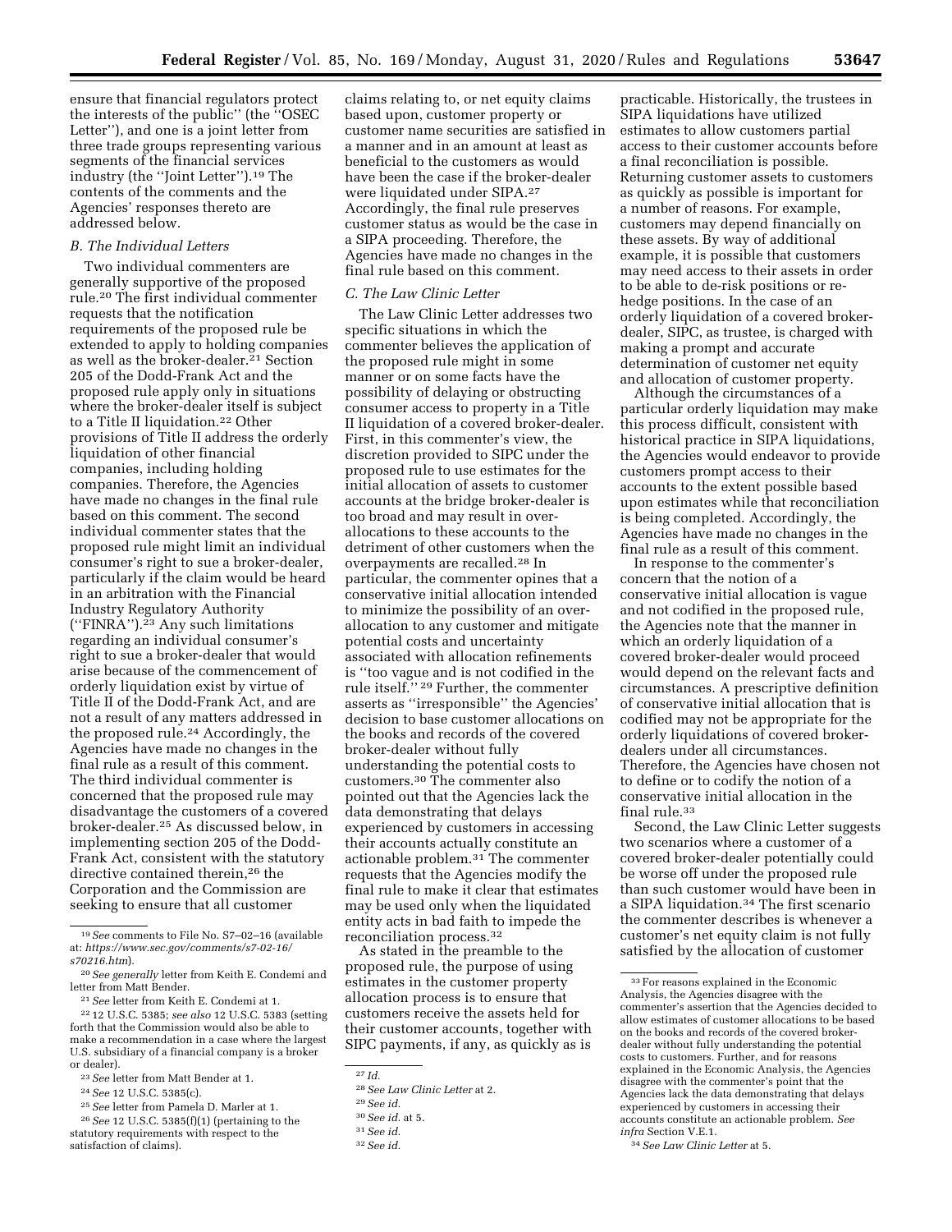ensure that financial regulators protect the interests of the public'' (the ''OSEC Letter''), and one is a joint letter from three trade groups representing various segments of the financial services industry (the ''Joint Letter'').[19] The contents of the comments and the Agencies' responses thereto are addressed below.

### B. The Individual Letters

Two individual commenters are generally supportive of the proposed rule.[20] The first individual commenter requests that the notification requirements of the proposed rule be extended to apply to holding companies as well as the broker-dealer.[21] Section 205 of the Dodd-Frank Act and the proposed rule apply only in situations where the broker-dealer itself is subject to a Title II liquidation.[22] Other provisions of Title II address the orderly liquidation of other financial companies, including holding companies. Therefore, the Agencies have made no changes in the final rule based on this comment. The second individual commenter states that the proposed rule might limit an individual consumer's right to sue a broker-dealer, particularly if the claim would be heard in an arbitration with the Financial Industry Regulatory Authority (''FINRA'').[23] Any such limitations regarding an individual consumer's right to sue a broker-dealer that would arise because of the commencement of orderly liquidation exist by virtue of Title II of the Dodd-Frank Act, and are not a result of any matters addressed in the proposed rule.[24] Accordingly, the Agencies have made no changes in the final rule as a result of this comment. The third individual commenter is concerned that the proposed rule may disadvantage the customers of a covered broker-dealer.[25] As discussed below, in implementing section 205 of the Dodd-Frank Act, consistent with the statutory directive contained therein,[26] the Corporation and the Commission are seeking to ensure that all customer claims relating to, or net equity claims based upon, customer property or customer name securities are satisfied in a manner and in an amount at least as beneficial to the customers as would have been the case if the broker-dealer were liquidated under SIPA.[27] Accordingly, the final rule preserves customer status as would be the case in a SIPA proceeding. Therefore, the Agencies have made no changes in the final rule based on this comment.

### C. The Law Clinic Letter

The Law Clinic Letter addresses two specific situations in which the commenter believes the application of the proposed rule might in some manner or on some facts have the possibility of delaying or obstructing consumer access to property in a Title II liquidation of a covered broker-dealer. First, in this commenter's view, the discretion provided to SIPC under the proposed rule to use estimates for the initial allocation of assets to customer accounts at the bridge broker-dealer is too broad and may result in over-allocations to these accounts to the detriment of other customers when the overpayments are recalled.[28] In particular, the commenter opines that a conservative initial allocation intended to minimize the possibility of an over-allocation to any customer and mitigate potential costs and uncertainty associated with allocation refinements is ''too vague and is not codified in the rule itself.''[29] Further, the commenter asserts as ''irresponsible'' the Agencies' decision to base customer allocations on the books and records of the covered broker-dealer without fully understanding the potential costs to customers.[30] The commenter also pointed out that the Agencies lack the data demonstrating that delays experienced by customers in accessing their accounts actually constitute an actionable problem.[31] The commenter requests that the Agencies modify the final rule to make it clear that estimates may be used only when the liquidated entity acts in bad faith to impede the reconciliation process.[32]

As stated in the preamble to the proposed rule, the purpose of using estimates in the customer property allocation process is to ensure that customers receive the assets held for their customer accounts, together with SIPC payments, if any, as quickly as is practicable. Historically, the trustees in SIPA liquidations have utilized estimates to allow customers partial access to their customer accounts before a final reconciliation is possible. Returning customer assets to customers as quickly as possible is important for a number of reasons. For example, customers may depend financially on these assets. By way of additional example, it is possible that customers may need access to their assets in order to be able to de-risk positions or re-hedge positions. In the case of an orderly liquidation of a covered broker-dealer, SIPC, as trustee, is charged with making a prompt and accurate determination of customer net equity and allocation of customer property.

Although the circumstances of a particular orderly liquidation may make this process difficult, consistent with historical practice in SIPA liquidations, the Agencies would endeavor to provide customers prompt access to their accounts to the extent possible based upon estimates while that reconciliation is being completed. Accordingly, the Agencies have made no changes in the final rule as a result of this comment.

In response to the commenter's concern that the notion of a conservative initial allocation is vague and not codified in the proposed rule, the Agencies note that the manner in which an orderly liquidation of a covered broker-dealer would proceed would depend on the relevant facts and circumstances. A prescriptive definition of conservative initial allocation that is codified may not be appropriate for the orderly liquidations of covered broker-dealers under all circumstances. Therefore, the Agencies have chosen not to define or to codify the notion of a conservative initial allocation in the final rule.[33]

Second, the Law Clinic Letter suggests two scenarios where a customer of a covered broker-dealer potentially could be worse off under the proposed rule than such customer would have been in a SIPA liquidation.[34] The first scenario the commenter describes is whenever a customer's net equity claim is not fully satisfied by the allocation of customer

---

[19] *See* comments to File No. S7–02–16 (available at: *https://www.sec.gov/comments/s7-02-16/s70216.htm*).

[20] *See generally* letter from Keith E. Condemi and letter from Matt Bender.

[21] *See* letter from Keith E. Condemi at 1.

[22] 12 U.S.C. 5385; *see also* 12 U.S.C. 5383 (setting forth that the Commission would also be able to make a recommendation in a case where the largest U.S. subsidiary of a financial company is a broker or dealer).

[23] *See* letter from Matt Bender at 1.

[24] *See* 12 U.S.C. 5385(c).

[25] *See* letter from Pamela D. Marler at 1.

[26] *See* 12 U.S.C. 5385(f)(1) (pertaining to the statutory requirements with respect to the satisfaction of claims).

[27] *Id.*

[28] *See Law Clinic Letter* at 2.

[29] *See id.*

[30] *See id.* at 5.

[31] *See id.*

[32] *See id.*

[33] For reasons explained in the Economic Analysis, the Agencies disagree with the commenter's assertion that the Agencies decided to allow estimates of customer allocations to be based on the books and records of the covered broker-dealer without fully understanding the potential costs to customers. Further, and for reasons explained in the Economic Analysis, the Agencies disagree with the commenter's point that the Agencies lack the data demonstrating that delays experienced by customers in accessing their accounts constitute an actionable problem. *See infra* Section V.E.1.

[34] *See Law Clinic Letter* at 5.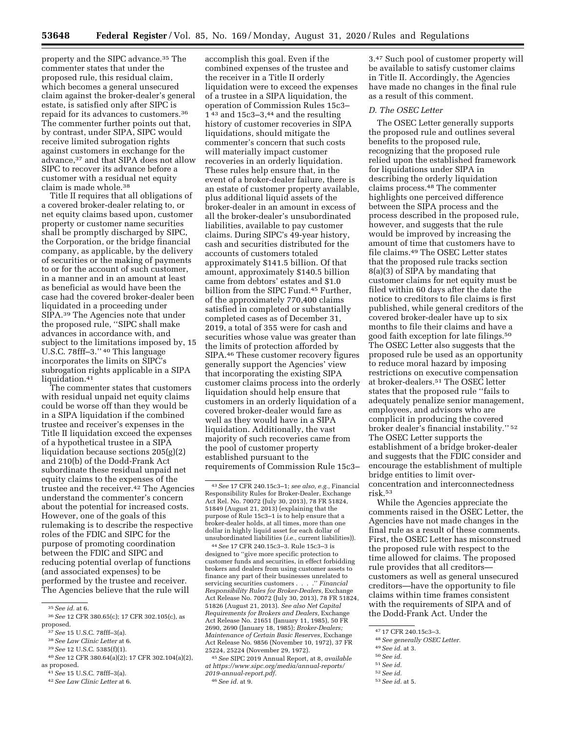property and the SIPC advance.[35] The commenter states that under the proposed rule, this residual claim, which becomes a general unsecured claim against the broker-dealer's general estate, is satisfied only after SIPC is repaid for its advances to customers.[36] The commenter further points out that, by contrast, under SIPA, SIPC would receive limited subrogation rights against customers in exchange for the advance,[37] and that SIPA does not allow SIPC to recover its advance before a customer with a residual net equity claim is made whole.[38]

Title II requires that all obligations of a covered broker-dealer relating to, or net equity claims based upon, customer property or customer name securities shall be promptly discharged by SIPC, the Corporation, or the bridge financial company, as applicable, by the delivery of securities or the making of payments to or for the account of such customer, in a manner and in an amount at least as beneficial as would have been the case had the covered broker-dealer been liquidated in a proceeding under SIPA.[39] The Agencies note that under the proposed rule, ''SIPC shall make advances in accordance with, and subject to the limitations imposed by, 15 U.S.C. 78fff–3.'' [40] This language incorporates the limits on SIPC's subrogation rights applicable in a SIPA liquidation.[41]

The commenter states that customers with residual unpaid net equity claims could be worse off than they would be in a SIPA liquidation if the combined trustee and receiver's expenses in the Title II liquidation exceed the expenses of a hypothetical trustee in a SIPA liquidation because sections 205(g)(2) and 210(b) of the Dodd-Frank Act subordinate these residual unpaid net equity claims to the expenses of the trustee and the receiver.[42] The Agencies understand the commenter's concern about the potential for increased costs. However, one of the goals of this rulemaking is to describe the respective roles of the FDIC and SIPC for the purpose of promoting coordination between the FDIC and SIPC and reducing potential overlap of functions (and associated expenses) to be performed by the trustee and receiver. The Agencies believe that the rule will accomplish this goal. Even if the combined expenses of the trustee and the receiver in a Title II orderly liquidation were to exceed the expenses of a trustee in a SIPA liquidation, the operation of Commission Rules 15c3–1 [43] and 15c3–3,[44] and the resulting history of customer recoveries in SIPA liquidations, should mitigate the commenter's concern that such costs will materially impact customer recoveries in an orderly liquidation. These rules help ensure that, in the event of a broker-dealer failure, there is an estate of customer property available, plus additional liquid assets of the broker-dealer in an amount in excess of all the broker-dealer's unsubordinated liabilities, available to pay customer claims. During SIPC's 49-year history, cash and securities distributed for the accounts of customers totaled approximately $141.5 billion. Of that amount, approximately $140.5 billion came from debtors' estates and $1.0 billion from the SIPC Fund.[45] Further, of the approximately 770,400 claims satisfied in completed or substantially completed cases as of December 31, 2019, a total of 355 were for cash and securities whose value was greater than the limits of protection afforded by SIPA.[46] These customer recovery figures generally support the Agencies' view that incorporating the existing SIPA customer claims process into the orderly liquidation should help ensure that customers in an orderly liquidation of a covered broker-dealer would fare as well as they would have in a SIPA liquidation. Additionally, the vast majority of such recoveries came from the pool of customer property established pursuant to the requirements of Commission Rule 15c3–3.[47] Such pool of customer property will be available to satisfy customer claims in Title II. Accordingly, the Agencies have made no changes in the final rule as a result of this comment.

### D. The OSEC Letter

The OSEC Letter generally supports the proposed rule and outlines several benefits to the proposed rule, recognizing that the proposed rule relied upon the established framework for liquidations under SIPA in describing the orderly liquidation claims process.[48] The commenter highlights one perceived difference between the SIPA process and the process described in the proposed rule, however, and suggests that the rule would be improved by increasing the amount of time that customers have to file claims.[49] The OSEC Letter states that the proposed rule tracks section 8(a)(3) of SIPA by mandating that customer claims for net equity must be filed within 60 days after the date the notice to creditors to file claims is first published, while general creditors of the covered broker-dealer have up to six months to file their claims and have a good faith exception for late filings.[50] The OSEC Letter also suggests that the proposed rule be used as an opportunity to reduce moral hazard by imposing restrictions on executive compensation at broker-dealers.[51] The OSEC letter states that the proposed rule ''fails to adequately penalize senior management, employees, and advisors who are complicit in producing the covered broker dealer's financial instability.'' [52] The OSEC Letter supports the establishment of a bridge broker-dealer and suggests that the FDIC consider and encourage the establishment of multiple bridge entities to limit over-concentration and interconnectedness risk.[53]

While the Agencies appreciate the comments raised in the OSEC Letter, the Agencies have not made changes in the final rule as a result of these comments. First, the OSEC Letter has misconstrued the proposed rule with respect to the time allowed for claims. The proposed rule provides that all creditors—customers as well as general unsecured creditors—have the opportunity to file claims within time frames consistent with the requirements of SIPA and of the Dodd-Frank Act. Under the

---

[35] *See id.* at 6.

[36] *See* 12 CFR 380.65(c); 17 CFR 302.105(c), as proposed.

[37] *See* 15 U.S.C. 78fff–3(a).

[38] *See Law Clinic Letter* at 6.

[39] *See* 12 U.S.C. 5385(f)(1).

[40] *See* 12 CFR 380.64(a)(2); 17 CFR 302.104(a)(2), as proposed.

[41] *See* 15 U.S.C. 78fff–3(a).

[42] *See Law Clinic Letter* at 6.

[43] *See* 17 CFR 240.15c3–1; *see also, e.g.,* Financial Responsibility Rules for Broker-Dealer, Exchange Act Rel. No. 70072 (July 30, 2013), 78 FR 51824, 51849 (August 21, 2013) (explaining that the purpose of Rule 15c3–1 is to help ensure that a broker-dealer holds, at all times, more than one dollar in highly liquid asset for each dollar of unsubordinated liabilities (*i.e.,* current liabilities)).

[44] *See* 17 CFR 240.15c3–3. Rule 15c3–3 is designed to ''give more specific protection to customer funds and securities, in effect forbidding brokers and dealers from using customer assets to finance any part of their businesses unrelated to servicing securities customers . . . .'' *Financial Responsibility Rules for Broker-Dealers,* Exchange Act Release No. 70072 (July 30, 2013), 78 FR 51824, 51826 (August 21, 2013). *See also Net Capital Requirements for Brokers and Dealers,* Exchange Act Release No. 21651 (January 11, 1985), 50 FR 2690, 2690 (January 18, 1985); *Broker-Dealers; Maintenance of Certain Basic Reserves,* Exchange Act Release No. 9856 (November 10, 1972), 37 FR 25224, 25224 (November 29, 1972).

[45] *See* SIPC 2019 Annual Report, at 8, *available at https://www.sipc.org/media/annual-reports/2019-annual-report.pdf.*

[46] *See id.* at 9.

[47] 17 CFR 240.15c3–3.

[48] *See generally OSEC Letter.*

[49] *See id.* at 3.

[50] *See id.*

[51] *See id.*

[52] *See id.*

[53] *See id.* at 5.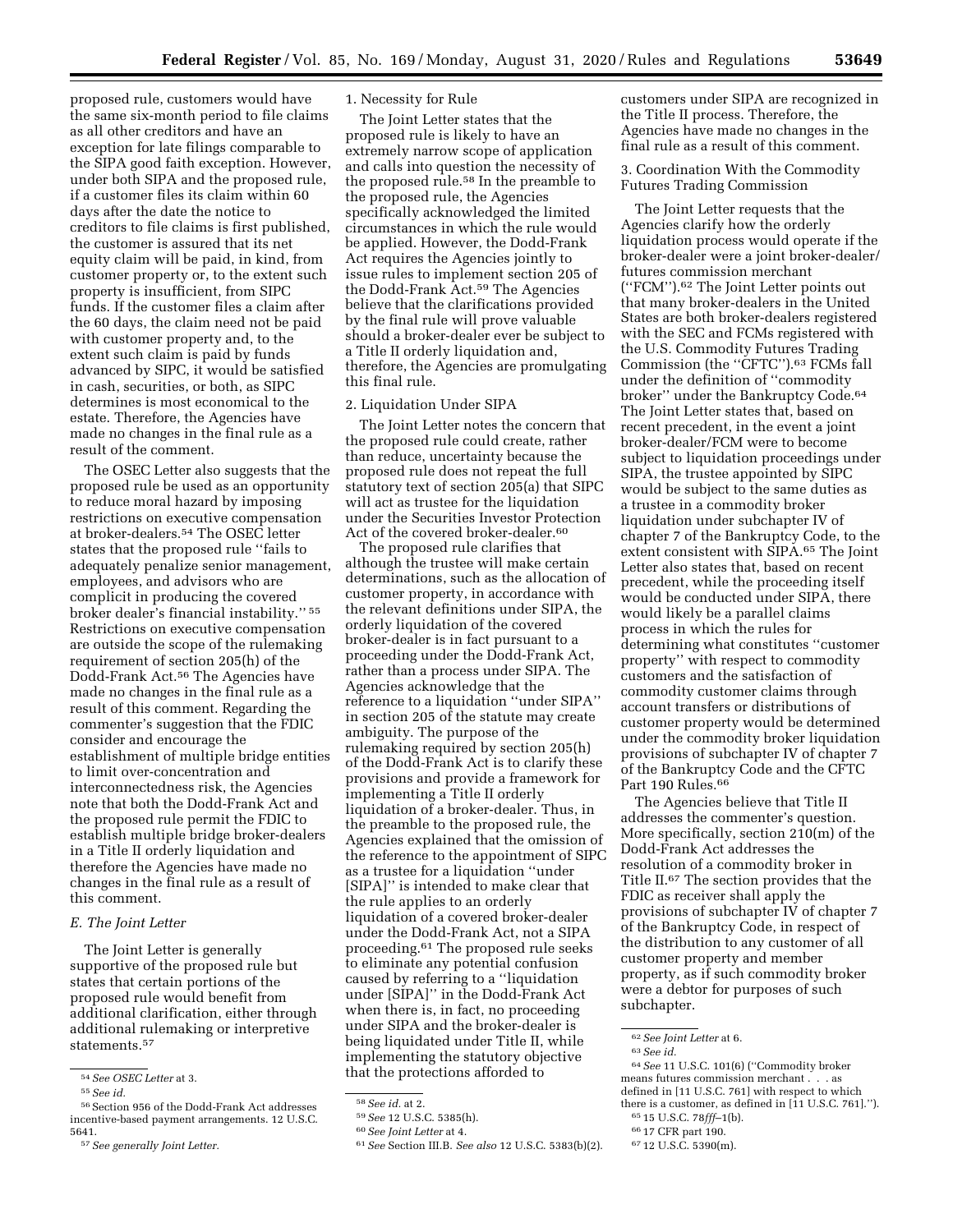proposed rule, customers would have the same six-month period to file claims as all other creditors and have an exception for late filings comparable to the SIPA good faith exception. However, under both SIPA and the proposed rule, if a customer files its claim within 60 days after the date the notice to creditors to file claims is first published, the customer is assured that its net equity claim will be paid, in kind, from customer property or, to the extent such property is insufficient, from SIPC funds. If the customer files a claim after the 60 days, the claim need not be paid with customer property and, to the extent such claim is paid by funds advanced by SIPC, it would be satisfied in cash, securities, or both, as SIPC determines is most economical to the estate. Therefore, the Agencies have made no changes in the final rule as a result of the comment.

The OSEC Letter also suggests that the proposed rule be used as an opportunity to reduce moral hazard by imposing restrictions on executive compensation at broker-dealers.[54] The OSEC letter states that the proposed rule ''fails to adequately penalize senior management, employees, and advisors who are complicit in producing the covered broker dealer's financial instability.'' [55] Restrictions on executive compensation are outside the scope of the rulemaking requirement of section 205(h) of the Dodd-Frank Act.[56] The Agencies have made no changes in the final rule as a result of this comment. Regarding the commenter's suggestion that the FDIC consider and encourage the establishment of multiple bridge entities to limit over-concentration and interconnectedness risk, the Agencies note that both the Dodd-Frank Act and the proposed rule permit the FDIC to establish multiple bridge broker-dealers in a Title II orderly liquidation and therefore the Agencies have made no changes in the final rule as a result of this comment.

### *E. The Joint Letter*

The Joint Letter is generally supportive of the proposed rule but states that certain portions of the proposed rule would benefit from additional clarification, either through additional rulemaking or interpretive statements.[57]

#### 1. Necessity for Rule

The Joint Letter states that the proposed rule is likely to have an extremely narrow scope of application and calls into question the necessity of the proposed rule.[58] In the preamble to the proposed rule, the Agencies specifically acknowledged the limited circumstances in which the rule would be applied. However, the Dodd-Frank Act requires the Agencies jointly to issue rules to implement section 205 of the Dodd-Frank Act.[59] The Agencies believe that the clarifications provided by the final rule will prove valuable should a broker-dealer ever be subject to a Title II orderly liquidation and, therefore, the Agencies are promulgating this final rule.

#### 2. Liquidation Under SIPA

The Joint Letter notes the concern that the proposed rule could create, rather than reduce, uncertainty because the proposed rule does not repeat the full statutory text of section 205(a) that SIPC will act as trustee for the liquidation under the Securities Investor Protection Act of the covered broker-dealer.[60]

The proposed rule clarifies that although the trustee will make certain determinations, such as the allocation of customer property, in accordance with the relevant definitions under SIPA, the orderly liquidation of the covered broker-dealer is in fact pursuant to a proceeding under the Dodd-Frank Act, rather than a process under SIPA. The Agencies acknowledge that the reference to a liquidation ''under SIPA'' in section 205 of the statute may create ambiguity. The purpose of the rulemaking required by section 205(h) of the Dodd-Frank Act is to clarify these provisions and provide a framework for implementing a Title II orderly liquidation of a broker-dealer. Thus, in the preamble to the proposed rule, the Agencies explained that the omission of the reference to the appointment of SIPC as a trustee for a liquidation ''under [SIPA]'' is intended to make clear that the rule applies to an orderly liquidation of a covered broker-dealer under the Dodd-Frank Act, not a SIPA proceeding.[61] The proposed rule seeks to eliminate any potential confusion caused by referring to a ''liquidation under [SIPA]'' in the Dodd-Frank Act when there is, in fact, no proceeding under SIPA and the broker-dealer is being liquidated under Title II, while implementing the statutory objective that the protections afforded to customers under SIPA are recognized in the Title II process. Therefore, the Agencies have made no changes in the final rule as a result of this comment.

#### 3. Coordination With the Commodity Futures Trading Commission

The Joint Letter requests that the Agencies clarify how the orderly liquidation process would operate if the broker-dealer were a joint broker-dealer/futures commission merchant (''FCM'').[62] The Joint Letter points out that many broker-dealers in the United States are both broker-dealers registered with the SEC and FCMs registered with the U.S. Commodity Futures Trading Commission (the ''CFTC'').[63] FCMs fall under the definition of ''commodity broker'' under the Bankruptcy Code.[64] The Joint Letter states that, based on recent precedent, in the event a joint broker-dealer/FCM were to become subject to liquidation proceedings under SIPA, the trustee appointed by SIPC would be subject to the same duties as a trustee in a commodity broker liquidation under subchapter IV of chapter 7 of the Bankruptcy Code, to the extent consistent with SIPA.[65] The Joint Letter also states that, based on recent precedent, while the proceeding itself would be conducted under SIPA, there would likely be a parallel claims process in which the rules for determining what constitutes ''customer property'' with respect to commodity customers and the satisfaction of commodity customer claims through account transfers or distributions of customer property would be determined under the commodity broker liquidation provisions of subchapter IV of chapter 7 of the Bankruptcy Code and the CFTC Part 190 Rules.[66]

The Agencies believe that Title II addresses the commenter's question. More specifically, section 210(m) of the Dodd-Frank Act addresses the resolution of a commodity broker in Title II.[67] The section provides that the FDIC as receiver shall apply the provisions of subchapter IV of chapter 7 of the Bankruptcy Code, in respect of the distribution to any customer of all customer property and member property, as if such commodity broker were a debtor for purposes of such subchapter.

---

[54] *See OSEC Letter* at 3.

[55] *See id.*

[56] Section 956 of the Dodd-Frank Act addresses incentive-based payment arrangements. 12 U.S.C. 5641.

[57] *See generally Joint Letter.*

[58] *See id.* at 2.

[59] *See* 12 U.S.C. 5385(h).

[60] *See Joint Letter* at 4.

[61] *See* Section III.B. *See also* 12 U.S.C. 5383(b)(2).

[62] *See Joint Letter* at 6.

[63] *See id.*

[64] *See* 11 U.S.C. 101(6) (''Commodity broker means futures commission merchant . . . as defined in [11 U.S.C. 761] with respect to which there is a customer, as defined in [11 U.S.C. 761].'').

[65] 15 U.S.C. 78*fff*–1(b).

[66] 17 CFR part 190.

[67] 12 U.S.C. 5390(m).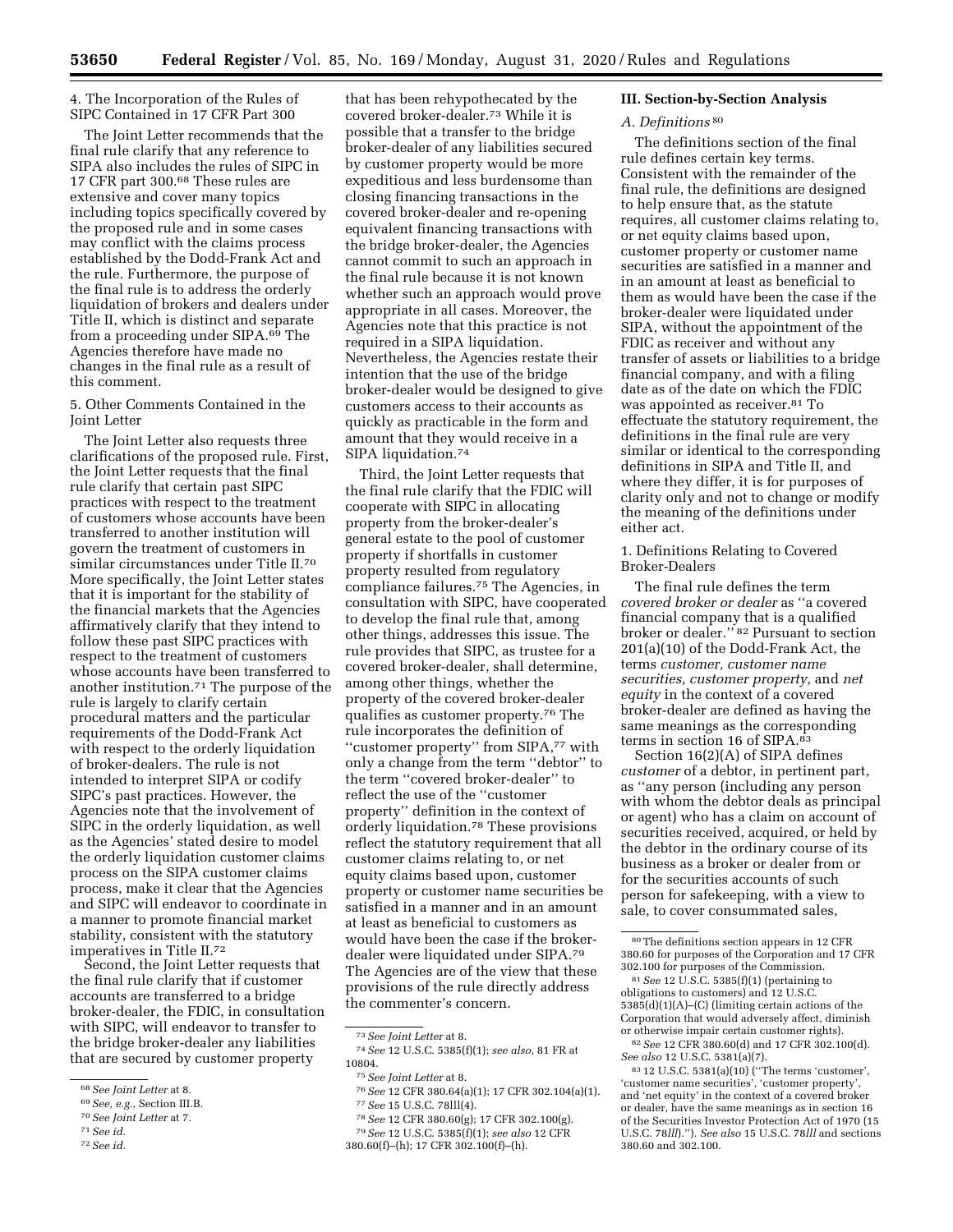4. The Incorporation of the Rules of SIPC Contained in 17 CFR Part 300

The Joint Letter recommends that the final rule clarify that any reference to SIPA also includes the rules of SIPC in 17 CFR part 300.[68] These rules are extensive and cover many topics including topics specifically covered by the proposed rule and in some cases may conflict with the claims process established by the Dodd-Frank Act and the rule. Furthermore, the purpose of the final rule is to address the orderly liquidation of brokers and dealers under Title II, which is distinct and separate from a proceeding under SIPA.[69] The Agencies therefore have made no changes in the final rule as a result of this comment.

5. Other Comments Contained in the Joint Letter

The Joint Letter also requests three clarifications of the proposed rule. First, the Joint Letter requests that the final rule clarify that certain past SIPC practices with respect to the treatment of customers whose accounts have been transferred to another institution will govern the treatment of customers in similar circumstances under Title II.[70] More specifically, the Joint Letter states that it is important for the stability of the financial markets that the Agencies affirmatively clarify that they intend to follow these past SIPC practices with respect to the treatment of customers whose accounts have been transferred to another institution.[71] The purpose of the rule is largely to clarify certain procedural matters and the particular requirements of the Dodd-Frank Act with respect to the orderly liquidation of broker-dealers. The rule is not intended to interpret SIPA or codify SIPC's past practices. However, the Agencies note that the involvement of SIPC in the orderly liquidation, as well as the Agencies' stated desire to model the orderly liquidation customer claims process on the SIPA customer claims process, make it clear that the Agencies and SIPC will endeavor to coordinate in a manner to promote financial market stability, consistent with the statutory imperatives in Title II.[72]

Second, the Joint Letter requests that the final rule clarify that if customer accounts are transferred to a bridge broker-dealer, the FDIC, in consultation with SIPC, will endeavor to transfer to the bridge broker-dealer any liabilities that are secured by customer property that has been rehypothecated by the covered broker-dealer.[73] While it is possible that a transfer to the bridge broker-dealer of any liabilities secured by customer property would be more expeditious and less burdensome than closing financing transactions in the covered broker-dealer and re-opening equivalent financing transactions with the bridge broker-dealer, the Agencies cannot commit to such an approach in the final rule because it is not known whether such an approach would prove appropriate in all cases. Moreover, the Agencies note that this practice is not required in a SIPA liquidation. Nevertheless, the Agencies restate their intention that the use of the bridge broker-dealer would be designed to give customers access to their accounts as quickly as practicable in the form and amount that they would receive in a SIPA liquidation.[74]

Third, the Joint Letter requests that the final rule clarify that the FDIC will cooperate with SIPC in allocating property from the broker-dealer's general estate to the pool of customer property if shortfalls in customer property resulted from regulatory compliance failures.[75] The Agencies, in consultation with SIPC, have cooperated to develop the final rule that, among other things, addresses this issue. The rule provides that SIPC, as trustee for a covered broker-dealer, shall determine, among other things, whether the property of the covered broker-dealer qualifies as customer property.[76] The rule incorporates the definition of "customer property" from SIPA,[77] with only a change from the term "debtor" to the term "covered broker-dealer" to reflect the use of the "customer property" definition in the context of orderly liquidation.[78] These provisions reflect the statutory requirement that all customer claims relating to, or net equity claims based upon, customer property or customer name securities be satisfied in a manner and in an amount at least as beneficial to customers as would have been the case if the broker-dealer were liquidated under SIPA.[79] The Agencies are of the view that these provisions of the rule directly address the commenter's concern.

## III. Section-by-Section Analysis

### A. Definitions[80]

The definitions section of the final rule defines certain key terms. Consistent with the remainder of the final rule, the definitions are designed to help ensure that, as the statute requires, all customer claims relating to, or net equity claims based upon, customer property or customer name securities are satisfied in a manner and in an amount at least as beneficial to them as would have been the case if the broker-dealer were liquidated under SIPA, without the appointment of the FDIC as receiver and without any transfer of assets or liabilities to a bridge financial company, and with a filing date as of the date on which the FDIC was appointed as receiver.[81] To effectuate the statutory requirement, the definitions in the final rule are very similar or identical to the corresponding definitions in SIPA and Title II, and where they differ, it is for purposes of clarity only and not to change or modify the meaning of the definitions under either act.

1. Definitions Relating to Covered Broker-Dealers

The final rule defines the term *covered broker or dealer* as "a covered financial company that is a qualified broker or dealer."[82] Pursuant to section 201(a)(10) of the Dodd-Frank Act, the terms *customer, customer name securities, customer property,* and *net equity* in the context of a covered broker-dealer are defined as having the same meanings as the corresponding terms in section 16 of SIPA.[83]

Section 16(2)(A) of SIPA defines *customer* of a debtor, in pertinent part, as "any person (including any person with whom the debtor deals as principal or agent) who has a claim on account of securities received, acquired, or held by the debtor in the ordinary course of its business as a broker or dealer from or for the securities accounts of such person for safekeeping, with a view to sale, to cover consummated sales,

---

[68] *See Joint Letter* at 8.

[69] *See, e.g.,* Section III.B.

[70] *See Joint Letter* at 7.

[71] *See id.*

[72] *See id.*

[73] *See Joint Letter* at 8.

[74] *See* 12 U.S.C. 5385(f)(1); *see also,* 81 FR at 10804.

[75] *See Joint Letter* at 8.

[76] *See* 12 CFR 380.64(a)(1); 17 CFR 302.104(a)(1).

[77] *See* 15 U.S.C. 78lll(4).

[78] *See* 12 CFR 380.60(g); 17 CFR 302.100(g).

[79] *See* 12 U.S.C. 5385(f)(1); *see also* 12 CFR 380.60(f)–(h); 17 CFR 302.100(f)–(h).

[80] The definitions section appears in 12 CFR 380.60 for purposes of the Corporation and 17 CFR 302.100 for purposes of the Commission.

[81] *See* 12 U.S.C. 5385(f)(1) (pertaining to obligations to customers) and 12 U.S.C. 5385(d)(1)(A)–(C) (limiting certain actions of the Corporation that would adversely affect, diminish or otherwise impair certain customer rights).

[82] *See* 12 CFR 380.60(d) and 17 CFR 302.100(d). *See also* 12 U.S.C. 5381(a)(7).

[83] 12 U.S.C. 5381(a)(10) ("The terms 'customer', 'customer name securities', 'customer property', and 'net equity' in the context of a covered broker or dealer, have the same meanings as in section 16 of the Securities Investor Protection Act of 1970 (15 U.S.C. 78*lll*)."). *See also* 15 U.S.C. 78*lll* and sections 380.60 and 302.100.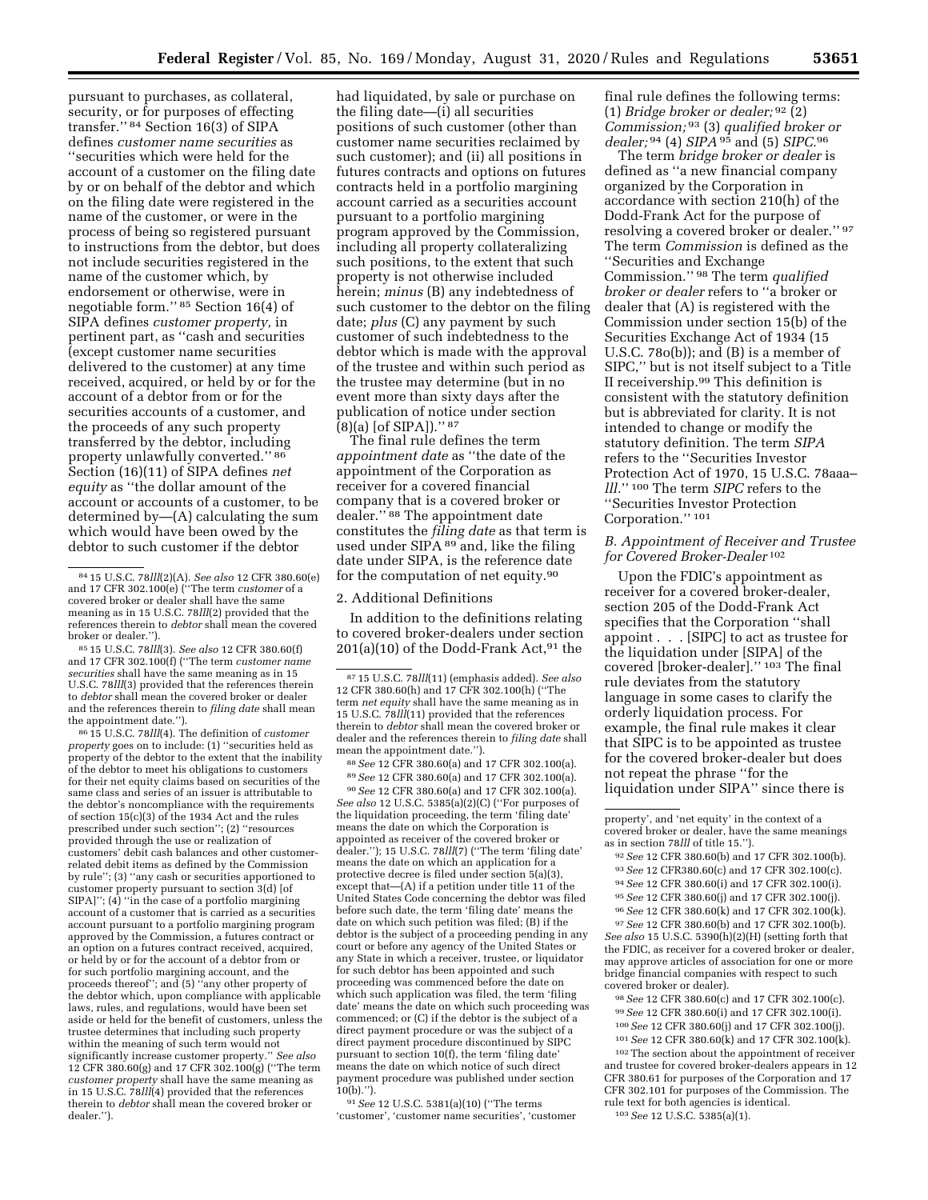pursuant to purchases, as collateral, security, or for purposes of effecting transfer.'' [84] Section 16(3) of SIPA defines *customer name securities* as ''securities which were held for the account of a customer on the filing date by or on behalf of the debtor and which on the filing date were registered in the name of the customer, or were in the process of being so registered pursuant to instructions from the debtor, but does not include securities registered in the name of the customer which, by endorsement or otherwise, were in negotiable form.'' [85] Section 16(4) of SIPA defines *customer property,* in pertinent part, as ''cash and securities (except customer name securities delivered to the customer) at any time received, acquired, or held by or for the account of a debtor from or for the securities accounts of a customer, and the proceeds of any such property transferred by the debtor, including property unlawfully converted.'' [86] Section (16)(11) of SIPA defines *net equity* as ''the dollar amount of the account or accounts of a customer, to be determined by—(A) calculating the sum which would have been owed by the debtor to such customer if the debtor had liquidated, by sale or purchase on the filing date—(i) all securities positions of such customer (other than customer name securities reclaimed by such customer); and (ii) all positions in futures contracts and options on futures contracts held in a portfolio margining account carried as a securities account pursuant to a portfolio margining program approved by the Commission, including all property collateralizing such positions, to the extent that such property is not otherwise included herein; *minus* (B) any indebtedness of such customer to the debtor on the filing date; *plus* (C) any payment by such customer of such indebtedness to the debtor which is made with the approval of the trustee and within such period as the trustee may determine (but in no event more than sixty days after the publication of notice under section (8)(a) [of SIPA]).'' [87]

The final rule defines the term *appointment date* as ''the date of the appointment of the Corporation as receiver for a covered financial company that is a covered broker or dealer.'' [88] The appointment date constitutes the *filing date* as that term is used under SIPA [89] and, like the filing date under SIPA, is the reference date for the computation of net equity.[90]

2. Additional Definitions

In addition to the definitions relating to covered broker-dealers under section 201(a)(10) of the Dodd-Frank Act,[91] the final rule defines the following terms: (1) *Bridge broker or dealer;* [92] (2) *Commission;* [93] (3) *qualified broker or dealer;* [94] (4) *SIPA* [95] and (5) *SIPC.* [96]

The term *bridge broker or dealer* is defined as ''a new financial company organized by the Corporation in accordance with section 210(h) of the Dodd-Frank Act for the purpose of resolving a covered broker or dealer.'' [97] The term *Commission* is defined as the ''Securities and Exchange Commission.'' [98] The term *qualified broker or dealer* refers to ''a broker or dealer that (A) is registered with the Commission under section 15(b) of the Securities Exchange Act of 1934 (15 U.S.C. 78o(b)); and (B) is a member of SIPC,'' but is not itself subject to a Title II receivership.[99] This definition is consistent with the statutory definition but is abbreviated for clarity. It is not intended to change or modify the statutory definition. The term *SIPA* refers to the ''Securities Investor Protection Act of 1970, 15 U.S.C. 78aaa–*lll*.'' [100] The term *SIPC* refers to the ''Securities Investor Protection Corporation.'' [101]

### *B. Appointment of Receiver and Trustee for Covered Broker-Dealer* [102]

Upon the FDIC's appointment as receiver for a covered broker-dealer, section 205 of the Dodd-Frank Act specifies that the Corporation ''shall appoint . . . [SIPC] to act as trustee for the liquidation under [SIPA] of the covered [broker-dealer].'' [103] The final rule deviates from the statutory language in some cases to clarify the orderly liquidation process. For example, the final rule makes it clear that SIPC is to be appointed as trustee for the covered broker-dealer but does not repeat the phrase ''for the liquidation under SIPA'' since there is

---

[84] 15 U.S.C. 78*lll*(2)(A). *See also* 12 CFR 380.60(e) and 17 CFR 302.100(e) (''The term *customer* of a covered broker or dealer shall have the same meaning as in 15 U.S.C. 78*lll*(2) provided that the references therein to *debtor* shall mean the covered broker or dealer.'').

[85] 15 U.S.C. 78*lll*(3). *See also* 12 CFR 380.60(f) and 17 CFR 302.100(f) (''The term *customer name securities* shall have the same meaning as in 15 U.S.C. 78*lll*(3) provided that the references therein to *debtor* shall mean the covered broker or dealer and the references therein to *filing date* shall mean the appointment date.'').

[86] 15 U.S.C. 78*lll*(4). The definition of *customer property* goes on to include: (1) ''securities held as property of the debtor to the extent that the inability of the debtor to meet his obligations to customers for their net equity claims based on securities of the same class and series of an issuer is attributable to the debtor's noncompliance with the requirements of section 15(c)(3) of the 1934 Act and the rules prescribed under such section''; (2) ''resources provided through the use or realization of customers' debit cash balances and other customer-related debit items as defined by the Commission by rule''; (3) ''any cash or securities apportioned to customer property pursuant to section 3(d) [of SIPA]''; (4) ''in the case of a portfolio margining account of a customer that is carried as a securities account pursuant to a portfolio margining program approved by the Commission, a futures contract or an option on a futures contract received, acquired, or held by or for the account of a debtor from or for such portfolio margining account, and the proceeds thereof''; and (5) ''any other property of the debtor which, upon compliance with applicable laws, rules, and regulations, would have been set aside or held for the benefit of customers, unless the trustee determines that including such property within the meaning of such term would not significantly increase customer property.'' *See also* 12 CFR 380.60(g) and 17 CFR 302.100(g) (''The term *customer property* shall have the same meaning as in 15 U.S.C. 78*lll*(4) provided that the references therein to *debtor* shall mean the covered broker or dealer.'').

[87] 15 U.S.C. 78*lll*(11) (emphasis added). *See also* 12 CFR 380.60(h) and 17 CFR 302.100(h) (''The term *net equity* shall have the same meaning as in 15 U.S.C. 78*lll*(11) provided that the references therein to *debtor* shall mean the covered broker or dealer and the references therein to *filing date* shall mean the appointment date.'').

[88] *See* 12 CFR 380.60(a) and 17 CFR 302.100(a).

[89] *See* 12 CFR 380.60(a) and 17 CFR 302.100(a).

[90] *See* 12 CFR 380.60(a) and 17 CFR 302.100(a). *See also* 12 U.S.C. 5385(a)(2)(C) (''For purposes of the liquidation proceeding, the term 'filing date' means the date on which the Corporation is appointed as receiver of the covered broker or dealer.''); 15 U.S.C. 78*lll*(7) (''The term 'filing date' means the date on which an application for a protective decree is filed under section 5(a)(3), except that—(A) if a petition under title 11 of the United States Code concerning the debtor was filed before such date, the term 'filing date' means the date on which such petition was filed; (B) if the debtor is the subject of a proceeding pending in any court or before any agency of the United States or any State in which a receiver, trustee, or liquidator for such debtor has been appointed and such proceeding was commenced before the date on which such application was filed, the term 'filing date' means the date on which such proceeding was commenced; or (C) if the debtor is the subject of a direct payment procedure or was the subject of a direct payment procedure discontinued by SIPC pursuant to section 10(f), the term 'filing date' means the date on which notice of such direct payment procedure was published under section 10(b).'').

[91] *See* 12 U.S.C. 5381(a)(10) (''The terms 'customer', 'customer name securities', 'customer property', and 'net equity' in the context of a covered broker or dealer, have the same meanings as in section 78*lll* of title 15.'').

[92] *See* 12 CFR 380.60(b) and 17 CFR 302.100(b).

[93] *See* 12 CFR380.60(c) and 17 CFR 302.100(c).

[94] *See* 12 CFR 380.60(i) and 17 CFR 302.100(i).

[95] *See* 12 CFR 380.60(j) and 17 CFR 302.100(j).

[96] *See* 12 CFR 380.60(k) and 17 CFR 302.100(k).

[97] *See* 12 CFR 380.60(b) and 17 CFR 302.100(b). *See also* 15 U.S.C. 5390(h)(2)(H) (setting forth that the FDIC, as receiver for a covered broker or dealer, may approve articles of association for one or more bridge financial companies with respect to such covered broker or dealer).

[98] *See* 12 CFR 380.60(c) and 17 CFR 302.100(c).

[99] *See* 12 CFR 380.60(i) and 17 CFR 302.100(i).

[100] *See* 12 CFR 380.60(j) and 17 CFR 302.100(j).

[101] *See* 12 CFR 380.60(k) and 17 CFR 302.100(k).

[102] The section about the appointment of receiver and trustee for covered broker-dealers appears in 12 CFR 380.61 for purposes of the Corporation and 17 CFR 302.101 for purposes of the Commission. The rule text for both agencies is identical.

[103] *See* 12 U.S.C. 5385(a)(1).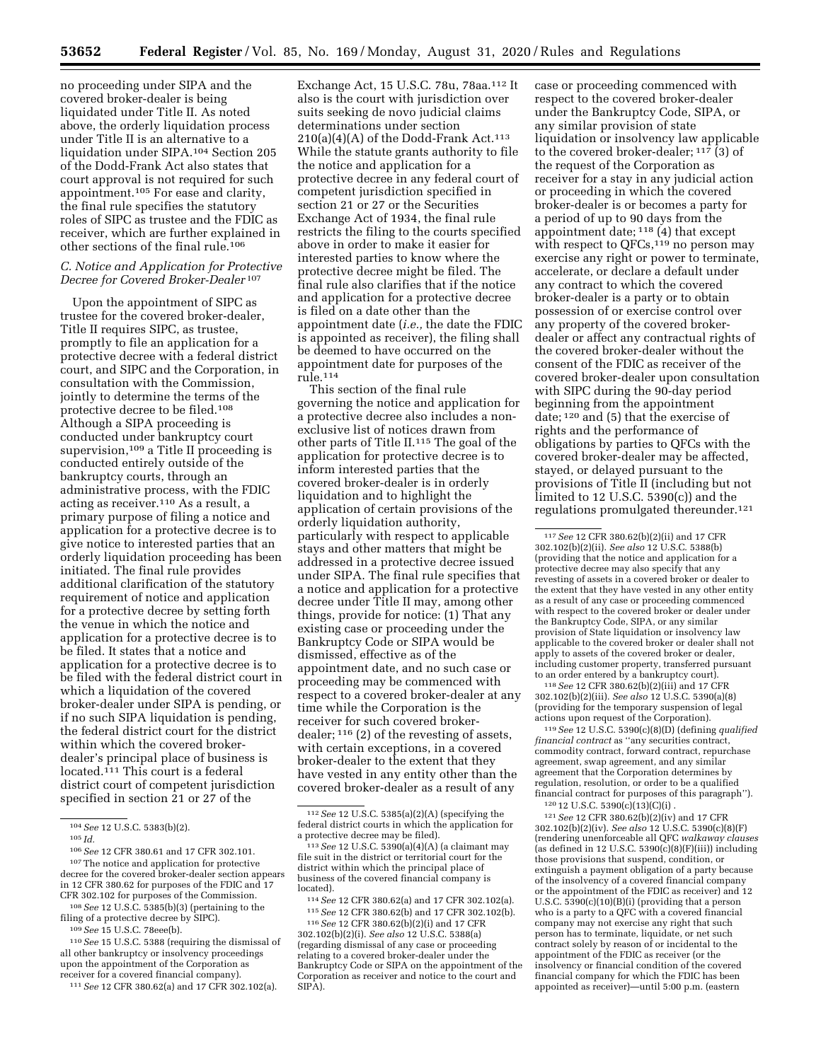no proceeding under SIPA and the covered broker-dealer is being liquidated under Title II. As noted above, the orderly liquidation process under Title II is an alternative to a liquidation under SIPA.[104] Section 205 of the Dodd-Frank Act also states that court approval is not required for such appointment.[105] For ease and clarity, the final rule specifies the statutory roles of SIPC as trustee and the FDIC as receiver, which are further explained in other sections of the final rule.[106]

### C. Notice and Application for Protective Decree for Covered Broker-Dealer[107]

Upon the appointment of SIPC as trustee for the covered broker-dealer, Title II requires SIPC, as trustee, promptly to file an application for a protective decree with a federal district court, and SIPC and the Corporation, in consultation with the Commission, jointly to determine the terms of the protective decree to be filed.[108] Although a SIPA proceeding is conducted under bankruptcy court supervision,[109] a Title II proceeding is conducted entirely outside of the bankruptcy courts, through an administrative process, with the FDIC acting as receiver.[110] As a result, a primary purpose of filing a notice and application for a protective decree is to give notice to interested parties that an orderly liquidation proceeding has been initiated. The final rule provides additional clarification of the statutory requirement of notice and application for a protective decree by setting forth the venue in which the notice and application for a protective decree is to be filed. It states that a notice and application for a protective decree is to be filed with the federal district court in which a liquidation of the covered broker-dealer under SIPA is pending, or if no such SIPA liquidation is pending, the federal district court for the district within which the covered broker-dealer's principal place of business is located.[111] This court is a federal district court of competent jurisdiction specified in section 21 or 27 of the Exchange Act, 15 U.S.C. 78u, 78aa.[112] It also is the court with jurisdiction over suits seeking de novo judicial claims determinations under section 210(a)(4)(A) of the Dodd-Frank Act.[113] While the statute grants authority to file the notice and application for a protective decree in any federal court of competent jurisdiction specified in section 21 or 27 or the Securities Exchange Act of 1934, the final rule restricts the filing to the courts specified above in order to make it easier for interested parties to know where the protective decree might be filed. The final rule also clarifies that if the notice and application for a protective decree is filed on a date other than the appointment date (*i.e.,* the date the FDIC is appointed as receiver), the filing shall be deemed to have occurred on the appointment date for purposes of the rule.[114]

This section of the final rule governing the notice and application for a protective decree also includes a non-exclusive list of notices drawn from other parts of Title II.[115] The goal of the application for protective decree is to inform interested parties that the covered broker-dealer is in orderly liquidation and to highlight the application of certain provisions of the orderly liquidation authority, particularly with respect to applicable stays and other matters that might be addressed in a protective decree issued under SIPA. The final rule specifies that a notice and application for a protective decree under Title II may, among other things, provide for notice: (1) That any existing case or proceeding under the Bankruptcy Code or SIPA would be dismissed, effective as of the appointment date, and no such case or proceeding may be commenced with respect to a covered broker-dealer at any time while the Corporation is the receiver for such covered broker-dealer;[116] (2) of the revesting of assets, with certain exceptions, in a covered broker-dealer to the extent that they have vested in any entity other than the covered broker-dealer as a result of any case or proceeding commenced with respect to the covered broker-dealer under the Bankruptcy Code, SIPA, or any similar provision of state liquidation or insolvency law applicable to the covered broker-dealer;[117] (3) of the request of the Corporation as receiver for a stay in any judicial action or proceeding in which the covered broker-dealer is or becomes a party for a period of up to 90 days from the appointment date;[118] (4) that except with respect to QFCs,[119] no person may exercise any right or power to terminate, accelerate, or declare a default under any contract to which the covered broker-dealer is a party or to obtain possession of or exercise control over any property of the covered broker-dealer or affect any contractual rights of the covered broker-dealer without the consent of the FDIC as receiver of the covered broker-dealer upon consultation with SIPC during the 90-day period beginning from the appointment date;[120] and (5) that the exercise of rights and the performance of obligations by parties to QFCs with the covered broker-dealer may be affected, stayed, or delayed pursuant to the provisions of Title II (including but not limited to 12 U.S.C. 5390(c)) and the regulations promulgated thereunder.[121]

---

[104] *See* 12 U.S.C. 5383(b)(2).

[105] *Id.*

[106] *See* 12 CFR 380.61 and 17 CFR 302.101.

[107] The notice and application for protective decree for the covered broker-dealer section appears in 12 CFR 380.62 for purposes of the FDIC and 17 CFR 302.102 for purposes of the Commission.

[108] *See* 12 U.S.C. 5385(b)(3) (pertaining to the filing of a protective decree by SIPC).

[109] *See* 15 U.S.C. 78eee(b).

[110] *See* 15 U.S.C. 5388 (requiring the dismissal of all other bankruptcy or insolvency proceedings upon the appointment of the Corporation as receiver for a covered financial company).

[111] *See* 12 CFR 380.62(a) and 17 CFR 302.102(a).

[112] *See* 12 U.S.C. 5385(a)(2)(A) (specifying the federal district courts in which the application for a protective decree may be filed).

[113] *See* 12 U.S.C. 5390(a)(4)(A) (a claimant may file suit in the district or territorial court for the district within which the principal place of business of the covered financial company is located).

[114] *See* 12 CFR 380.62(a) and 17 CFR 302.102(a).

[115] *See* 12 CFR 380.62(b) and 17 CFR 302.102(b).

[116] *See* 12 CFR 380.62(b)(2)(i) and 17 CFR 302.102(b)(2)(i). *See also* 12 U.S.C. 5388(a) (regarding dismissal of any case or proceeding relating to a covered broker-dealer under the Bankruptcy Code or SIPA on the appointment of the Corporation as receiver and notice to the court and SIPA).

[117] *See* 12 CFR 380.62(b)(2)(ii) and 17 CFR 302.102(b)(2)(ii). *See also* 12 U.S.C. 5388(b) (providing that the notice and application for a protective decree may also specify that any revesting of assets in a covered broker or dealer to the extent that they have vested in any other entity as a result of any case or proceeding commenced with respect to the covered broker or dealer under the Bankruptcy Code, SIPA, or any similar provision of State liquidation or insolvency law applicable to the covered broker or dealer shall not apply to assets of the covered broker or dealer, including customer property, transferred pursuant to an order entered by a bankruptcy court).

[118] *See* 12 CFR 380.62(b)(2)(iii) and 17 CFR 302.102(b)(2)(iii). *See also* 12 U.S.C. 5390(a)(8) (providing for the temporary suspension of legal actions upon request of the Corporation).

[119] *See* 12 U.S.C. 5390(c)(8)(D) (defining *qualified financial contract* as "any securities contract, commodity contract, forward contract, repurchase agreement, swap agreement, and any similar agreement that the Corporation determines by regulation, resolution, or order to be a qualified financial contract for purposes of this paragraph").

[120] 12 U.S.C. 5390(c)(13)(C)(i) .

[121] *See* 12 CFR 380.62(b)(2)(iv) and 17 CFR 302.102(b)(2)(iv). *See also* 12 U.S.C. 5390(c)(8)(F) (rendering unenforceable all QFC *walkaway clauses* (as defined in 12 U.S.C. 5390(c)(8)(F)(iii)) including those provisions that suspend, condition, or extinguish a payment obligation of a party because of the insolvency of a covered financial company or the appointment of the FDIC as receiver) and 12 U.S.C. 5390(c)(10)(B)(i) (providing that a person who is a party to a QFC with a covered financial company may not exercise any right that such person has to terminate, liquidate, or net such contract solely by reason of or incidental to the appointment of the FDIC as receiver (or the insolvency or financial condition of the covered financial company for which the FDIC has been appointed as receiver)—until 5:00 p.m. (eastern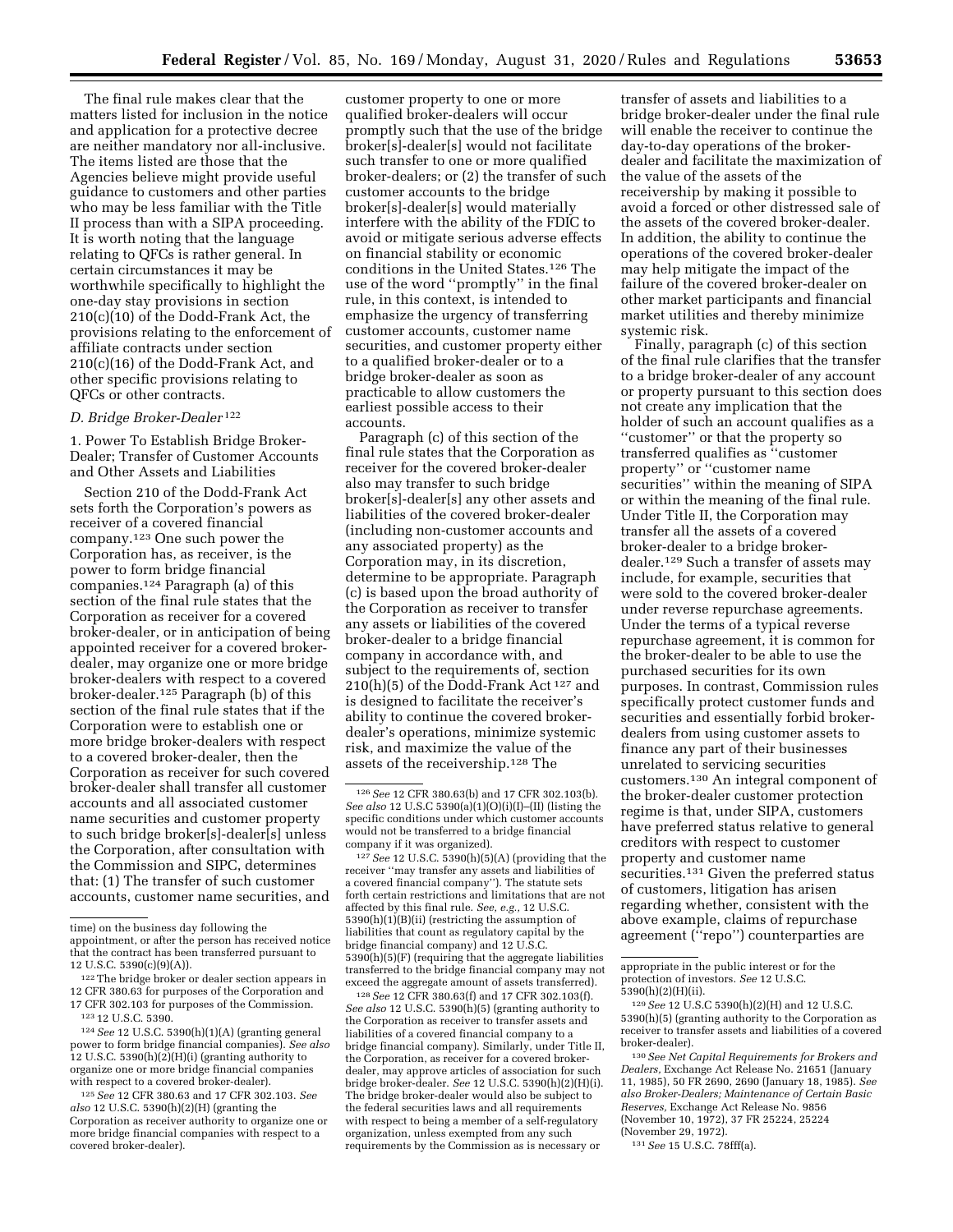The final rule makes clear that the matters listed for inclusion in the notice and application for a protective decree are neither mandatory nor all-inclusive. The items listed are those that the Agencies believe might provide useful guidance to customers and other parties who may be less familiar with the Title II process than with a SIPA proceeding. It is worth noting that the language relating to QFCs is rather general. In certain circumstances it may be worthwhile specifically to highlight the one-day stay provisions in section 210(c)(10) of the Dodd-Frank Act, the provisions relating to the enforcement of affiliate contracts under section 210(c)(16) of the Dodd-Frank Act, and other specific provisions relating to QFCs or other contracts.

### D. Bridge Broker-Dealer [122]

#### 1. Power To Establish Bridge Broker-Dealer; Transfer of Customer Accounts and Other Assets and Liabilities

Section 210 of the Dodd-Frank Act sets forth the Corporation's powers as receiver of a covered financial company.[123] One such power the Corporation has, as receiver, is the power to form bridge financial companies.[124] Paragraph (a) of this section of the final rule states that the Corporation as receiver for a covered broker-dealer, or in anticipation of being appointed receiver for a covered broker-dealer, may organize one or more bridge broker-dealers with respect to a covered broker-dealer.[125] Paragraph (b) of this section of the final rule states that if the Corporation were to establish one or more bridge broker-dealers with respect to a covered broker-dealer, then the Corporation as receiver for such covered broker-dealer shall transfer all customer accounts and all associated customer name securities and customer property to such bridge broker[s]-dealer[s] unless the Corporation, after consultation with the Commission and SIPC, determines that: (1) The transfer of such customer accounts, customer name securities, and customer property to one or more qualified broker-dealers will occur promptly such that the use of the bridge broker[s]-dealer[s] would not facilitate such transfer to one or more qualified broker-dealers; or (2) the transfer of such customer accounts to the bridge broker[s]-dealer[s] would materially interfere with the ability of the FDIC to avoid or mitigate serious adverse effects on financial stability or economic conditions in the United States.[126] The use of the word "promptly" in the final rule, in this context, is intended to emphasize the urgency of transferring customer accounts, customer name securities, and customer property either to a qualified broker-dealer or to a bridge broker-dealer as soon as practicable to allow customers the earliest possible access to their accounts.

Paragraph (c) of this section of the final rule states that the Corporation as receiver for the covered broker-dealer also may transfer to such bridge broker[s]-dealer[s] any other assets and liabilities of the covered broker-dealer (including non-customer accounts and any associated property) as the Corporation may, in its discretion, determine to be appropriate. Paragraph (c) is based upon the broad authority of the Corporation as receiver to transfer any assets or liabilities of the covered broker-dealer to a bridge financial company in accordance with, and subject to the requirements of, section 210(h)(5) of the Dodd-Frank Act [127] and is designed to facilitate the receiver's ability to continue the covered broker-dealer's operations, minimize systemic risk, and maximize the value of the assets of the receivership.[128] The transfer of assets and liabilities to a bridge broker-dealer under the final rule will enable the receiver to continue the day-to-day operations of the broker-dealer and facilitate the maximization of the value of the assets of the receivership by making it possible to avoid a forced or other distressed sale of the assets of the covered broker-dealer. In addition, the ability to continue the operations of the covered broker-dealer may help mitigate the impact of the failure of the covered broker-dealer on other market participants and financial market utilities and thereby minimize systemic risk.

Finally, paragraph (c) of this section of the final rule clarifies that the transfer to a bridge broker-dealer of any account or property pursuant to this section does not create any implication that the holder of such an account qualifies as a "customer" or that the property so transferred qualifies as "customer property" or "customer name securities" within the meaning of SIPA or within the meaning of the final rule. Under Title II, the Corporation may transfer all the assets of a covered broker-dealer to a bridge broker-dealer.[129] Such a transfer of assets may include, for example, securities that were sold to the covered broker-dealer under reverse repurchase agreements. Under the terms of a typical reverse repurchase agreement, it is common for the broker-dealer to be able to use the purchased securities for its own purposes. In contrast, Commission rules specifically protect customer funds and securities and essentially forbid broker-dealers from using customer assets to finance any part of their businesses unrelated to servicing securities customers.[130] An integral component of the broker-dealer customer protection regime is that, under SIPA, customers have preferred status relative to general creditors with respect to customer property and customer name securities.[131] Given the preferred status of customers, litigation has arisen regarding whether, consistent with the above example, claims of repurchase agreement ("repo") counterparties are

---

time) on the business day following the appointment, or after the person has received notice that the contract has been transferred pursuant to 12 U.S.C. 5390(c)(9)(A)).

[122] The bridge broker or dealer section appears in 12 CFR 380.63 for purposes of the Corporation and 17 CFR 302.103 for purposes of the Commission.

[123] 12 U.S.C. 5390.

[124] *See* 12 U.S.C. 5390(h)(1)(A) (granting general power to form bridge financial companies). *See also* 12 U.S.C. 5390(h)(2)(H)(i) (granting authority to organize one or more bridge financial companies with respect to a covered broker-dealer).

[125] *See* 12 CFR 380.63 and 17 CFR 302.103. *See also* 12 U.S.C. 5390(h)(2)(H) (granting the Corporation as receiver authority to organize one or more bridge financial companies with respect to a covered broker-dealer).

[126] *See* 12 CFR 380.63(b) and 17 CFR 302.103(b). *See also* 12 U.S.C 5390(a)(1)(O)(i)(I)–(II) (listing the specific conditions under which customer accounts would not be transferred to a bridge financial company if it was organized).

[127] *See* 12 U.S.C. 5390(h)(5)(A) (providing that the receiver "may transfer any assets and liabilities of a covered financial company"). The statute sets forth certain restrictions and limitations that are not affected by this final rule. *See, e.g.,* 12 U.S.C. 5390(h)(1)(B)(ii) (restricting the assumption of liabilities that count as regulatory capital by the bridge financial company) and 12 U.S.C. 5390(h)(5)(F) (requiring that the aggregate liabilities transferred to the bridge financial company may not exceed the aggregate amount of assets transferred).

[128] *See* 12 CFR 380.63(f) and 17 CFR 302.103(f). *See also* 12 U.S.C. 5390(h)(5) (granting authority to the Corporation as receiver to transfer assets and liabilities of a covered financial company to a bridge financial company). Similarly, under Title II, the Corporation, as receiver for a covered broker-dealer, may approve articles of association for such bridge broker-dealer. *See* 12 U.S.C. 5390(h)(2)(H)(i). The bridge broker-dealer would also be subject to the federal securities laws and all requirements with respect to being a member of a self-regulatory organization, unless exempted from any such requirements by the Commission as is necessary or appropriate in the public interest or for the protection of investors. *See* 12 U.S.C. 5390(h)(2)(H)(ii).

[129] *See* 12 U.S.C 5390(h)(2)(H) and 12 U.S.C. 5390(h)(5) (granting authority to the Corporation as receiver to transfer assets and liabilities of a covered broker-dealer).

[130] *See Net Capital Requirements for Brokers and Dealers,* Exchange Act Release No. 21651 (January 11, 1985), 50 FR 2690, 2690 (January 18, 1985). *See also Broker-Dealers; Maintenance of Certain Basic Reserves,* Exchange Act Release No. 9856 (November 10, 1972), 37 FR 25224, 25224 (November 29, 1972).

[131] *See* 15 U.S.C. 78fff(a).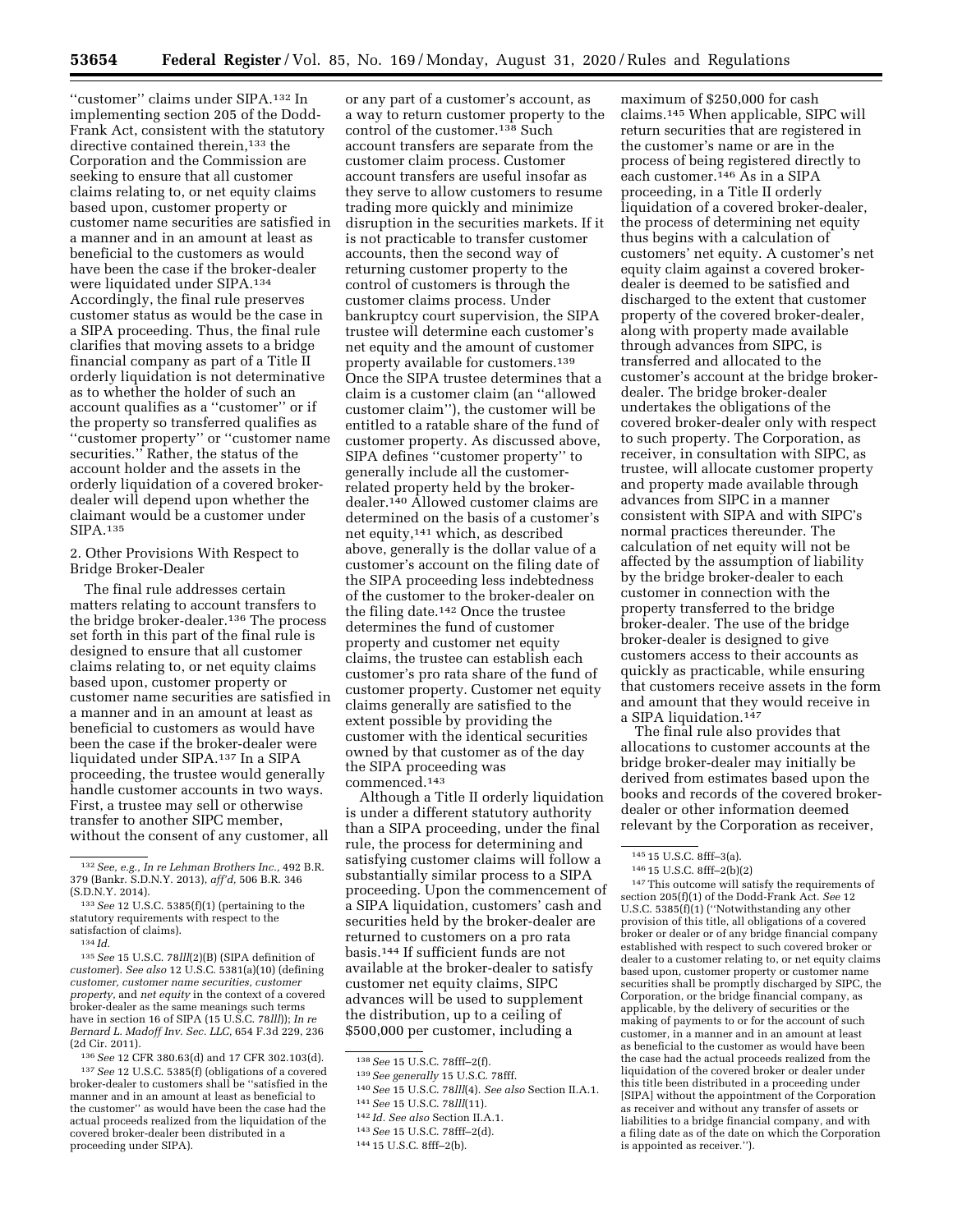''customer'' claims under SIPA.[132] In implementing section 205 of the Dodd-Frank Act, consistent with the statutory directive contained therein,[133] the Corporation and the Commission are seeking to ensure that all customer claims relating to, or net equity claims based upon, customer property or customer name securities are satisfied in a manner and in an amount at least as beneficial to the customers as would have been the case if the broker-dealer were liquidated under SIPA.[134] Accordingly, the final rule preserves customer status as would be the case in a SIPA proceeding. Thus, the final rule clarifies that moving assets to a bridge financial company as part of a Title II orderly liquidation is not determinative as to whether the holder of such an account qualifies as a ''customer'' or if the property so transferred qualifies as ''customer property'' or ''customer name securities.'' Rather, the status of the account holder and the assets in the orderly liquidation of a covered broker-dealer will depend upon whether the claimant would be a customer under SIPA.[135]

2. Other Provisions With Respect to Bridge Broker-Dealer

The final rule addresses certain matters relating to account transfers to the bridge broker-dealer.[136] The process set forth in this part of the final rule is designed to ensure that all customer claims relating to, or net equity claims based upon, customer property or customer name securities are satisfied in a manner and in an amount at least as beneficial to customers as would have been the case if the broker-dealer were liquidated under SIPA.[137] In a SIPA proceeding, the trustee would generally handle customer accounts in two ways. First, a trustee may sell or otherwise transfer to another SIPC member, without the consent of any customer, all or any part of a customer's account, as a way to return customer property to the control of the customer.[138] Such account transfers are separate from the customer claim process. Customer account transfers are useful insofar as they serve to allow customers to resume trading more quickly and minimize disruption in the securities markets. If it is not practicable to transfer customer accounts, then the second way of returning customer property to the control of customers is through the customer claims process. Under bankruptcy court supervision, the SIPA trustee will determine each customer's net equity and the amount of customer property available for customers.[139] Once the SIPA trustee determines that a claim is a customer claim (an ''allowed customer claim''), the customer will be entitled to a ratable share of the fund of customer property. As discussed above, SIPA defines ''customer property'' to generally include all the customer-related property held by the broker-dealer.[140] Allowed customer claims are determined on the basis of a customer's net equity,[141] which, as described above, generally is the dollar value of a customer's account on the filing date of the SIPA proceeding less indebtedness of the customer to the broker-dealer on the filing date.[142] Once the trustee determines the fund of customer property and customer net equity claims, the trustee can establish each customer's pro rata share of the fund of customer property. Customer net equity claims generally are satisfied to the extent possible by providing the customer with the identical securities owned by that customer as of the day the SIPA proceeding was commenced.[143]

Although a Title II orderly liquidation is under a different statutory authority than a SIPA proceeding, under the final rule, the process for determining and satisfying customer claims will follow a substantially similar process to a SIPA proceeding. Upon the commencement of a SIPA liquidation, customers' cash and securities held by the broker-dealer are returned to customers on a pro rata basis.[144] If sufficient funds are not available at the broker-dealer to satisfy customer net equity claims, SIPC advances will be used to supplement the distribution, up to a ceiling of $500,000 per customer, including a maximum of $250,000 for cash claims.[145] When applicable, SIPC will return securities that are registered in the customer's name or are in the process of being registered directly to each customer.[146] As in a SIPA proceeding, in a Title II orderly liquidation of a covered broker-dealer, the process of determining net equity thus begins with a calculation of customers' net equity. A customer's net equity claim against a covered broker-dealer is deemed to be satisfied and discharged to the extent that customer property of the covered broker-dealer, along with property made available through advances from SIPC, is transferred and allocated to the customer's account at the bridge broker-dealer. The bridge broker-dealer undertakes the obligations of the covered broker-dealer only with respect to such property. The Corporation, as receiver, in consultation with SIPC, as trustee, will allocate customer property and property made available through advances from SIPC in a manner consistent with SIPA and with SIPC's normal practices thereunder. The calculation of net equity will not be affected by the assumption of liability by the bridge broker-dealer to each customer in connection with the property transferred to the bridge broker-dealer. The use of the bridge broker-dealer is designed to give customers access to their accounts as quickly as practicable, while ensuring that customers receive assets in the form and amount that they would receive in a SIPA liquidation.[147]

The final rule also provides that allocations to customer accounts at the bridge broker-dealer may initially be derived from estimates based upon the books and records of the covered broker-dealer or other information deemed relevant by the Corporation as receiver,

---

[132] *See, e.g., In re Lehman Brothers Inc.,* 492 B.R. 379 (Bankr. S.D.N.Y. 2013), *aff'd,* 506 B.R. 346 (S.D.N.Y. 2014).

[133] *See* 12 U.S.C. 5385(f)(1) (pertaining to the statutory requirements with respect to the satisfaction of claims).

[134] *Id.*

[135] *See* 15 U.S.C. 78*lll*(2)(B) (SIPA definition of *customer*). *See also* 12 U.S.C. 5381(a)(10) (defining *customer, customer name securities, customer property,* and *net equity* in the context of a covered broker-dealer as the same meanings such terms have in section 16 of SIPA (15 U.S.C. 78*lll*)); *In re Bernard L. Madoff Inv. Sec. LLC,* 654 F.3d 229, 236 (2d Cir. 2011).

[136] *See* 12 CFR 380.63(d) and 17 CFR 302.103(d).

[137] *See* 12 U.S.C. 5385(f) (obligations of a covered broker-dealer to customers shall be ''satisfied in the manner and in an amount at least as beneficial to the customer'' as would have been the case had the actual proceeds realized from the liquidation of the covered broker-dealer been distributed in a proceeding under SIPA).

[138] *See* 15 U.S.C. 78fff–2(f).

[139] *See generally* 15 U.S.C. 78fff.

[140] *See* 15 U.S.C. 78*lll*(4). *See also* Section II.A.1.

[141] *See* 15 U.S.C. 78*lll*(11).

[142] *Id. See also* Section II.A.1.

[143] *See* 15 U.S.C. 78fff–2(d).

[144] 15 U.S.C. 8fff–2(b).

[145] 15 U.S.C. 8fff–3(a).

[146] 15 U.S.C. 8fff–2(b)(2)

[147] This outcome will satisfy the requirements of section 205(f)(1) of the Dodd-Frank Act. *See* 12 U.S.C. 5385(f)(1) (''Notwithstanding any other provision of this title, all obligations of a covered broker or dealer or of any bridge financial company established with respect to such covered broker or dealer to a customer relating to, or net equity claims based upon, customer property or customer name securities shall be promptly discharged by SIPC, the Corporation, or the bridge financial company, as applicable, by the delivery of securities or the making of payments to or for the account of such customer, in a manner and in an amount at least as beneficial to the customer as would have been the case had the actual proceeds realized from the liquidation of the covered broker or dealer under this title been distributed in a proceeding under [SIPA] without the appointment of the Corporation as receiver and without any transfer of assets or liabilities to a bridge financial company, and with a filing date as of the date on which the Corporation is appointed as receiver.'').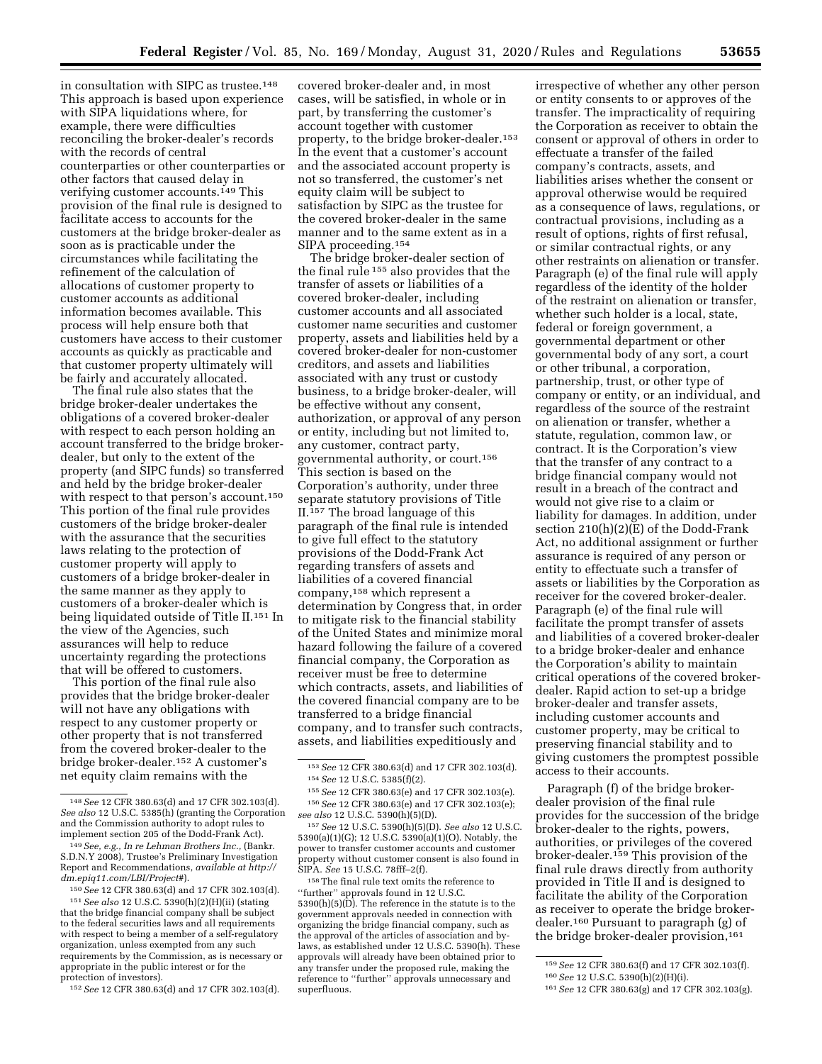in consultation with SIPC as trustee.[148] This approach is based upon experience with SIPA liquidations where, for example, there were difficulties reconciling the broker-dealer's records with the records of central counterparties or other counterparties or other factors that caused delay in verifying customer accounts.[149] This provision of the final rule is designed to facilitate access to accounts for the customers at the bridge broker-dealer as soon as is practicable under the circumstances while facilitating the refinement of the calculation of allocations of customer property to customer accounts as additional information becomes available. This process will help ensure both that customers have access to their customer accounts as quickly as practicable and that customer property ultimately will be fairly and accurately allocated.

The final rule also states that the bridge broker-dealer undertakes the obligations of a covered broker-dealer with respect to each person holding an account transferred to the bridge broker-dealer, but only to the extent of the property (and SIPC funds) so transferred and held by the bridge broker-dealer with respect to that person's account.[150] This portion of the final rule provides customers of the bridge broker-dealer with the assurance that the securities laws relating to the protection of customer property will apply to customers of a bridge broker-dealer in the same manner as they apply to customers of a broker-dealer which is being liquidated outside of Title II.[151] In the view of the Agencies, such assurances will help to reduce uncertainty regarding the protections that will be offered to customers.

This portion of the final rule also provides that the bridge broker-dealer will not have any obligations with respect to any customer property or other property that is not transferred from the covered broker-dealer to the bridge broker-dealer.[152] A customer's net equity claim remains with the covered broker-dealer and, in most cases, will be satisfied, in whole or in part, by transferring the customer's account together with customer property, to the bridge broker-dealer.[153] In the event that a customer's account and the associated account property is not so transferred, the customer's net equity claim will be subject to satisfaction by SIPC as the trustee for the covered broker-dealer in the same manner and to the same extent as in a SIPA proceeding.[154]

The bridge broker-dealer section of the final rule [155] also provides that the transfer of assets or liabilities of a covered broker-dealer, including customer accounts and all associated customer name securities and customer property, assets and liabilities held by a covered broker-dealer for non-customer creditors, and assets and liabilities associated with any trust or custody business, to a bridge broker-dealer, will be effective without any consent, authorization, or approval of any person or entity, including but not limited to, any customer, contract party, governmental authority, or court.[156] This section is based on the Corporation's authority, under three separate statutory provisions of Title II.[157] The broad language of this paragraph of the final rule is intended to give full effect to the statutory provisions of the Dodd-Frank Act regarding transfers of assets and liabilities of a covered financial company,[158] which represent a determination by Congress that, in order to mitigate risk to the financial stability of the United States and minimize moral hazard following the failure of a covered financial company, the Corporation as receiver must be free to determine which contracts, assets, and liabilities of the covered financial company are to be transferred to a bridge financial company, and to transfer such contracts, assets, and liabilities expeditiously and irrespective of whether any other person or entity consents to or approves of the transfer. The impracticality of requiring the Corporation as receiver to obtain the consent or approval of others in order to effectuate a transfer of the failed company's contracts, assets, and liabilities arises whether the consent or approval otherwise would be required as a consequence of laws, regulations, or contractual provisions, including as a result of options, rights of first refusal, or similar contractual rights, or any other restraints on alienation or transfer. Paragraph (e) of the final rule will apply regardless of the identity of the holder of the restraint on alienation or transfer, whether such holder is a local, state, federal or foreign government, a governmental department or other governmental body of any sort, a court or other tribunal, a corporation, partnership, trust, or other type of company or entity, or an individual, and regardless of the source of the restraint on alienation or transfer, whether a statute, regulation, common law, or contract. It is the Corporation's view that the transfer of any contract to a bridge financial company would not result in a breach of the contract and would not give rise to a claim or liability for damages. In addition, under section 210(h)(2)(E) of the Dodd-Frank Act, no additional assignment or further assurance is required of any person or entity to effectuate such a transfer of assets or liabilities by the Corporation as receiver for the covered broker-dealer. Paragraph (e) of the final rule will facilitate the prompt transfer of assets and liabilities of a covered broker-dealer to a bridge broker-dealer and enhance the Corporation's ability to maintain critical operations of the covered broker-dealer. Rapid action to set-up a bridge broker-dealer and transfer assets, including customer accounts and customer property, may be critical to preserving financial stability and to giving customers the promptest possible access to their accounts.

Paragraph (f) of the bridge broker-dealer provision of the final rule provides for the succession of the bridge broker-dealer to the rights, powers, authorities, or privileges of the covered broker-dealer.[159] This provision of the final rule draws directly from authority provided in Title II and is designed to facilitate the ability of the Corporation as receiver to operate the bridge broker-dealer.[160] Pursuant to paragraph (g) of the bridge broker-dealer provision,[161]

---

[148] *See* 12 CFR 380.63(d) and 17 CFR 302.103(d). *See also* 12 U.S.C. 5385(h) (granting the Corporation and the Commission authority to adopt rules to implement section 205 of the Dodd-Frank Act).

[149] *See, e.g., In re Lehman Brothers Inc.,* (Bankr. S.D.N.Y 2008), Trustee's Preliminary Investigation Report and Recommendations, *available at http://dm.epiq11.com/LBI/Project#*).

[150] *See* 12 CFR 380.63(d) and 17 CFR 302.103(d).

[151] *See also* 12 U.S.C. 5390(h)(2)(H)(ii) (stating that the bridge financial company shall be subject to the federal securities laws and all requirements with respect to being a member of a self-regulatory organization, unless exempted from any such requirements by the Commission, as is necessary or appropriate in the public interest or for the protection of investors).

[152] *See* 12 CFR 380.63(d) and 17 CFR 302.103(d).

[153] *See* 12 CFR 380.63(d) and 17 CFR 302.103(d).

[154] *See* 12 U.S.C. 5385(f)(2).

[155] *See* 12 CFR 380.63(e) and 17 CFR 302.103(e).

[156] *See* 12 CFR 380.63(e) and 17 CFR 302.103(e); *see also* 12 U.S.C. 5390(h)(5)(D).

[157] *See* 12 U.S.C. 5390(h)(5)(D). *See also* 12 U.S.C. 5390(a)(1)(G); 12 U.S.C. 5390(a)(1)(O). Notably, the power to transfer customer accounts and customer property without customer consent is also found in SIPA. *See* 15 U.S.C. 78fff–2(f).

[158] The final rule text omits the reference to ''further'' approvals found in 12 U.S.C. 5390(h)(5)(D). The reference in the statute is to the government approvals needed in connection with organizing the bridge financial company, such as the approval of the articles of association and by-laws, as established under 12 U.S.C. 5390(h). These approvals will already have been obtained prior to any transfer under the proposed rule, making the reference to ''further'' approvals unnecessary and superfluous.

[159] *See* 12 CFR 380.63(f) and 17 CFR 302.103(f).

[160] *See* 12 U.S.C. 5390(h)(2)(H)(i).

[161] *See* 12 CFR 380.63(g) and 17 CFR 302.103(g).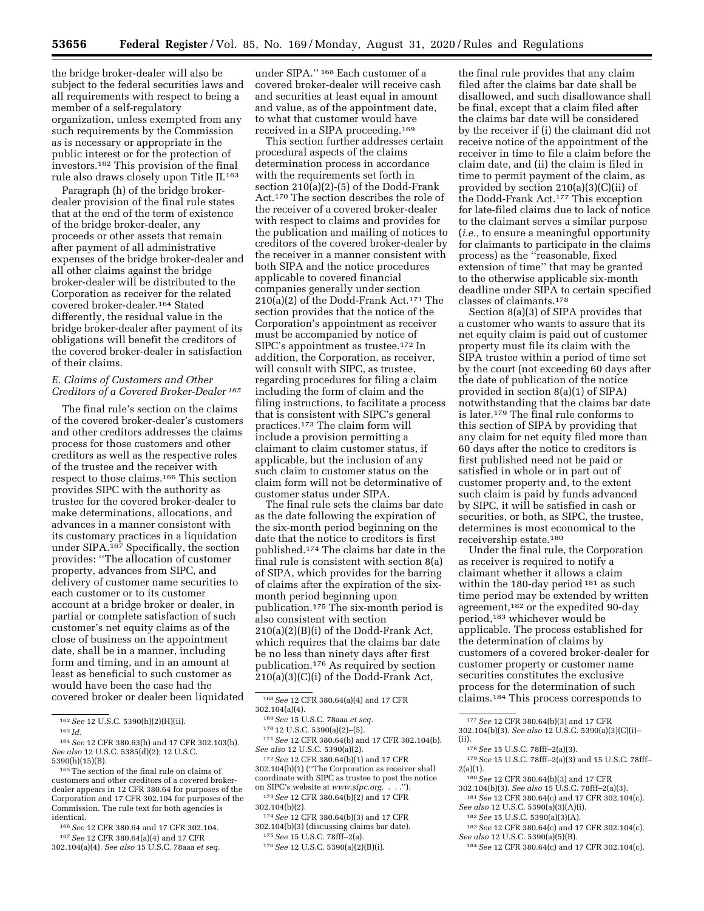the bridge broker-dealer will also be subject to the federal securities laws and all requirements with respect to being a member of a self-regulatory organization, unless exempted from any such requirements by the Commission as is necessary or appropriate in the public interest or for the protection of investors.[162] This provision of the final rule also draws closely upon Title II.[163]

Paragraph (h) of the bridge broker-dealer provision of the final rule states that at the end of the term of existence of the bridge broker-dealer, any proceeds or other assets that remain after payment of all administrative expenses of the bridge broker-dealer and all other claims against the bridge broker-dealer will be distributed to the Corporation as receiver for the related covered broker-dealer.[164] Stated differently, the residual value in the bridge broker-dealer after payment of its obligations will benefit the creditors of the covered broker-dealer in satisfaction of their claims.

### *E. Claims of Customers and Other Creditors of a Covered Broker-Dealer*[165]

The final rule's section on the claims of the covered broker-dealer's customers and other creditors addresses the claims process for those customers and other creditors as well as the respective roles of the trustee and the receiver with respect to those claims.[166] This section provides SIPC with the authority as trustee for the covered broker-dealer to make determinations, allocations, and advances in a manner consistent with its customary practices in a liquidation under SIPA.[167] Specifically, the section provides: ''The allocation of customer property, advances from SIPC, and delivery of customer name securities to each customer or to its customer account at a bridge broker or dealer, in partial or complete satisfaction of such customer's net equity claims as of the close of business on the appointment date, shall be in a manner, including form and timing, and in an amount at least as beneficial to such customer as would have been the case had the covered broker or dealer been liquidated under SIPA.''[168] Each customer of a covered broker-dealer will receive cash and securities at least equal in amount and value, as of the appointment date, to what that customer would have received in a SIPA proceeding.[169]

This section further addresses certain procedural aspects of the claims determination process in accordance with the requirements set forth in section 210(a)(2)-(5) of the Dodd-Frank Act.[170] The section describes the role of the receiver of a covered broker-dealer with respect to claims and provides for the publication and mailing of notices to creditors of the covered broker-dealer by the receiver in a manner consistent with both SIPA and the notice procedures applicable to covered financial companies generally under section 210(a)(2) of the Dodd-Frank Act.[171] The section provides that the notice of the Corporation's appointment as receiver must be accompanied by notice of SIPC's appointment as trustee.[172] In addition, the Corporation, as receiver, will consult with SIPC, as trustee, regarding procedures for filing a claim including the form of claim and the filing instructions, to facilitate a process that is consistent with SIPC's general practices.[173] The claim form will include a provision permitting a claimant to claim customer status, if applicable, but the inclusion of any such claim to customer status on the claim form will not be determinative of customer status under SIPA.

The final rule sets the claims bar date as the date following the expiration of the six-month period beginning on the date that the notice to creditors is first published.[174] The claims bar date in the final rule is consistent with section 8(a) of SIPA, which provides for the barring of claims after the expiration of the six-month period beginning upon publication.[175] The six-month period is also consistent with section 210(a)(2)(B)(i) of the Dodd-Frank Act, which requires that the claims bar date be no less than ninety days after first publication.[176] As required by section 210(a)(3)(C)(i) of the Dodd-Frank Act, the final rule provides that any claim filed after the claims bar date shall be disallowed, and such disallowance shall be final, except that a claim filed after the claims bar date will be considered by the receiver if (i) the claimant did not receive notice of the appointment of the receiver in time to file a claim before the claim date, and (ii) the claim is filed in time to permit payment of the claim, as provided by section 210(a)(3)(C)(ii) of the Dodd-Frank Act.[177] This exception for late-filed claims due to lack of notice to the claimant serves a similar purpose (*i.e.,* to ensure a meaningful opportunity for claimants to participate in the claims process) as the ''reasonable, fixed extension of time'' that may be granted to the otherwise applicable six-month deadline under SIPA to certain specified classes of claimants.[178]

Section 8(a)(3) of SIPA provides that a customer who wants to assure that its net equity claim is paid out of customer property must file its claim with the SIPA trustee within a period of time set by the court (not exceeding 60 days after the date of publication of the notice provided in section 8(a)(1) of SIPA) notwithstanding that the claims bar date is later.[179] The final rule conforms to this section of SIPA by providing that any claim for net equity filed more than 60 days after the notice to creditors is first published need not be paid or satisfied in whole or in part out of customer property and, to the extent such claim is paid by funds advanced by SIPC, it will be satisfied in cash or securities, or both, as SIPC, the trustee, determines is most economical to the receivership estate.[180]

Under the final rule, the Corporation as receiver is required to notify a claimant whether it allows a claim within the 180-day period[181] as such time period may be extended by written agreement,[182] or the expedited 90-day period,[183] whichever would be applicable. The process established for the determination of claims by customers of a covered broker-dealer for customer property or customer name securities constitutes the exclusive process for the determination of such claims.[184] This process corresponds to

---

[162] *See* 12 U.S.C. 5390(h)(2)(H)(ii).

[163] *Id.*

[164] *See* 12 CFR 380.63(h) and 17 CFR 302.103(h). *See also* 12 U.S.C. 5385(d)(2); 12 U.S.C. 5390(h)(15)(B).

[165] The section of the final rule on claims of customers and other creditors of a covered broker-dealer appears in 12 CFR 380.64 for purposes of the Corporation and 17 CFR 302.104 for purposes of the Commission. The rule text for both agencies is identical.

[166] *See* 12 CFR 380.64 and 17 CFR 302.104.

[167] *See* 12 CFR 380.64(a)(4) and 17 CFR 302.104(a)(4). *See also* 15 U.S.C. 78aaa *et seq.*

[168] *See* 12 CFR 380.64(a)(4) and 17 CFR 302.104(a)(4).

[169] *See* 15 U.S.C. 78aaa *et seq.*

[170] 12 U.S.C. 5390(a)(2)–(5).

[171] *See* 12 CFR 380.64(b) and 17 CFR 302.104(b). *See also* 12 U.S.C. 5390(a)(2).

[172] *See* 12 CFR 380.64(b)(1) and 17 CFR 302.104(b)(1) (''The Corporation as receiver shall coordinate with SIPC as trustee to post the notice on SIPC's website at *www.sipc.org.* . . .'').

[173] *See* 12 CFR 380.64(b)(2) and 17 CFR 302.104(b)(2).

[174] *See* 12 CFR 380.64(b)(3) and 17 CFR 302.104(b)(3) (discussing claims bar date).

[175] *See* 15 U.S.C. 78fff–2(a).

[176] *See* 12 U.S.C. 5390(a)(2)(B)(i).

[177] *See* 12 CFR 380.64(b)(3) and 17 CFR 302.104(b)(3). *See also* 12 U.S.C. 5390(a)(3)(C)(i)–(ii).

[178] *See* 15 U.S.C. 78fff–2(a)(3).

[179] *See* 15 U.S.C. 78fff–2(a)(3) and 15 U.S.C. 78fff–2(a)(1).

[180] *See* 12 CFR 380.64(b)(3) and 17 CFR 302.104(b)(3). *See also* 15 U.S.C. 78fff–2(a)(3).

[181] *See* 12 CFR 380.64(c) and 17 CFR 302.104(c). *See also* 12 U.S.C. 5390(a)(3)(A)(i).

[182] *See* 15 U.S.C. 5390(a)(3)(A).

[183] *See* 12 CFR 380.64(c) and 17 CFR 302.104(c). *See also* 12 U.S.C. 5390(a)(5)(B).

[184] *See* 12 CFR 380.64(c) and 17 CFR 302.104(c).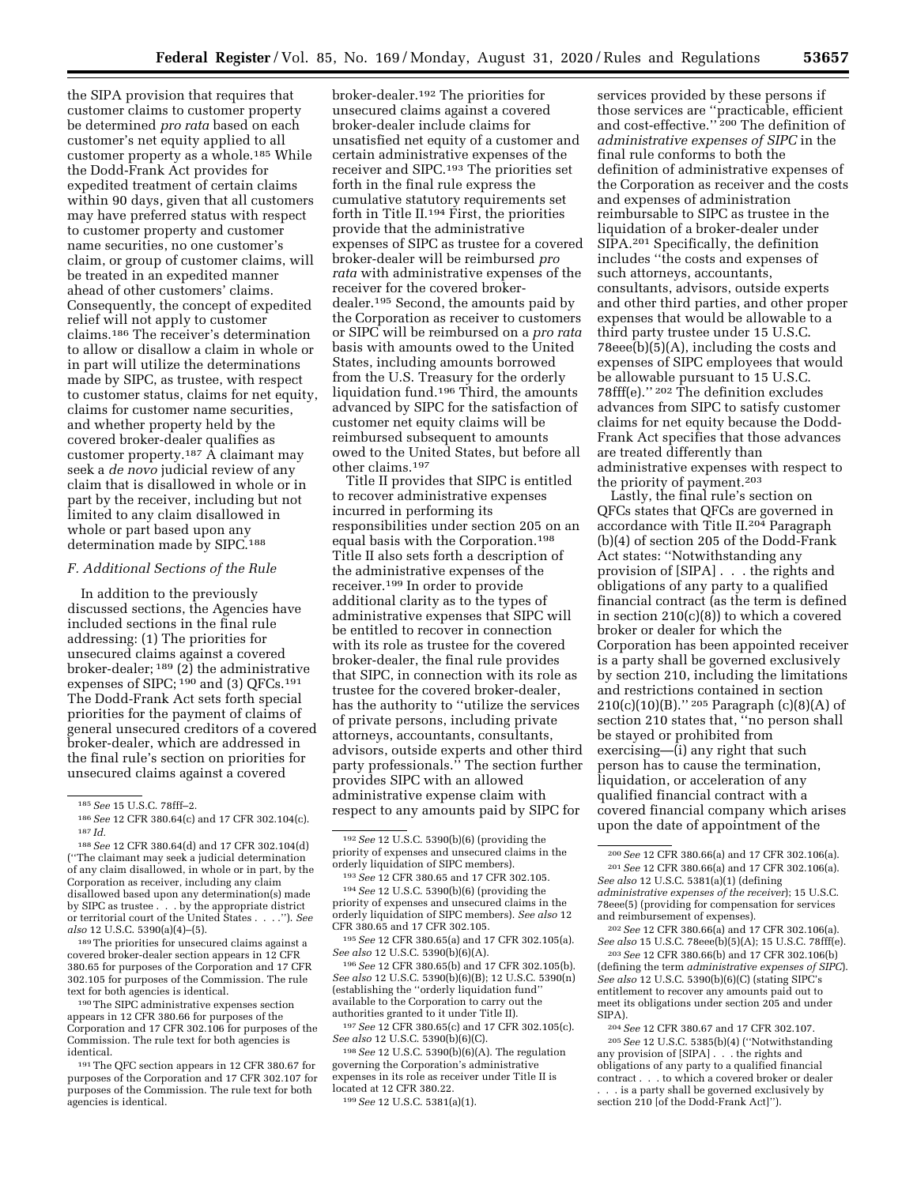the SIPA provision that requires that customer claims to customer property be determined *pro rata* based on each customer's net equity applied to all customer property as a whole.[185] While the Dodd-Frank Act provides for expedited treatment of certain claims within 90 days, given that all customers may have preferred status with respect to customer property and customer name securities, no one customer's claim, or group of customer claims, will be treated in an expedited manner ahead of other customers' claims. Consequently, the concept of expedited relief will not apply to customer claims.[186] The receiver's determination to allow or disallow a claim in whole or in part will utilize the determinations made by SIPC, as trustee, with respect to customer status, claims for net equity, claims for customer name securities, and whether property held by the covered broker-dealer qualifies as customer property.[187] A claimant may seek a *de novo* judicial review of any claim that is disallowed in whole or in part by the receiver, including but not limited to any claim disallowed in whole or part based upon any determination made by SIPC.[188]

### *F. Additional Sections of the Rule*

In addition to the previously discussed sections, the Agencies have included sections in the final rule addressing: (1) The priorities for unsecured claims against a covered broker-dealer; [189] (2) the administrative expenses of SIPC; [190] and (3) QFCs.[191] The Dodd-Frank Act sets forth special priorities for the payment of claims of general unsecured creditors of a covered broker-dealer, which are addressed in the final rule's section on priorities for unsecured claims against a covered broker-dealer.[192] The priorities for unsecured claims against a covered broker-dealer include claims for unsatisfied net equity of a customer and certain administrative expenses of the receiver and SIPC.[193] The priorities set forth in the final rule express the cumulative statutory requirements set forth in Title II.[194] First, the priorities provide that the administrative expenses of SIPC as trustee for a covered broker-dealer will be reimbursed *pro rata* with administrative expenses of the receiver for the covered broker-dealer.[195] Second, the amounts paid by the Corporation as receiver to customers or SIPC will be reimbursed on a *pro rata* basis with amounts owed to the United States, including amounts borrowed from the U.S. Treasury for the orderly liquidation fund.[196] Third, the amounts advanced by SIPC for the satisfaction of customer net equity claims will be reimbursed subsequent to amounts owed to the United States, but before all other claims.[197]

Title II provides that SIPC is entitled to recover administrative expenses incurred in performing its responsibilities under section 205 on an equal basis with the Corporation.[198] Title II also sets forth a description of the administrative expenses of the receiver.[199] In order to provide additional clarity as to the types of administrative expenses that SIPC will be entitled to recover in connection with its role as trustee for the covered broker-dealer, the final rule provides that SIPC, in connection with its role as trustee for the covered broker-dealer, has the authority to "utilize the services of private persons, including private attorneys, accountants, consultants, advisors, outside experts and other third party professionals." The section further provides SIPC with an allowed administrative expense claim with respect to any amounts paid by SIPC for services provided by these persons if those services are "practicable, efficient and cost-effective." [200] The definition of *administrative expenses of SIPC* in the final rule conforms to both the definition of administrative expenses of the Corporation as receiver and the costs and expenses of administration reimbursable to SIPC as trustee in the liquidation of a broker-dealer under SIPA.[201] Specifically, the definition includes "the costs and expenses of such attorneys, accountants, consultants, advisors, outside experts and other third parties, and other proper expenses that would be allowable to a third party trustee under 15 U.S.C. 78eee(b)(5)(A), including the costs and expenses of SIPC employees that would be allowable pursuant to 15 U.S.C. 78fff(e)." [202] The definition excludes advances from SIPC to satisfy customer claims for net equity because the Dodd-Frank Act specifies that those advances are treated differently than administrative expenses with respect to the priority of payment.[203]

Lastly, the final rule's section on QFCs states that QFCs are governed in accordance with Title II.[204] Paragraph (b)(4) of section 205 of the Dodd-Frank Act states: "Notwithstanding any provision of [SIPA] . . . the rights and obligations of any party to a qualified financial contract (as the term is defined in section 210(c)(8)) to which a covered broker or dealer for which the Corporation has been appointed receiver is a party shall be governed exclusively by section 210, including the limitations and restrictions contained in section 210(c)(10)(B)." [205] Paragraph (c)(8)(A) of section 210 states that, "no person shall be stayed or prohibited from exercising—(i) any right that such person has to cause the termination, liquidation, or acceleration of any qualified financial contract with a covered financial company which arises upon the date of appointment of the

---

[185] *See* 15 U.S.C. 78fff–2.

[186] *See* 12 CFR 380.64(c) and 17 CFR 302.104(c).

[187] *Id.*

[188] *See* 12 CFR 380.64(d) and 17 CFR 302.104(d) ("The claimant may seek a judicial determination of any claim disallowed, in whole or in part, by the Corporation as receiver, including any claim disallowed based upon any determination(s) made by SIPC as trustee . . . by the appropriate district or territorial court of the United States . . . ."). *See also* 12 U.S.C. 5390(a)(4)–(5).

[189] The priorities for unsecured claims against a covered broker-dealer section appears in 12 CFR 380.65 for purposes of the Corporation and 17 CFR 302.105 for purposes of the Commission. The rule text for both agencies is identical.

[190] The SIPC administrative expenses section appears in 12 CFR 380.66 for purposes of the Corporation and 17 CFR 302.106 for purposes of the Commission. The rule text for both agencies is identical.

[191] The QFC section appears in 12 CFR 380.67 for purposes of the Corporation and 17 CFR 302.107 for purposes of the Commission. The rule text for both agencies is identical.

[192] *See* 12 U.S.C. 5390(b)(6) (providing the priority of expenses and unsecured claims in the orderly liquidation of SIPC members).

[193] *See* 12 CFR 380.65 and 17 CFR 302.105.

[194] *See* 12 U.S.C. 5390(b)(6) (providing the priority of expenses and unsecured claims in the orderly liquidation of SIPC members). *See also* 12 CFR 380.65 and 17 CFR 302.105.

[195] *See* 12 CFR 380.65(a) and 17 CFR 302.105(a). *See also* 12 U.S.C. 5390(b)(6)(A).

[196] *See* 12 CFR 380.65(b) and 17 CFR 302.105(b). *See also* 12 U.S.C. 5390(b)(6)(B); 12 U.S.C. 5390(n) (establishing the "orderly liquidation fund" available to the Corporation to carry out the authorities granted to it under Title II).

[197] *See* 12 CFR 380.65(c) and 17 CFR 302.105(c). *See also* 12 U.S.C. 5390(b)(6)(C).

[198] *See* 12 U.S.C. 5390(b)(6)(A). The regulation governing the Corporation's administrative expenses in its role as receiver under Title II is located at 12 CFR 380.22.

[199] *See* 12 U.S.C. 5381(a)(1).

[200] *See* 12 CFR 380.66(a) and 17 CFR 302.106(a).

[201] *See* 12 CFR 380.66(a) and 17 CFR 302.106(a). *See also* 12 U.S.C. 5381(a)(1) (defining *administrative expenses of the receiver*); 15 U.S.C. 78eee(5) (providing for compensation for services and reimbursement of expenses).

[202] *See* 12 CFR 380.66(a) and 17 CFR 302.106(a). *See also* 15 U.S.C. 78eee(b)(5)(A); 15 U.S.C. 78fff(e).

[203] *See* 12 CFR 380.66(b) and 17 CFR 302.106(b) (defining the term *administrative expenses of SIPC*). *See also* 12 U.S.C. 5390(b)(6)(C) (stating SIPC's entitlement to recover any amounts paid out to meet its obligations under section 205 and under SIPA).

[204] *See* 12 CFR 380.67 and 17 CFR 302.107.

[205] *See* 12 U.S.C. 5385(b)(4) ("Notwithstanding any provision of [SIPA] . . . the rights and obligations of any party to a qualified financial contract . . . to which a covered broker or dealer . . . is a party shall be governed exclusively by section 210 [of the Dodd-Frank Act]").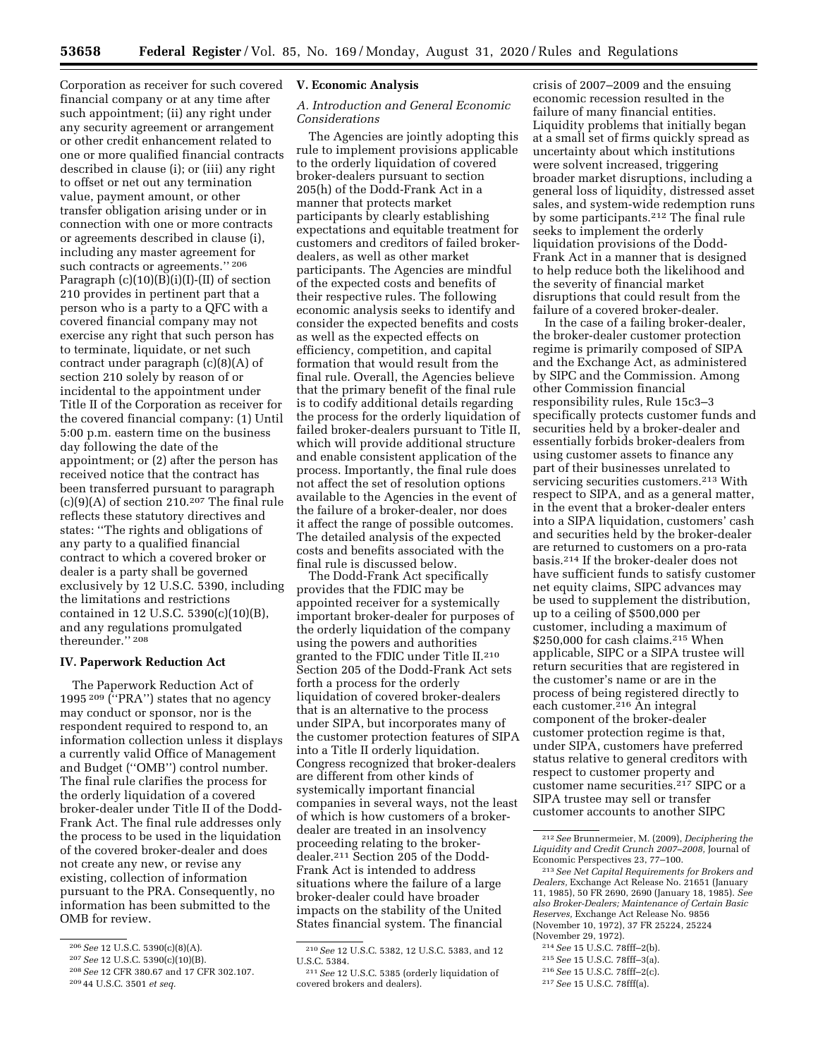Corporation as receiver for such covered financial company or at any time after such appointment; (ii) any right under any security agreement or arrangement or other credit enhancement related to one or more qualified financial contracts described in clause (i); or (iii) any right to offset or net out any termination value, payment amount, or other transfer obligation arising under or in connection with one or more contracts or agreements described in clause (i), including any master agreement for such contracts or agreements.'' [206] Paragraph (c)(10)(B)(i)(I)-(II) of section 210 provides in pertinent part that a person who is a party to a QFC with a covered financial company may not exercise any right that such person has to terminate, liquidate, or net such contract under paragraph (c)(8)(A) of section 210 solely by reason of or incidental to the appointment under Title II of the Corporation as receiver for the covered financial company: (1) Until 5:00 p.m. eastern time on the business day following the date of the appointment; or (2) after the person has received notice that the contract has been transferred pursuant to paragraph (c)(9)(A) of section 210.[207] The final rule reflects these statutory directives and states: ''The rights and obligations of any party to a qualified financial contract to which a covered broker or dealer is a party shall be governed exclusively by 12 U.S.C. 5390, including the limitations and restrictions contained in 12 U.S.C. 5390(c)(10)(B), and any regulations promulgated thereunder.'' [208]

## IV. Paperwork Reduction Act

The Paperwork Reduction Act of 1995 [209] (''PRA'') states that no agency may conduct or sponsor, nor is the respondent required to respond to, an information collection unless it displays a currently valid Office of Management and Budget (''OMB'') control number. The final rule clarifies the process for the orderly liquidation of a covered broker-dealer under Title II of the Dodd-Frank Act. The final rule addresses only the process to be used in the liquidation of the covered broker-dealer and does not create any new, or revise any existing, collection of information pursuant to the PRA. Consequently, no information has been submitted to the OMB for review.

## V. Economic Analysis

### A. Introduction and General Economic Considerations

The Agencies are jointly adopting this rule to implement provisions applicable to the orderly liquidation of covered broker-dealers pursuant to section 205(h) of the Dodd-Frank Act in a manner that protects market participants by clearly establishing expectations and equitable treatment for customers and creditors of failed broker-dealers, as well as other market participants. The Agencies are mindful of the expected costs and benefits of their respective rules. The following economic analysis seeks to identify and consider the expected benefits and costs as well as the expected effects on efficiency, competition, and capital formation that would result from the final rule. Overall, the Agencies believe that the primary benefit of the final rule is to codify additional details regarding the process for the orderly liquidation of failed broker-dealers pursuant to Title II, which will provide additional structure and enable consistent application of the process. Importantly, the final rule does not affect the set of resolution options available to the Agencies in the event of the failure of a broker-dealer, nor does it affect the range of possible outcomes. The detailed analysis of the expected costs and benefits associated with the final rule is discussed below.

The Dodd-Frank Act specifically provides that the FDIC may be appointed receiver for a systemically important broker-dealer for purposes of the orderly liquidation of the company using the powers and authorities granted to the FDIC under Title II.[210] Section 205 of the Dodd-Frank Act sets forth a process for the orderly liquidation of covered broker-dealers that is an alternative to the process under SIPA, but incorporates many of the customer protection features of SIPA into a Title II orderly liquidation. Congress recognized that broker-dealers are different from other kinds of systemically important financial companies in several ways, not the least of which is how customers of a broker-dealer are treated in an insolvency proceeding relating to the broker-dealer.[211] Section 205 of the Dodd-Frank Act is intended to address situations where the failure of a large broker-dealer could have broader impacts on the stability of the United States financial system. The financial crisis of 2007–2009 and the ensuing economic recession resulted in the failure of many financial entities. Liquidity problems that initially began at a small set of firms quickly spread as uncertainty about which institutions were solvent increased, triggering broader market disruptions, including a general loss of liquidity, distressed asset sales, and system-wide redemption runs by some participants.[212] The final rule seeks to implement the orderly liquidation provisions of the Dodd-Frank Act in a manner that is designed to help reduce both the likelihood and the severity of financial market disruptions that could result from the failure of a covered broker-dealer.

In the case of a failing broker-dealer, the broker-dealer customer protection regime is primarily composed of SIPA and the Exchange Act, as administered by SIPC and the Commission. Among other Commission financial responsibility rules, Rule 15c3–3 specifically protects customer funds and securities held by a broker-dealer and essentially forbids broker-dealers from using customer assets to finance any part of their businesses unrelated to servicing securities customers.[213] With respect to SIPA, and as a general matter, in the event that a broker-dealer enters into a SIPA liquidation, customers' cash and securities held by the broker-dealer are returned to customers on a pro-rata basis.[214] If the broker-dealer does not have sufficient funds to satisfy customer net equity claims, SIPC advances may be used to supplement the distribution, up to a ceiling of $500,000 per customer, including a maximum of $250,000 for cash claims.[215] When applicable, SIPC or a SIPA trustee will return securities that are registered in the customer's name or are in the process of being registered directly to each customer.[216] An integral component of the broker-dealer customer protection regime is that, under SIPA, customers have preferred status relative to general creditors with respect to customer property and customer name securities.[217] SIPC or a SIPA trustee may sell or transfer customer accounts to another SIPC

---

[206] *See* 12 U.S.C. 5390(c)(8)(A).

[207] *See* 12 U.S.C. 5390(c)(10)(B).

[208] *See* 12 CFR 380.67 and 17 CFR 302.107.

[209] 44 U.S.C. 3501 *et seq.*

[210] *See* 12 U.S.C. 5382, 12 U.S.C. 5383, and 12 U.S.C. 5384.

[211] *See* 12 U.S.C. 5385 (orderly liquidation of covered brokers and dealers).

[212] *See* Brunnermeier, M. (2009), *Deciphering the Liquidity and Credit Crunch 2007–2008,* Journal of Economic Perspectives 23, 77–100.

[213] *See Net Capital Requirements for Brokers and Dealers,* Exchange Act Release No. 21651 (January 11, 1985), 50 FR 2690, 2690 (January 18, 1985). *See also Broker-Dealers; Maintenance of Certain Basic Reserves,* Exchange Act Release No. 9856 (November 10, 1972), 37 FR 25224, 25224 (November 29, 1972).

[214] *See* 15 U.S.C. 78fff–2(b).

[215] *See* 15 U.S.C. 78fff–3(a).

[216] *See* 15 U.S.C. 78fff–2(c).

[217] *See* 15 U.S.C. 78fff(a).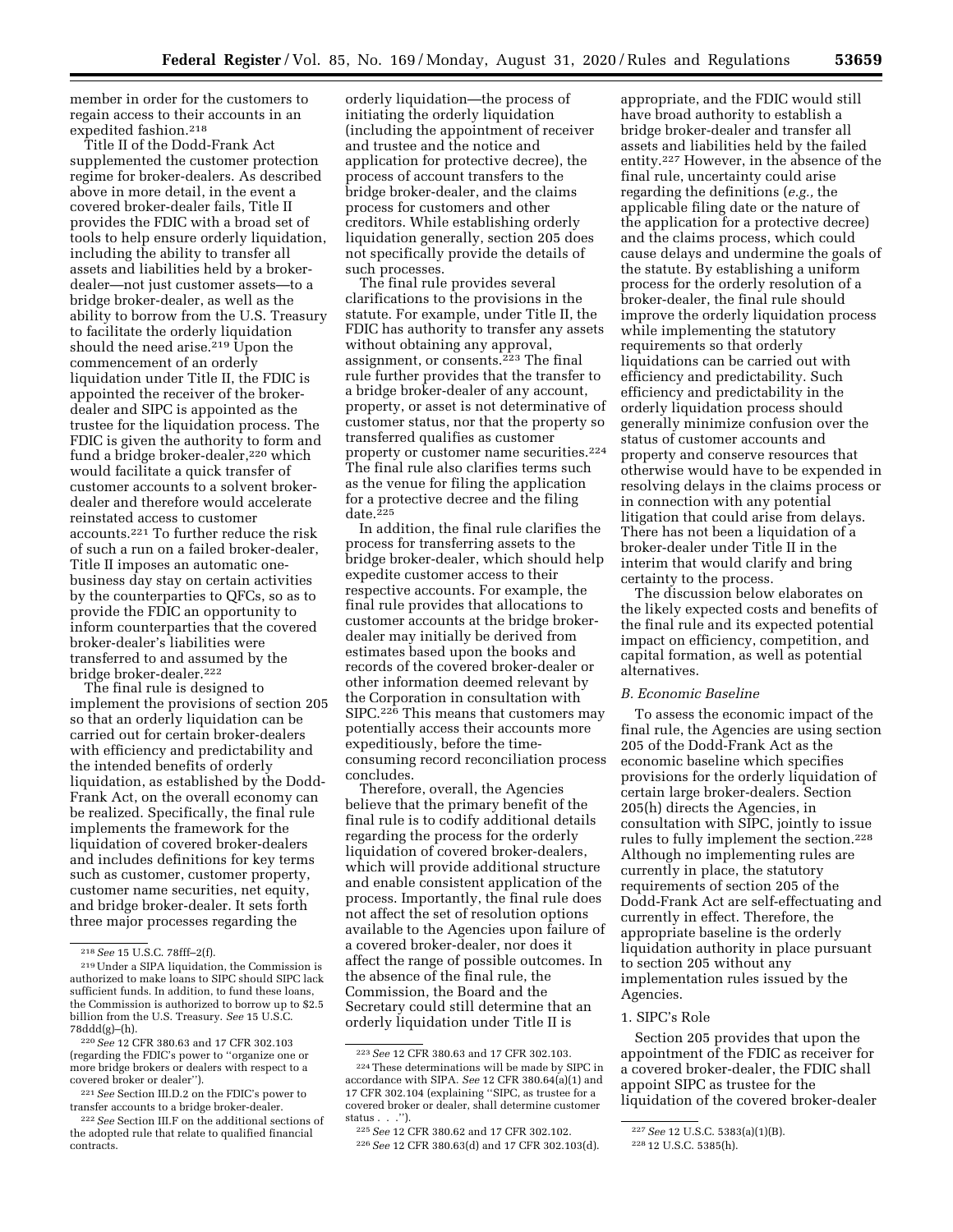member in order for the customers to regain access to their accounts in an expedited fashion.[218]

Title II of the Dodd-Frank Act supplemented the customer protection regime for broker-dealers. As described above in more detail, in the event a covered broker-dealer fails, Title II provides the FDIC with a broad set of tools to help ensure orderly liquidation, including the ability to transfer all assets and liabilities held by a broker-dealer—not just customer assets—to a bridge broker-dealer, as well as the ability to borrow from the U.S. Treasury to facilitate the orderly liquidation should the need arise.[219] Upon the commencement of an orderly liquidation under Title II, the FDIC is appointed the receiver of the broker-dealer and SIPC is appointed as the trustee for the liquidation process. The FDIC is given the authority to form and fund a bridge broker-dealer,[220] which would facilitate a quick transfer of customer accounts to a solvent broker-dealer and therefore would accelerate reinstated access to customer accounts.[221] To further reduce the risk of such a run on a failed broker-dealer, Title II imposes an automatic one-business day stay on certain activities by the counterparties to QFCs, so as to provide the FDIC an opportunity to inform counterparties that the covered broker-dealer's liabilities were transferred to and assumed by the bridge broker-dealer.[222]

The final rule is designed to implement the provisions of section 205 so that an orderly liquidation can be carried out for certain broker-dealers with efficiency and predictability and the intended benefits of orderly liquidation, as established by the Dodd-Frank Act, on the overall economy can be realized. Specifically, the final rule implements the framework for the liquidation of covered broker-dealers and includes definitions for key terms such as customer, customer property, customer name securities, net equity, and bridge broker-dealer. It sets forth three major processes regarding the orderly liquidation—the process of initiating the orderly liquidation (including the appointment of receiver and trustee and the notice and application for protective decree), the process of account transfers to the bridge broker-dealer, and the claims process for customers and other creditors. While establishing orderly liquidation generally, section 205 does not specifically provide the details of such processes.

The final rule provides several clarifications to the provisions in the statute. For example, under Title II, the FDIC has authority to transfer any assets without obtaining any approval, assignment, or consents.[223] The final rule further provides that the transfer to a bridge broker-dealer of any account, property, or asset is not determinative of customer status, nor that the property so transferred qualifies as customer property or customer name securities.[224] The final rule also clarifies terms such as the venue for filing the application for a protective decree and the filing date.[225]

In addition, the final rule clarifies the process for transferring assets to the bridge broker-dealer, which should help expedite customer access to their respective accounts. For example, the final rule provides that allocations to customer accounts at the bridge broker-dealer may initially be derived from estimates based upon the books and records of the covered broker-dealer or other information deemed relevant by the Corporation in consultation with SIPC.[226] This means that customers may potentially access their accounts more expeditiously, before the time-consuming record reconciliation process concludes.

Therefore, overall, the Agencies believe that the primary benefit of the final rule is to codify additional details regarding the process for the orderly liquidation of covered broker-dealers, which will provide additional structure and enable consistent application of the process. Importantly, the final rule does not affect the set of resolution options available to the Agencies upon failure of a covered broker-dealer, nor does it affect the range of possible outcomes. In the absence of the final rule, the Commission, the Board and the Secretary could still determine that an orderly liquidation under Title II is appropriate, and the FDIC would still have broad authority to establish a bridge broker-dealer and transfer all assets and liabilities held by the failed entity.[227] However, in the absence of the final rule, uncertainty could arise regarding the definitions (*e.g.,* the applicable filing date or the nature of the application for a protective decree) and the claims process, which could cause delays and undermine the goals of the statute. By establishing a uniform process for the orderly resolution of a broker-dealer, the final rule should improve the orderly liquidation process while implementing the statutory requirements so that orderly liquidations can be carried out with efficiency and predictability. Such efficiency and predictability in the orderly liquidation process should generally minimize confusion over the status of customer accounts and property and conserve resources that otherwise would have to be expended in resolving delays in the claims process or in connection with any potential litigation that could arise from delays. There has not been a liquidation of a broker-dealer under Title II in the interim that would clarify and bring certainty to the process.

The discussion below elaborates on the likely expected costs and benefits of the final rule and its expected potential impact on efficiency, competition, and capital formation, as well as potential alternatives.

### *B. Economic Baseline*

To assess the economic impact of the final rule, the Agencies are using section 205 of the Dodd-Frank Act as the economic baseline which specifies provisions for the orderly liquidation of certain large broker-dealers. Section 205(h) directs the Agencies, in consultation with SIPC, jointly to issue rules to fully implement the section.[228] Although no implementing rules are currently in place, the statutory requirements of section 205 of the Dodd-Frank Act are self-effectuating and currently in effect. Therefore, the appropriate baseline is the orderly liquidation authority in place pursuant to section 205 without any implementation rules issued by the Agencies.

#### 1. SIPC's Role

Section 205 provides that upon the appointment of the FDIC as receiver for a covered broker-dealer, the FDIC shall appoint SIPC as trustee for the liquidation of the covered broker-dealer

---

[218] *See* 15 U.S.C. 78fff–2(f).

[219] Under a SIPA liquidation, the Commission is authorized to make loans to SIPC should SIPC lack sufficient funds. In addition, to fund these loans, the Commission is authorized to borrow up to $2.5 billion from the U.S. Treasury. *See* 15 U.S.C. 78ddd(g)–(h).

[220] *See* 12 CFR 380.63 and 17 CFR 302.103 (regarding the FDIC's power to "organize one or more bridge brokers or dealers with respect to a covered broker or dealer").

[221] *See* Section III.D.2 on the FDIC's power to transfer accounts to a bridge broker-dealer.

[222] *See* Section III.F on the additional sections of the adopted rule that relate to qualified financial contracts.

[223] *See* 12 CFR 380.63 and 17 CFR 302.103.

[224] These determinations will be made by SIPC in accordance with SIPA. *See* 12 CFR 380.64(a)(1) and 17 CFR 302.104 (explaining "SIPC, as trustee for a covered broker or dealer, shall determine customer status . . .").

[225] *See* 12 CFR 380.62 and 17 CFR 302.102.

[226] *See* 12 CFR 380.63(d) and 17 CFR 302.103(d).

[227] *See* 12 U.S.C. 5383(a)(1)(B).

[228] 12 U.S.C. 5385(h).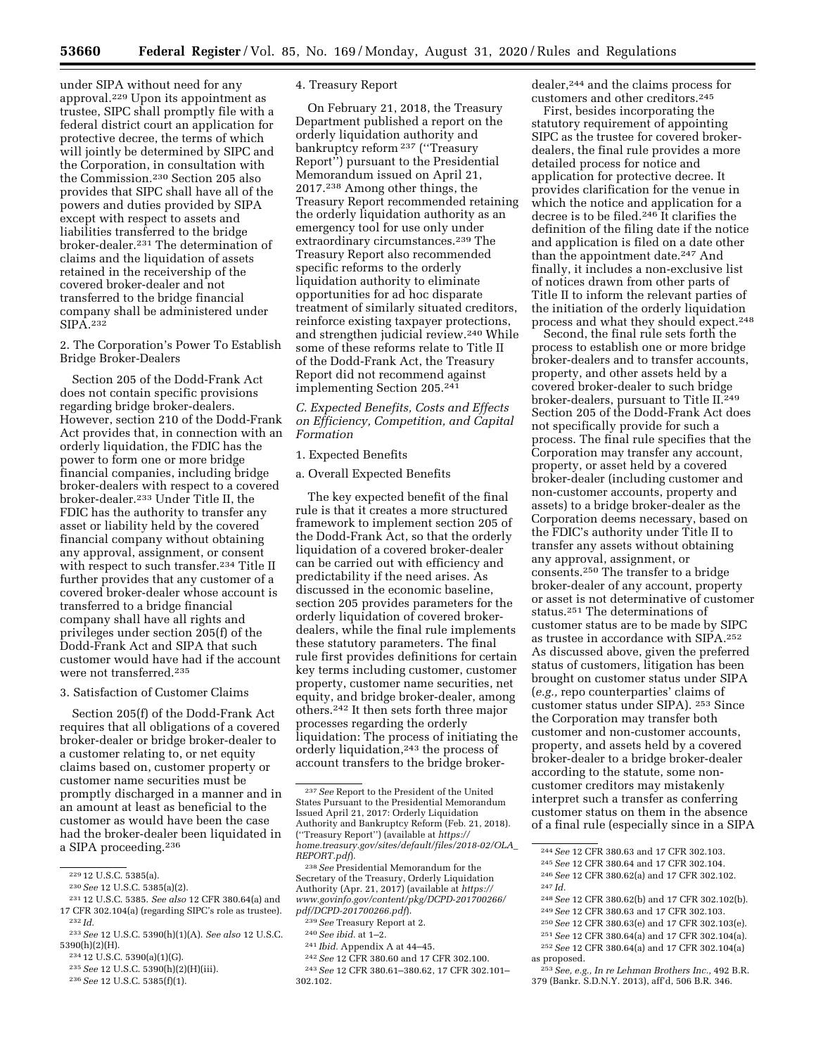under SIPA without need for any approval.[229] Upon its appointment as trustee, SIPC shall promptly file with a federal district court an application for protective decree, the terms of which will jointly be determined by SIPC and the Corporation, in consultation with the Commission.[230] Section 205 also provides that SIPC shall have all of the powers and duties provided by SIPA except with respect to assets and liabilities transferred to the bridge broker-dealer.[231] The determination of claims and the liquidation of assets retained in the receivership of the covered broker-dealer and not transferred to the bridge financial company shall be administered under SIPA.[232]

2. The Corporation's Power To Establish Bridge Broker-Dealers

Section 205 of the Dodd-Frank Act does not contain specific provisions regarding bridge broker-dealers. However, section 210 of the Dodd-Frank Act provides that, in connection with an orderly liquidation, the FDIC has the power to form one or more bridge financial companies, including bridge broker-dealers with respect to a covered broker-dealer.[233] Under Title II, the FDIC has the authority to transfer any asset or liability held by the covered financial company without obtaining any approval, assignment, or consent with respect to such transfer.[234] Title II further provides that any customer of a covered broker-dealer whose account is transferred to a bridge financial company shall have all rights and privileges under section 205(f) of the Dodd-Frank Act and SIPA that such customer would have had if the account were not transferred.[235]

3. Satisfaction of Customer Claims

Section 205(f) of the Dodd-Frank Act requires that all obligations of a covered broker-dealer or bridge broker-dealer to a customer relating to, or net equity claims based on, customer property or customer name securities must be promptly discharged in a manner and in an amount at least as beneficial to the customer as would have been the case had the broker-dealer been liquidated in a SIPA proceeding.[236]

4. Treasury Report

On February 21, 2018, the Treasury Department published a report on the orderly liquidation authority and bankruptcy reform[237] (''Treasury Report'') pursuant to the Presidential Memorandum issued on April 21, 2017.[238] Among other things, the Treasury Report recommended retaining the orderly liquidation authority as an emergency tool for use only under extraordinary circumstances.[239] The Treasury Report also recommended specific reforms to the orderly liquidation authority to eliminate opportunities for ad hoc disparate treatment of similarly situated creditors, reinforce existing taxpayer protections, and strengthen judicial review.[240] While some of these reforms relate to Title II of the Dodd-Frank Act, the Treasury Report did not recommend against implementing Section 205.[241]

*C. Expected Benefits, Costs and Effects on Efficiency, Competition, and Capital Formation*

1. Expected Benefits

a. Overall Expected Benefits

The key expected benefit of the final rule is that it creates a more structured framework to implement section 205 of the Dodd-Frank Act, so that the orderly liquidation of a covered broker-dealer can be carried out with efficiency and predictability if the need arises. As discussed in the economic baseline, section 205 provides parameters for the orderly liquidation of covered broker-dealers, while the final rule implements these statutory parameters. The final rule first provides definitions for certain key terms including customer, customer property, customer name securities, net equity, and bridge broker-dealer, among others.[242] It then sets forth three major processes regarding the orderly liquidation: The process of initiating the orderly liquidation,[243] the process of account transfers to the bridge broker-dealer,[244] and the claims process for customers and other creditors.[245]

First, besides incorporating the statutory requirement of appointing SIPC as the trustee for covered broker-dealers, the final rule provides a more detailed process for notice and application for protective decree. It provides clarification for the venue in which the notice and application for a decree is to be filed.[246] It clarifies the definition of the filing date if the notice and application is filed on a date other than the appointment date.[247] And finally, it includes a non-exclusive list of notices drawn from other parts of Title II to inform the relevant parties of the initiation of the orderly liquidation process and what they should expect.[248]

Second, the final rule sets forth the process to establish one or more bridge broker-dealers and to transfer accounts, property, and other assets held by a covered broker-dealer to such bridge broker-dealers, pursuant to Title II.[249] Section 205 of the Dodd-Frank Act does not specifically provide for such a process. The final rule specifies that the Corporation may transfer any account, property, or asset held by a covered broker-dealer (including customer and non-customer accounts, property and assets) to a bridge broker-dealer as the Corporation deems necessary, based on the FDIC's authority under Title II to transfer any assets without obtaining any approval, assignment, or consents.[250] The transfer to a bridge broker-dealer of any account, property or asset is not determinative of customer status.[251] The determinations of customer status are to be made by SIPC as trustee in accordance with SIPA.[252] As discussed above, given the preferred status of customers, litigation has been brought on customer status under SIPA (*e.g.,* repo counterparties' claims of customer status under SIPA).[253] Since the Corporation may transfer both customer and non-customer accounts, property, and assets held by a covered broker-dealer to a bridge broker-dealer according to the statute, some non-customer creditors may mistakenly interpret such a transfer as conferring customer status on them in the absence of a final rule (especially since in a SIPA

---

[229] 12 U.S.C. 5385(a).

[230] *See* 12 U.S.C. 5385(a)(2).

[231] 12 U.S.C. 5385. *See also* 12 CFR 380.64(a) and 17 CFR 302.104(a) (regarding SIPC's role as trustee).

[232] *Id.*

[233] *See* 12 U.S.C. 5390(h)(1)(A). *See also* 12 U.S.C. 5390(h)(2)(H).

[234] 12 U.S.C. 5390(a)(1)(G).

[235] *See* 12 U.S.C. 5390(h)(2)(H)(iii).

[236] *See* 12 U.S.C. 5385(f)(1).

[237] *See* Report to the President of the United States Pursuant to the Presidential Memorandum Issued April 21, 2017: Orderly Liquidation Authority and Bankruptcy Reform (Feb. 21, 2018). (''Treasury Report'') (available at *https://home.treasury.gov/sites/default/files/2018-02/OLA_REPORT.pdf*).

[238] *See* Presidential Memorandum for the Secretary of the Treasury, Orderly Liquidation Authority (Apr. 21, 2017) (available at *https://www.govinfo.gov/content/pkg/DCPD-201700266/pdf/DCPD-201700266.pdf*).

[239] *See* Treasury Report at 2.

[240] *See ibid.* at 1–2.

[241] *Ibid.* Appendix A at 44–45.

[242] *See* 12 CFR 380.60 and 17 CFR 302.100.

[243] *See* 12 CFR 380.61–380.62, 17 CFR 302.101–302.102.

[244] *See* 12 CFR 380.63 and 17 CFR 302.103.

[245] *See* 12 CFR 380.64 and 17 CFR 302.104.

[246] *See* 12 CFR 380.62(a) and 17 CFR 302.102.

[247] *Id.*

[248] *See* 12 CFR 380.62(b) and 17 CFR 302.102(b).

[249] *See* 12 CFR 380.63 and 17 CFR 302.103.

[250] *See* 12 CFR 380.63(e) and 17 CFR 302.103(e).

[251] *See* 12 CFR 380.64(a) and 17 CFR 302.104(a).

[252] *See* 12 CFR 380.64(a) and 17 CFR 302.104(a) as proposed.

[253] *See, e.g., In re Lehman Brothers Inc.,* 492 B.R. 379 (Bankr. S.D.N.Y. 2013), aff'd, 506 B.R. 346.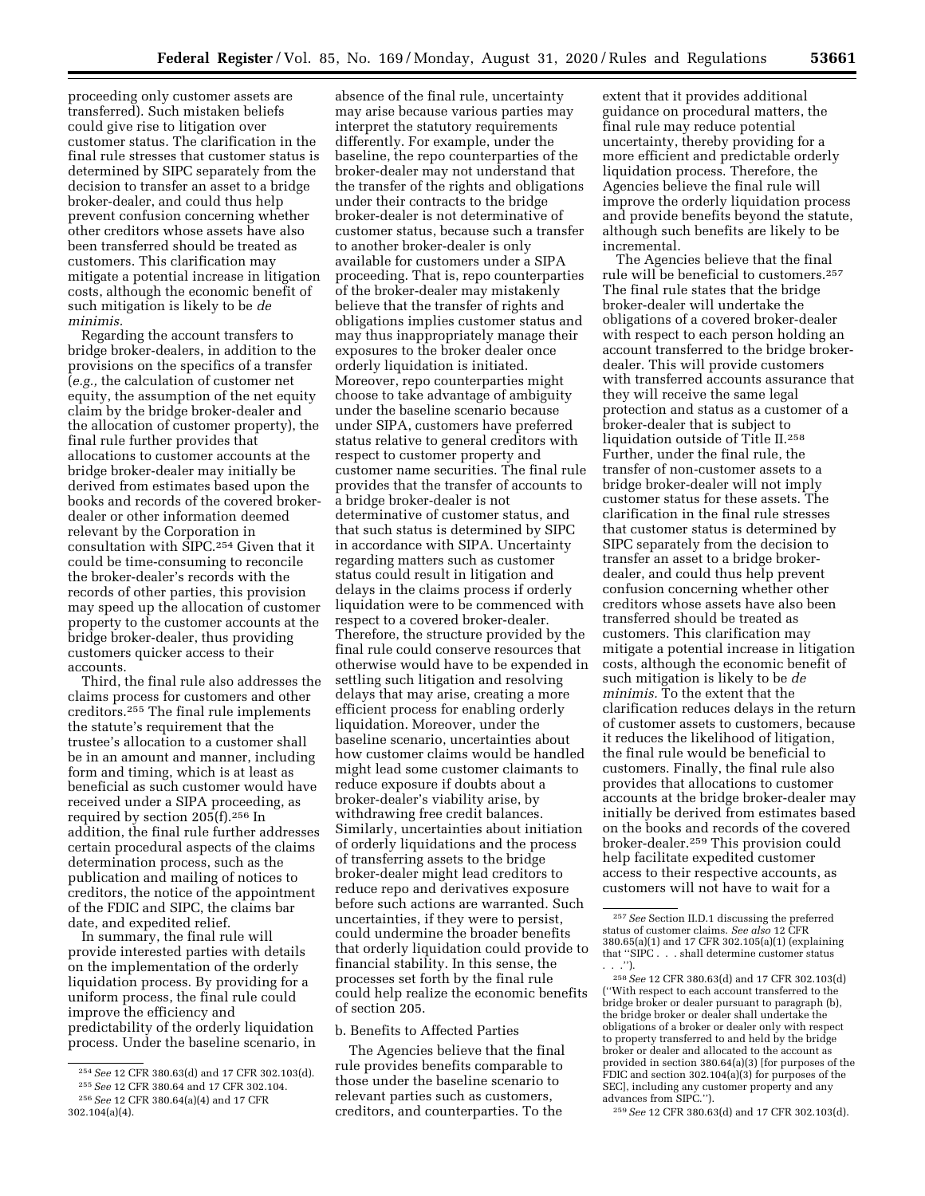proceeding only customer assets are transferred). Such mistaken beliefs could give rise to litigation over customer status. The clarification in the final rule stresses that customer status is determined by SIPC separately from the decision to transfer an asset to a bridge broker-dealer, and could thus help prevent confusion concerning whether other creditors whose assets have also been transferred should be treated as customers. This clarification may mitigate a potential increase in litigation costs, although the economic benefit of such mitigation is likely to be *de minimis.*

Regarding the account transfers to bridge broker-dealers, in addition to the provisions on the specifics of a transfer (*e.g.,* the calculation of customer net equity, the assumption of the net equity claim by the bridge broker-dealer and the allocation of customer property), the final rule further provides that allocations to customer accounts at the bridge broker-dealer may initially be derived from estimates based upon the books and records of the covered broker-dealer or other information deemed relevant by the Corporation in consultation with SIPC.[254] Given that it could be time-consuming to reconcile the broker-dealer's records with the records of other parties, this provision may speed up the allocation of customer property to the customer accounts at the bridge broker-dealer, thus providing customers quicker access to their accounts.

Third, the final rule also addresses the claims process for customers and other creditors.[255] The final rule implements the statute's requirement that the trustee's allocation to a customer shall be in an amount and manner, including form and timing, which is at least as beneficial as such customer would have received under a SIPA proceeding, as required by section 205(f).[256] In addition, the final rule further addresses certain procedural aspects of the claims determination process, such as the publication and mailing of notices to creditors, the notice of the appointment of the FDIC and SIPC, the claims bar date, and expedited relief.

In summary, the final rule will provide interested parties with details on the implementation of the orderly liquidation process. By providing for a uniform process, the final rule could improve the efficiency and predictability of the orderly liquidation process. Under the baseline scenario, in absence of the final rule, uncertainty may arise because various parties may interpret the statutory requirements differently. For example, under the baseline, the repo counterparties of the broker-dealer may not understand that the transfer of the rights and obligations under their contracts to the bridge broker-dealer is not determinative of customer status, because such a transfer to another broker-dealer is only available for customers under a SIPA proceeding. That is, repo counterparties of the broker-dealer may mistakenly believe that the transfer of rights and obligations implies customer status and may thus inappropriately manage their exposures to the broker dealer once orderly liquidation is initiated. Moreover, repo counterparties might choose to take advantage of ambiguity under the baseline scenario because under SIPA, customers have preferred status relative to general creditors with respect to customer property and customer name securities. The final rule provides that the transfer of accounts to a bridge broker-dealer is not determinative of customer status, and that such status is determined by SIPC in accordance with SIPA. Uncertainty regarding matters such as customer status could result in litigation and delays in the claims process if orderly liquidation were to be commenced with respect to a covered broker-dealer. Therefore, the structure provided by the final rule could conserve resources that otherwise would have to be expended in settling such litigation and resolving delays that may arise, creating a more efficient process for enabling orderly liquidation. Moreover, under the baseline scenario, uncertainties about how customer claims would be handled might lead some customer claimants to reduce exposure if doubts about a broker-dealer's viability arise, by withdrawing free credit balances. Similarly, uncertainties about initiation of orderly liquidations and the process of transferring assets to the bridge broker-dealer might lead creditors to reduce repo and derivatives exposure before such actions are warranted. Such uncertainties, if they were to persist, could undermine the broader benefits that orderly liquidation could provide to financial stability. In this sense, the processes set forth by the final rule could help realize the economic benefits of section 205.

b. Benefits to Affected Parties

The Agencies believe that the final rule provides benefits comparable to those under the baseline scenario to relevant parties such as customers, creditors, and counterparties. To the extent that it provides additional guidance on procedural matters, the final rule may reduce potential uncertainty, thereby providing for a more efficient and predictable orderly liquidation process. Therefore, the Agencies believe the final rule will improve the orderly liquidation process and provide benefits beyond the statute, although such benefits are likely to be incremental.

The Agencies believe that the final rule will be beneficial to customers.[257] The final rule states that the bridge broker-dealer will undertake the obligations of a covered broker-dealer with respect to each person holding an account transferred to the bridge broker-dealer. This will provide customers with transferred accounts assurance that they will receive the same legal protection and status as a customer of a broker-dealer that is subject to liquidation outside of Title II.[258] Further, under the final rule, the transfer of non-customer assets to a bridge broker-dealer will not imply customer status for these assets. The clarification in the final rule stresses that customer status is determined by SIPC separately from the decision to transfer an asset to a bridge broker-dealer, and could thus help prevent confusion concerning whether other creditors whose assets have also been transferred should be treated as customers. This clarification may mitigate a potential increase in litigation costs, although the economic benefit of such mitigation is likely to be *de minimis.* To the extent that the clarification reduces delays in the return of customer assets to customers, because it reduces the likelihood of litigation, the final rule would be beneficial to customers. Finally, the final rule also provides that allocations to customer accounts at the bridge broker-dealer may initially be derived from estimates based on the books and records of the covered broker-dealer.[259] This provision could help facilitate expedited customer access to their respective accounts, as customers will not have to wait for a

---

[254] *See* 12 CFR 380.63(d) and 17 CFR 302.103(d).

[255] *See* 12 CFR 380.64 and 17 CFR 302.104.

[256] *See* 12 CFR 380.64(a)(4) and 17 CFR 302.104(a)(4).

[257] *See* Section II.D.1 discussing the preferred status of customer claims. *See also* 12 CFR 380.65(a)(1) and 17 CFR 302.105(a)(1) (explaining that ''SIPC . . . shall determine customer status . . .'').

[258] *See* 12 CFR 380.63(d) and 17 CFR 302.103(d) (''With respect to each account transferred to the bridge broker or dealer pursuant to paragraph (b), the bridge broker or dealer shall undertake the obligations of a broker or dealer only with respect to property transferred to and held by the bridge broker or dealer and allocated to the account as provided in section 380.64(a)(3) [for purposes of the FDIC and section 302.104(a)(3) for purposes of the SEC], including any customer property and any advances from SIPC.'').

[259] *See* 12 CFR 380.63(d) and 17 CFR 302.103(d).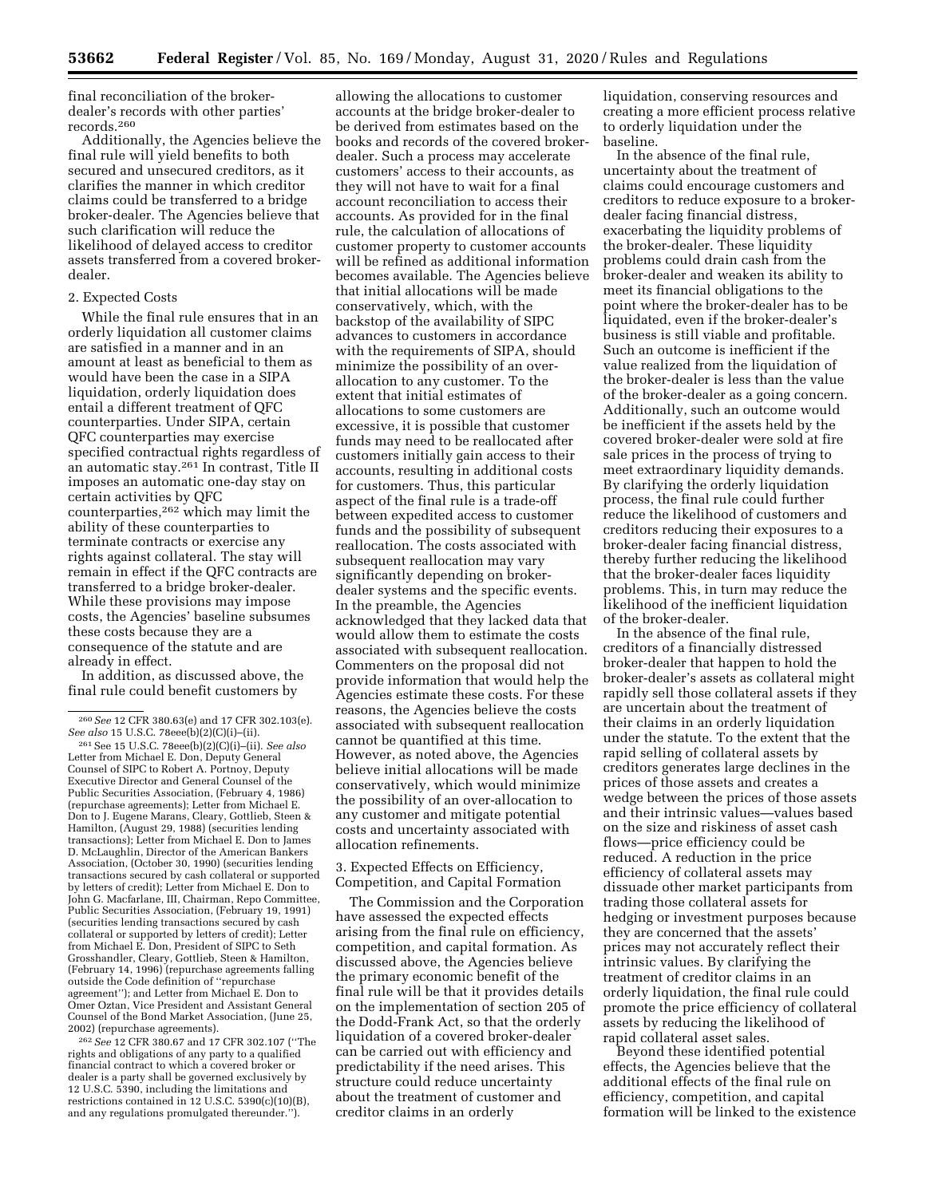final reconciliation of the broker-dealer's records with other parties' records.[260]

Additionally, the Agencies believe the final rule will yield benefits to both secured and unsecured creditors, as it clarifies the manner in which creditor claims could be transferred to a bridge broker-dealer. The Agencies believe that such clarification will reduce the likelihood of delayed access to creditor assets transferred from a covered broker-dealer.

2. Expected Costs

While the final rule ensures that in an orderly liquidation all customer claims are satisfied in a manner and in an amount at least as beneficial to them as would have been the case in a SIPA liquidation, orderly liquidation does entail a different treatment of QFC counterparties. Under SIPA, certain QFC counterparties may exercise specified contractual rights regardless of an automatic stay.[261] In contrast, Title II imposes an automatic one-day stay on certain activities by QFC counterparties,[262] which may limit the ability of these counterparties to terminate contracts or exercise any rights against collateral. The stay will remain in effect if the QFC contracts are transferred to a bridge broker-dealer. While these provisions may impose costs, the Agencies' baseline subsumes these costs because they are a consequence of the statute and are already in effect.

In addition, as discussed above, the final rule could benefit customers by allowing the allocations to customer accounts at the bridge broker-dealer to be derived from estimates based on the books and records of the covered broker-dealer. Such a process may accelerate customers' access to their accounts, as they will not have to wait for a final account reconciliation to access their accounts. As provided for in the final rule, the calculation of allocations of customer property to customer accounts will be refined as additional information becomes available. The Agencies believe that initial allocations will be made conservatively, which, with the backstop of the availability of SIPC advances to customers in accordance with the requirements of SIPA, should minimize the possibility of an over-allocation to any customer. To the extent that initial estimates of allocations to some customers are excessive, it is possible that customer funds may need to be reallocated after customers initially gain access to their accounts, resulting in additional costs for customers. Thus, this particular aspect of the final rule is a trade-off between expedited access to customer funds and the possibility of subsequent reallocation. The costs associated with subsequent reallocation may vary significantly depending on broker-dealer systems and the specific events. In the preamble, the Agencies acknowledged that they lacked data that would allow them to estimate the costs associated with subsequent reallocation. Commenters on the proposal did not provide information that would help the Agencies estimate these costs. For these reasons, the Agencies believe the costs associated with subsequent reallocation cannot be quantified at this time. However, as noted above, the Agencies believe initial allocations will be made conservatively, which would minimize the possibility of an over-allocation to any customer and mitigate potential costs and uncertainty associated with allocation refinements.

3. Expected Effects on Efficiency, Competition, and Capital Formation

The Commission and the Corporation have assessed the expected effects arising from the final rule on efficiency, competition, and capital formation. As discussed above, the Agencies believe the primary economic benefit of the final rule will be that it provides details on the implementation of section 205 of the Dodd-Frank Act, so that the orderly liquidation of a covered broker-dealer can be carried out with efficiency and predictability if the need arises. This structure could reduce uncertainty about the treatment of customer and creditor claims in an orderly liquidation, conserving resources and creating a more efficient process relative to orderly liquidation under the baseline.

In the absence of the final rule, uncertainty about the treatment of claims could encourage customers and creditors to reduce exposure to a broker-dealer facing financial distress, exacerbating the liquidity problems of the broker-dealer. These liquidity problems could drain cash from the broker-dealer and weaken its ability to meet its financial obligations to the point where the broker-dealer has to be liquidated, even if the broker-dealer's business is still viable and profitable. Such an outcome is inefficient if the value realized from the liquidation of the broker-dealer is less than the value of the broker-dealer as a going concern. Additionally, such an outcome would be inefficient if the assets held by the covered broker-dealer were sold at fire sale prices in the process of trying to meet extraordinary liquidity demands. By clarifying the orderly liquidation process, the final rule could further reduce the likelihood of customers and creditors reducing their exposures to a broker-dealer facing financial distress, thereby further reducing the likelihood that the broker-dealer faces liquidity problems. This, in turn may reduce the likelihood of the inefficient liquidation of the broker-dealer.

In the absence of the final rule, creditors of a financially distressed broker-dealer that happen to hold the broker-dealer's assets as collateral might rapidly sell those collateral assets if they are uncertain about the treatment of their claims in an orderly liquidation under the statute. To the extent that the rapid selling of collateral assets by creditors generates large declines in the prices of those assets and creates a wedge between the prices of those assets and their intrinsic values—values based on the size and riskiness of asset cash flows—price efficiency could be reduced. A reduction in the price efficiency of collateral assets may dissuade other market participants from trading those collateral assets for hedging or investment purposes because they are concerned that the assets' prices may not accurately reflect their intrinsic values. By clarifying the treatment of creditor claims in an orderly liquidation, the final rule could promote the price efficiency of collateral assets by reducing the likelihood of rapid collateral asset sales.

Beyond these identified potential effects, the Agencies believe that the additional effects of the final rule on efficiency, competition, and capital formation will be linked to the existence

---

[260] *See* 12 CFR 380.63(e) and 17 CFR 302.103(e). *See also* 15 U.S.C. 78eee(b)(2)(C)(i)–(ii).

[261] See 15 U.S.C. 78eee(b)(2)(C)(i)–(ii). *See also* Letter from Michael E. Don, Deputy General Counsel of SIPC to Robert A. Portnoy, Deputy Executive Director and General Counsel of the Public Securities Association, (February 4, 1986) (repurchase agreements); Letter from Michael E. Don to J. Eugene Marans, Cleary, Gottlieb, Steen & Hamilton, (August 29, 1988) (securities lending transactions); Letter from Michael E. Don to James D. McLaughlin, Director of the American Bankers Association, (October 30, 1990) (securities lending transactions secured by cash collateral or supported by letters of credit); Letter from Michael E. Don to John G. Macfarlane, III, Chairman, Repo Committee, Public Securities Association, (February 19, 1991) (securities lending transactions secured by cash collateral or supported by letters of credit); Letter from Michael E. Don, President of SIPC to Seth Grosshandler, Cleary, Gottlieb, Steen & Hamilton, (February 14, 1996) (repurchase agreements falling outside the Code definition of "repurchase agreement"); and Letter from Michael E. Don to Omer Oztan, Vice President and Assistant General Counsel of the Bond Market Association, (June 25, 2002) (repurchase agreements).

[262] *See* 12 CFR 380.67 and 17 CFR 302.107 ("The rights and obligations of any party to a qualified financial contract to which a covered broker or dealer is a party shall be governed exclusively by 12 U.S.C. 5390, including the limitations and restrictions contained in 12 U.S.C. 5390(c)(10)(B), and any regulations promulgated thereunder.").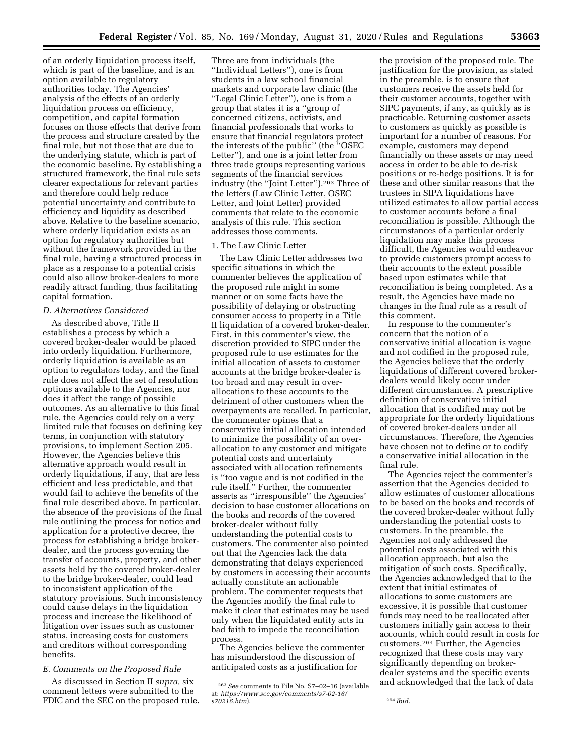of an orderly liquidation process itself, which is part of the baseline, and is an option available to regulatory authorities today. The Agencies' analysis of the effects of an orderly liquidation process on efficiency, competition, and capital formation focuses on those effects that derive from the process and structure created by the final rule, but not those that are due to the underlying statute, which is part of the economic baseline. By establishing a structured framework, the final rule sets clearer expectations for relevant parties and therefore could help reduce potential uncertainty and contribute to efficiency and liquidity as described above. Relative to the baseline scenario, where orderly liquidation exists as an option for regulatory authorities but without the framework provided in the final rule, having a structured process in place as a response to a potential crisis could also allow broker-dealers to more readily attract funding, thus facilitating capital formation.

### *D. Alternatives Considered*

As described above, Title II establishes a process by which a covered broker-dealer would be placed into orderly liquidation. Furthermore, orderly liquidation is available as an option to regulators today, and the final rule does not affect the set of resolution options available to the Agencies, nor does it affect the range of possible outcomes. As an alternative to this final rule, the Agencies could rely on a very limited rule that focuses on defining key terms, in conjunction with statutory provisions, to implement Section 205. However, the Agencies believe this alternative approach would result in orderly liquidations, if any, that are less efficient and less predictable, and that would fail to achieve the benefits of the final rule described above. In particular, the absence of the provisions of the final rule outlining the process for notice and application for a protective decree, the process for establishing a bridge broker-dealer, and the process governing the transfer of accounts, property, and other assets held by the covered broker-dealer to the bridge broker-dealer, could lead to inconsistent application of the statutory provisions. Such inconsistency could cause delays in the liquidation process and increase the likelihood of litigation over issues such as customer status, increasing costs for customers and creditors without corresponding benefits.

### *E. Comments on the Proposed Rule*

As discussed in Section II *supra,* six comment letters were submitted to the FDIC and the SEC on the proposed rule. Three are from individuals (the ''Individual Letters''), one is from students in a law school financial markets and corporate law clinic (the ''Legal Clinic Letter''), one is from a group that states it is a ''group of concerned citizens, activists, and financial professionals that works to ensure that financial regulators protect the interests of the public'' (the ''OSEC Letter''), and one is a joint letter from three trade groups representing various segments of the financial services industry (the ''Joint Letter'').[263] Three of the letters (Law Clinic Letter, OSEC Letter, and Joint Letter) provided comments that relate to the economic analysis of this rule. This section addresses those comments.

#### 1. The Law Clinic Letter

The Law Clinic Letter addresses two specific situations in which the commenter believes the application of the proposed rule might in some manner or on some facts have the possibility of delaying or obstructing consumer access to property in a Title II liquidation of a covered broker-dealer. First, in this commenter's view, the discretion provided to SIPC under the proposed rule to use estimates for the initial allocation of assets to customer accounts at the bridge broker-dealer is too broad and may result in over-allocations to these accounts to the detriment of other customers when the overpayments are recalled. In particular, the commenter opines that a conservative initial allocation intended to minimize the possibility of an over-allocation to any customer and mitigate potential costs and uncertainty associated with allocation refinements is ''too vague and is not codified in the rule itself.'' Further, the commenter asserts as ''irresponsible'' the Agencies' decision to base customer allocations on the books and records of the covered broker-dealer without fully understanding the potential costs to customers. The commenter also pointed out that the Agencies lack the data demonstrating that delays experienced by customers in accessing their accounts actually constitute an actionable problem. The commenter requests that the Agencies modify the final rule to make it clear that estimates may be used only when the liquidated entity acts in bad faith to impede the reconciliation process.

The Agencies believe the commenter has misunderstood the discussion of anticipated costs as a justification for the provision of the proposed rule. The justification for the provision, as stated in the preamble, is to ensure that customers receive the assets held for their customer accounts, together with SIPC payments, if any, as quickly as is practicable. Returning customer assets to customers as quickly as possible is important for a number of reasons. For example, customers may depend financially on these assets or may need access in order to be able to de-risk positions or re-hedge positions. It is for these and other similar reasons that the trustees in SIPA liquidations have utilized estimates to allow partial access to customer accounts before a final reconciliation is possible. Although the circumstances of a particular orderly liquidation may make this process difficult, the Agencies would endeavor to provide customers prompt access to their accounts to the extent possible based upon estimates while that reconciliation is being completed. As a result, the Agencies have made no changes in the final rule as a result of this comment.

In response to the commenter's concern that the notion of a conservative initial allocation is vague and not codified in the proposed rule, the Agencies believe that the orderly liquidations of different covered broker-dealers would likely occur under different circumstances. A prescriptive definition of conservative initial allocation that is codified may not be appropriate for the orderly liquidations of covered broker-dealers under all circumstances. Therefore, the Agencies have chosen not to define or to codify a conservative initial allocation in the final rule.

The Agencies reject the commenter's assertion that the Agencies decided to allow estimates of customer allocations to be based on the books and records of the covered broker-dealer without fully understanding the potential costs to customers. In the preamble, the Agencies not only addressed the potential costs associated with this allocation approach, but also the mitigation of such costs. Specifically, the Agencies acknowledged that to the extent that initial estimates of allocations to some customers are excessive, it is possible that customer funds may need to be reallocated after customers initially gain access to their accounts, which could result in costs for customers.[264] Further, the Agencies recognized that these costs may vary significantly depending on broker-dealer systems and the specific events and acknowledged that the lack of data

[263] *See* comments to File No. S7–02–16 (available at: *https://www.sec.gov/comments/s7-02-16/s70216.htm*).

[264] *Ibid.*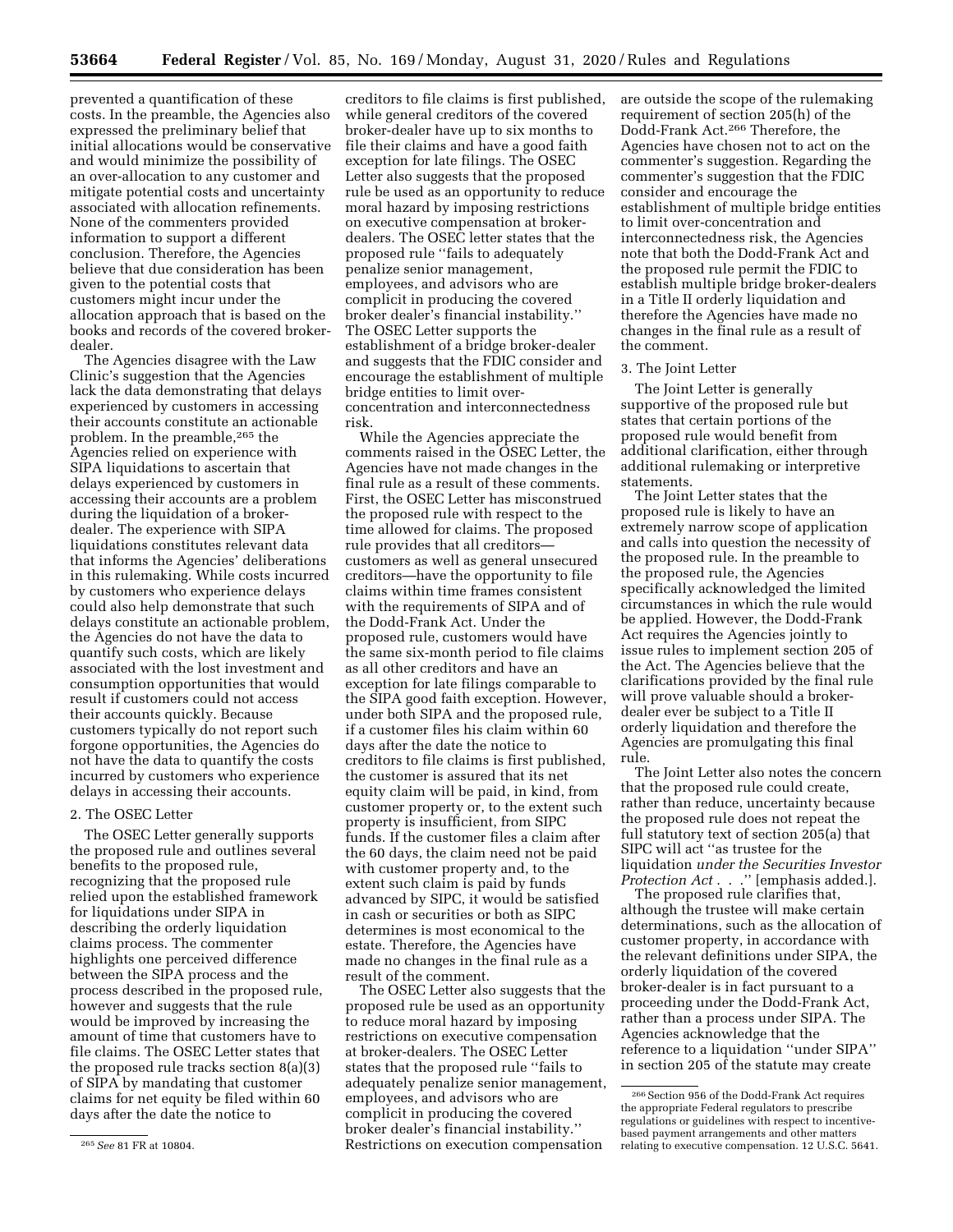prevented a quantification of these costs. In the preamble, the Agencies also expressed the preliminary belief that initial allocations would be conservative and would minimize the possibility of an over-allocation to any customer and mitigate potential costs and uncertainty associated with allocation refinements. None of the commenters provided information to support a different conclusion. Therefore, the Agencies believe that due consideration has been given to the potential costs that customers might incur under the allocation approach that is based on the books and records of the covered broker-dealer.

The Agencies disagree with the Law Clinic's suggestion that the Agencies lack the data demonstrating that delays experienced by customers in accessing their accounts constitute an actionable problem. In the preamble,[265] the Agencies relied on experience with SIPA liquidations to ascertain that delays experienced by customers in accessing their accounts are a problem during the liquidation of a broker-dealer. The experience with SIPA liquidations constitutes relevant data that informs the Agencies' deliberations in this rulemaking. While costs incurred by customers who experience delays could also help demonstrate that such delays constitute an actionable problem, the Agencies do not have the data to quantify such costs, which are likely associated with the lost investment and consumption opportunities that would result if customers could not access their accounts quickly. Because customers typically do not report such forgone opportunities, the Agencies do not have the data to quantify the costs incurred by customers who experience delays in accessing their accounts.

2. The OSEC Letter

The OSEC Letter generally supports the proposed rule and outlines several benefits to the proposed rule, recognizing that the proposed rule relied upon the established framework for liquidations under SIPA in describing the orderly liquidation claims process. The commenter highlights one perceived difference between the SIPA process and the process described in the proposed rule, however and suggests that the rule would be improved by increasing the amount of time that customers have to file claims. The OSEC Letter states that the proposed rule tracks section 8(a)(3) of SIPA by mandating that customer claims for net equity be filed within 60 days after the date the notice to creditors to file claims is first published, while general creditors of the covered broker-dealer have up to six months to file their claims and have a good faith exception for late filings. The OSEC Letter also suggests that the proposed rule be used as an opportunity to reduce moral hazard by imposing restrictions on executive compensation at broker-dealers. The OSEC letter states that the proposed rule ''fails to adequately penalize senior management, employees, and advisors who are complicit in producing the covered broker dealer's financial instability.'' The OSEC Letter supports the establishment of a bridge broker-dealer and suggests that the FDIC consider and encourage the establishment of multiple bridge entities to limit over-concentration and interconnectedness risk.

While the Agencies appreciate the comments raised in the OSEC Letter, the Agencies have not made changes in the final rule as a result of these comments. First, the OSEC Letter has misconstrued the proposed rule with respect to the time allowed for claims. The proposed rule provides that all creditors—customers as well as general unsecured creditors—have the opportunity to file claims within time frames consistent with the requirements of SIPA and of the Dodd-Frank Act. Under the proposed rule, customers would have the same six-month period to file claims as all other creditors and have an exception for late filings comparable to the SIPA good faith exception. However, under both SIPA and the proposed rule, if a customer files his claim within 60 days after the date the notice to creditors to file claims is first published, the customer is assured that its net equity claim will be paid, in kind, from customer property or, to the extent such property is insufficient, from SIPC funds. If the customer files a claim after the 60 days, the claim need not be paid with customer property and, to the extent such claim is paid by funds advanced by SIPC, it would be satisfied in cash or securities or both as SIPC determines is most economical to the estate. Therefore, the Agencies have made no changes in the final rule as a result of the comment.

The OSEC Letter also suggests that the proposed rule be used as an opportunity to reduce moral hazard by imposing restrictions on executive compensation at broker-dealers. The OSEC Letter states that the proposed rule ''fails to adequately penalize senior management, employees, and advisors who are complicit in producing the covered broker dealer's financial instability.'' Restrictions on execution compensation are outside the scope of the rulemaking requirement of section 205(h) of the Dodd-Frank Act.[266] Therefore, the Agencies have chosen not to act on the commenter's suggestion. Regarding the commenter's suggestion that the FDIC consider and encourage the establishment of multiple bridge entities to limit over-concentration and interconnectedness risk, the Agencies note that both the Dodd-Frank Act and the proposed rule permit the FDIC to establish multiple bridge broker-dealers in a Title II orderly liquidation and therefore the Agencies have made no changes in the final rule as a result of the comment.

3. The Joint Letter

The Joint Letter is generally supportive of the proposed rule but states that certain portions of the proposed rule would benefit from additional clarification, either through additional rulemaking or interpretive statements.

The Joint Letter states that the proposed rule is likely to have an extremely narrow scope of application and calls into question the necessity of the proposed rule. In the preamble to the proposed rule, the Agencies specifically acknowledged the limited circumstances in which the rule would be applied. However, the Dodd-Frank Act requires the Agencies jointly to issue rules to implement section 205 of the Act. The Agencies believe that the clarifications provided by the final rule will prove valuable should a broker-dealer ever be subject to a Title II orderly liquidation and therefore the Agencies are promulgating this final rule.

The Joint Letter also notes the concern that the proposed rule could create, rather than reduce, uncertainty because the proposed rule does not repeat the full statutory text of section 205(a) that SIPC will act ''as trustee for the liquidation *under the Securities Investor Protection Act* . . .'' [emphasis added.].

The proposed rule clarifies that, although the trustee will make certain determinations, such as the allocation of customer property, in accordance with the relevant definitions under SIPA, the orderly liquidation of the covered broker-dealer is in fact pursuant to a proceeding under the Dodd-Frank Act, rather than a process under SIPA. The Agencies acknowledge that the reference to a liquidation ''under SIPA'' in section 205 of the statute may create

[265] *See* 81 FR at 10804.

[266] Section 956 of the Dodd-Frank Act requires the appropriate Federal regulators to prescribe regulations or guidelines with respect to incentive-based payment arrangements and other matters relating to executive compensation. 12 U.S.C. 5641.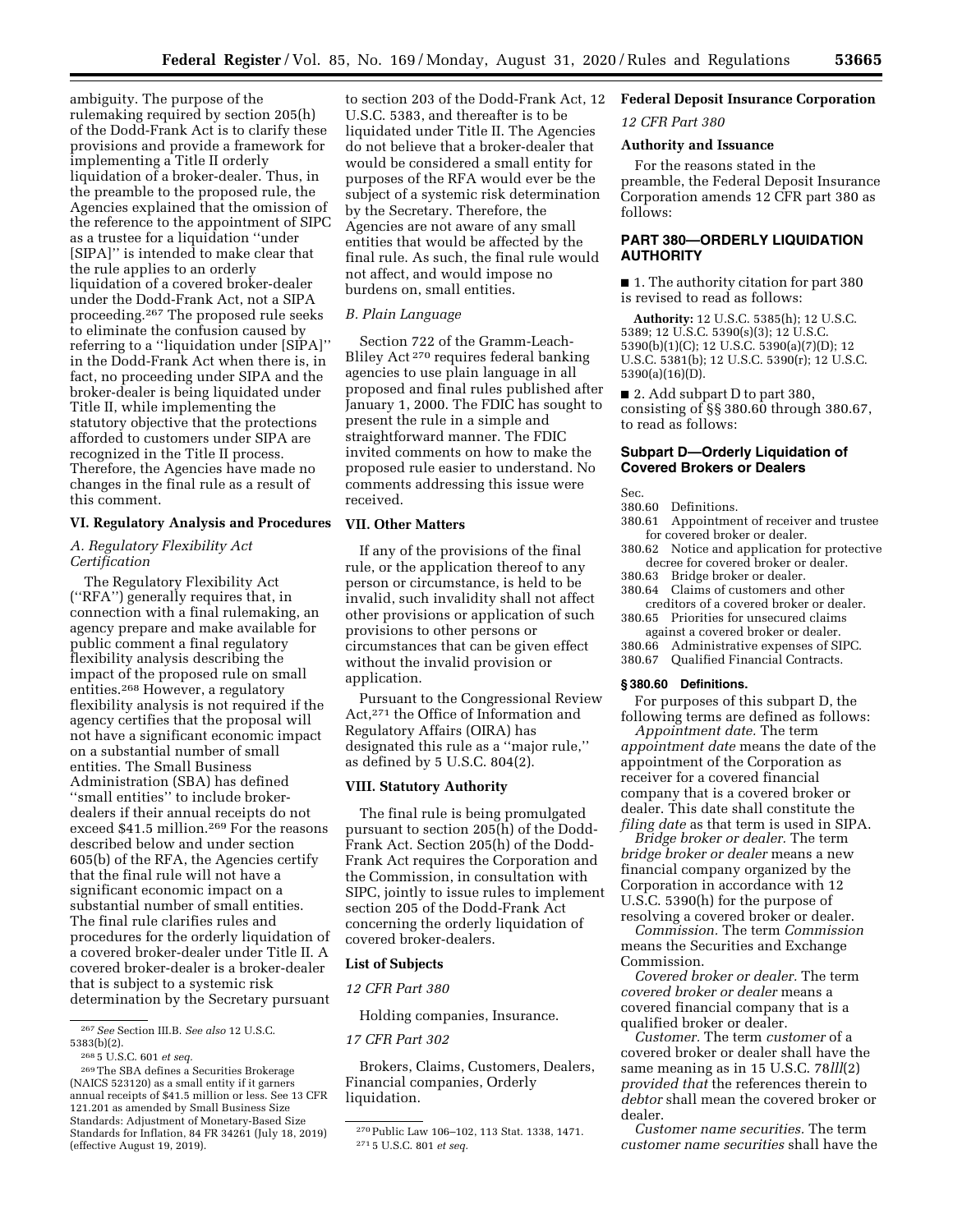ambiguity. The purpose of the rulemaking required by section 205(h) of the Dodd-Frank Act is to clarify these provisions and provide a framework for implementing a Title II orderly liquidation of a broker-dealer. Thus, in the preamble to the proposed rule, the Agencies explained that the omission of the reference to the appointment of SIPC as a trustee for a liquidation ''under [SIPA]'' is intended to make clear that the rule applies to an orderly liquidation of a covered broker-dealer under the Dodd-Frank Act, not a SIPA proceeding.[267] The proposed rule seeks to eliminate the confusion caused by referring to a ''liquidation under [SIPA]'' in the Dodd-Frank Act when there is, in fact, no proceeding under SIPA and the broker-dealer is being liquidated under Title II, while implementing the statutory objective that the protections afforded to customers under SIPA are recognized in the Title II process. Therefore, the Agencies have made no changes in the final rule as a result of this comment.

## VI. Regulatory Analysis and Procedures

### A. Regulatory Flexibility Act Certification

The Regulatory Flexibility Act (''RFA'') generally requires that, in connection with a final rulemaking, an agency prepare and make available for public comment a final regulatory flexibility analysis describing the impact of the proposed rule on small entities.[268] However, a regulatory flexibility analysis is not required if the agency certifies that the proposal will not have a significant economic impact on a substantial number of small entities. The Small Business Administration (SBA) has defined ''small entities'' to include broker-dealers if their annual receipts do not exceed $41.5 million.[269] For the reasons described below and under section 605(b) of the RFA, the Agencies certify that the final rule will not have a significant economic impact on a substantial number of small entities. The final rule clarifies rules and procedures for the orderly liquidation of a covered broker-dealer under Title II. A covered broker-dealer is a broker-dealer that is subject to a systemic risk determination by the Secretary pursuant to section 203 of the Dodd-Frank Act, 12 U.S.C. 5383, and thereafter is to be liquidated under Title II. The Agencies do not believe that a broker-dealer that would be considered a small entity for purposes of the RFA would ever be the subject of a systemic risk determination by the Secretary. Therefore, the Agencies are not aware of any small entities that would be affected by the final rule. As such, the final rule would not affect, and would impose no burdens on, small entities.

### B. Plain Language

Section 722 of the Gramm-Leach-Bliley Act[270] requires federal banking agencies to use plain language in all proposed and final rules published after January 1, 2000. The FDIC has sought to present the rule in a simple and straightforward manner. The FDIC invited comments on how to make the proposed rule easier to understand. No comments addressing this issue were received.

## VII. Other Matters

If any of the provisions of the final rule, or the application thereof to any person or circumstance, is held to be invalid, such invalidity shall not affect other provisions or application of such provisions to other persons or circumstances that can be given effect without the invalid provision or application.

Pursuant to the Congressional Review Act,[271] the Office of Information and Regulatory Affairs (OIRA) has designated this rule as a ''major rule,'' as defined by 5 U.S.C. 804(2).

## VIII. Statutory Authority

The final rule is being promulgated pursuant to section 205(h) of the Dodd-Frank Act. Section 205(h) of the Dodd-Frank Act requires the Corporation and the Commission, in consultation with SIPC, jointly to issue rules to implement section 205 of the Dodd-Frank Act concerning the orderly liquidation of covered broker-dealers.

## List of Subjects

*12 CFR Part 380*

Holding companies, Insurance.

*17 CFR Part 302*

Brokers, Claims, Customers, Dealers, Financial companies, Orderly liquidation.

[267] *See* Section III.B. *See also* 12 U.S.C. 5383(b)(2).

[268] 5 U.S.C. 601 *et seq.*

[269] The SBA defines a Securities Brokerage (NAICS 523120) as a small entity if it garners annual receipts of $41.5 million or less. See 13 CFR 121.201 as amended by Small Business Size Standards: Adjustment of Monetary-Based Size Standards for Inflation, 84 FR 34261 (July 18, 2019) (effective August 19, 2019).

[270] Public Law 106–102, 113 Stat. 1338, 1471.

[271] 5 U.S.C. 801 *et seq.*

## Federal Deposit Insurance Corporation

*12 CFR Part 380*

### Authority and Issuance

For the reasons stated in the preamble, the Federal Deposit Insurance Corporation amends 12 CFR part 380 as follows:

## PART 380—ORDERLY LIQUIDATION AUTHORITY

■ 1. The authority citation for part 380 is revised to read as follows:

**Authority:** 12 U.S.C. 5385(h); 12 U.S.C. 5389; 12 U.S.C. 5390(s)(3); 12 U.S.C. 5390(b)(1)(C); 12 U.S.C. 5390(a)(7)(D); 12 U.S.C. 5381(b); 12 U.S.C. 5390(r); 12 U.S.C. 5390(a)(16)(D).

■ 2. Add subpart D to part 380, consisting of §§ 380.60 through 380.67, to read as follows:

### Subpart D—Orderly Liquidation of Covered Brokers or Dealers

Sec.
380.60 Definitions.
380.61 Appointment of receiver and trustee for covered broker or dealer.
380.62 Notice and application for protective decree for covered broker or dealer.
380.63 Bridge broker or dealer.
380.64 Claims of customers and other creditors of a covered broker or dealer.
380.65 Priorities for unsecured claims against a covered broker or dealer.
380.66 Administrative expenses of SIPC.
380.67 Qualified Financial Contracts.

#### § 380.60 Definitions.

For purposes of this subpart D, the following terms are defined as follows:

*Appointment date.* The term *appointment date* means the date of the appointment of the Corporation as receiver for a covered financial company that is a covered broker or dealer. This date shall constitute the *filing date* as that term is used in SIPA.

*Bridge broker or dealer.* The term *bridge broker or dealer* means a new financial company organized by the Corporation in accordance with 12 U.S.C. 5390(h) for the purpose of resolving a covered broker or dealer.

*Commission.* The term *Commission* means the Securities and Exchange Commission.

*Covered broker or dealer.* The term *covered broker or dealer* means a covered financial company that is a qualified broker or dealer.

*Customer.* The term *customer* of a covered broker or dealer shall have the same meaning as in 15 U.S.C. 78*lll*(2) *provided that* the references therein to *debtor* shall mean the covered broker or dealer.

*Customer name securities.* The term *customer name securities* shall have the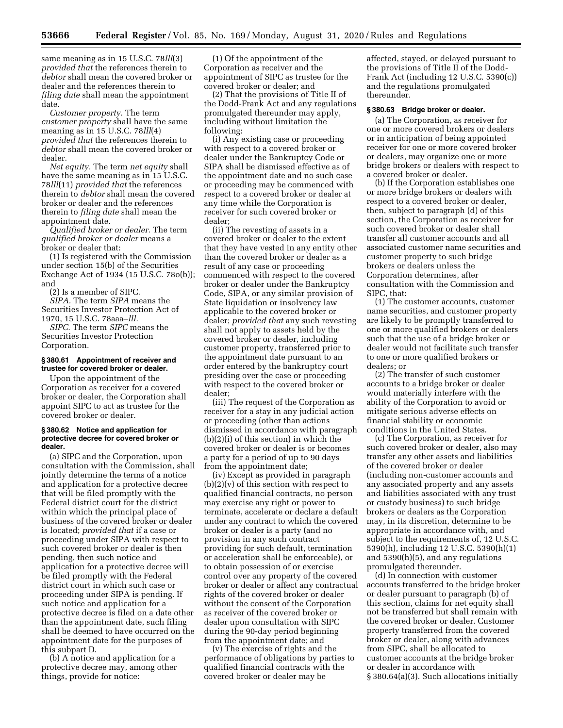same meaning as in 15 U.S.C. 78*lll*(3) *provided that* the references therein to *debtor* shall mean the covered broker or dealer and the references therein to *filing date* shall mean the appointment date.

*Customer property.* The term *customer property* shall have the same meaning as in 15 U.S.C. 78*lll*(4) *provided that* the references therein to *debtor* shall mean the covered broker or dealer.

*Net equity.* The term *net equity* shall have the same meaning as in 15 U.S.C. 78*lll*(11) *provided that* the references therein to *debtor* shall mean the covered broker or dealer and the references therein to *filing date* shall mean the appointment date.

*Qualified broker or dealer.* The term *qualified broker or dealer* means a broker or dealer that:

(1) Is registered with the Commission under section 15(b) of the Securities Exchange Act of 1934 (15 U.S.C. 78o(b)); and

(2) Is a member of SIPC.

*SIPA.* The term *SIPA* means the Securities Investor Protection Act of 1970, 15 U.S.C. 78aaa–*lll.*

*SIPC.* The term *SIPC* means the Securities Investor Protection Corporation.

### § 380.61 Appointment of receiver and trustee for covered broker or dealer.

Upon the appointment of the Corporation as receiver for a covered broker or dealer, the Corporation shall appoint SIPC to act as trustee for the covered broker or dealer.

### § 380.62 Notice and application for protective decree for covered broker or dealer.

(a) SIPC and the Corporation, upon consultation with the Commission, shall jointly determine the terms of a notice and application for a protective decree that will be filed promptly with the Federal district court for the district within which the principal place of business of the covered broker or dealer is located; *provided that* if a case or proceeding under SIPA with respect to such covered broker or dealer is then pending, then such notice and application for a protective decree will be filed promptly with the Federal district court in which such case or proceeding under SIPA is pending. If such notice and application for a protective decree is filed on a date other than the appointment date, such filing shall be deemed to have occurred on the appointment date for the purposes of this subpart D.

(b) A notice and application for a protective decree may, among other things, provide for notice:

(1) Of the appointment of the Corporation as receiver and the appointment of SIPC as trustee for the covered broker or dealer; and

(2) That the provisions of Title II of the Dodd-Frank Act and any regulations promulgated thereunder may apply, including without limitation the following:

(i) Any existing case or proceeding with respect to a covered broker or dealer under the Bankruptcy Code or SIPA shall be dismissed effective as of the appointment date and no such case or proceeding may be commenced with respect to a covered broker or dealer at any time while the Corporation is receiver for such covered broker or dealer;

(ii) The revesting of assets in a covered broker or dealer to the extent that they have vested in any entity other than the covered broker or dealer as a result of any case or proceeding commenced with respect to the covered broker or dealer under the Bankruptcy Code, SIPA, or any similar provision of State liquidation or insolvency law applicable to the covered broker or dealer; *provided that* any such revesting shall not apply to assets held by the covered broker or dealer, including customer property, transferred prior to the appointment date pursuant to an order entered by the bankruptcy court presiding over the case or proceeding with respect to the covered broker or dealer;

(iii) The request of the Corporation as receiver for a stay in any judicial action or proceeding (other than actions dismissed in accordance with paragraph (b)(2)(i) of this section) in which the covered broker or dealer is or becomes a party for a period of up to 90 days from the appointment date;

(iv) Except as provided in paragraph (b)(2)(v) of this section with respect to qualified financial contracts, no person may exercise any right or power to terminate, accelerate or declare a default under any contract to which the covered broker or dealer is a party (and no provision in any such contract providing for such default, termination or acceleration shall be enforceable), or to obtain possession of or exercise control over any property of the covered broker or dealer or affect any contractual rights of the covered broker or dealer without the consent of the Corporation as receiver of the covered broker or dealer upon consultation with SIPC during the 90-day period beginning from the appointment date; and

(v) The exercise of rights and the performance of obligations by parties to qualified financial contracts with the covered broker or dealer may be affected, stayed, or delayed pursuant to the provisions of Title II of the Dodd-Frank Act (including 12 U.S.C. 5390(c)) and the regulations promulgated thereunder.

### § 380.63 Bridge broker or dealer.

(a) The Corporation, as receiver for one or more covered brokers or dealers or in anticipation of being appointed receiver for one or more covered broker or dealers, may organize one or more bridge brokers or dealers with respect to a covered broker or dealer.

(b) If the Corporation establishes one or more bridge brokers or dealers with respect to a covered broker or dealer, then, subject to paragraph (d) of this section, the Corporation as receiver for such covered broker or dealer shall transfer all customer accounts and all associated customer name securities and customer property to such bridge brokers or dealers unless the Corporation determines, after consultation with the Commission and SIPC, that:

(1) The customer accounts, customer name securities, and customer property are likely to be promptly transferred to one or more qualified brokers or dealers such that the use of a bridge broker or dealer would not facilitate such transfer to one or more qualified brokers or dealers; or

(2) The transfer of such customer accounts to a bridge broker or dealer would materially interfere with the ability of the Corporation to avoid or mitigate serious adverse effects on financial stability or economic conditions in the United States.

(c) The Corporation, as receiver for such covered broker or dealer, also may transfer any other assets and liabilities of the covered broker or dealer (including non-customer accounts and any associated property and any assets and liabilities associated with any trust or custody business) to such bridge brokers or dealers as the Corporation may, in its discretion, determine to be appropriate in accordance with, and subject to the requirements of, 12 U.S.C. 5390(h), including 12 U.S.C. 5390(h)(1) and 5390(h)(5), and any regulations promulgated thereunder.

(d) In connection with customer accounts transferred to the bridge broker or dealer pursuant to paragraph (b) of this section, claims for net equity shall not be transferred but shall remain with the covered broker or dealer. Customer property transferred from the covered broker or dealer, along with advances from SIPC, shall be allocated to customer accounts at the bridge broker or dealer in accordance with § 380.64(a)(3). Such allocations initially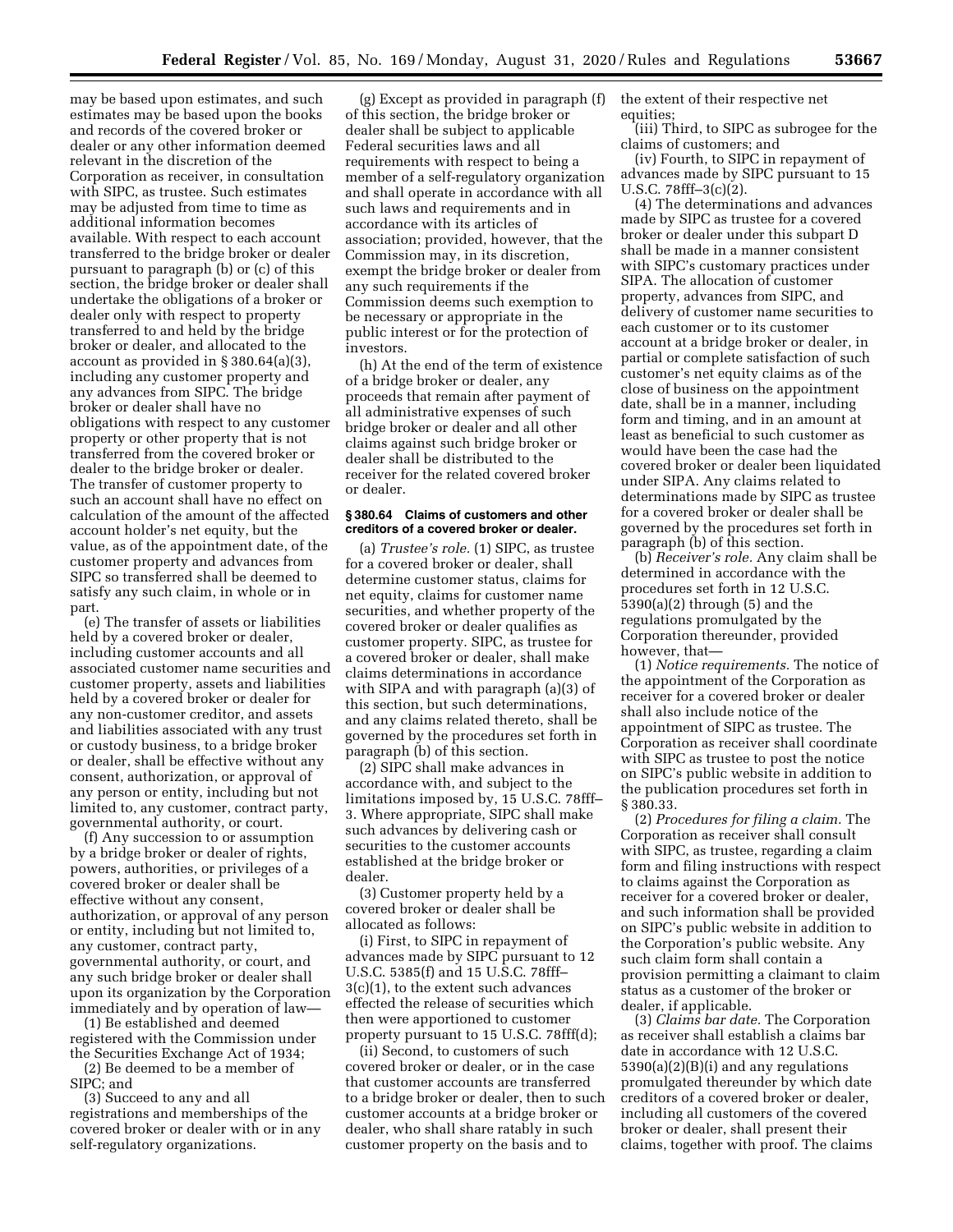may be based upon estimates, and such estimates may be based upon the books and records of the covered broker or dealer or any other information deemed relevant in the discretion of the Corporation as receiver, in consultation with SIPC, as trustee. Such estimates may be adjusted from time to time as additional information becomes available. With respect to each account transferred to the bridge broker or dealer pursuant to paragraph (b) or (c) of this section, the bridge broker or dealer shall undertake the obligations of a broker or dealer only with respect to property transferred to and held by the bridge broker or dealer, and allocated to the account as provided in § 380.64(a)(3), including any customer property and any advances from SIPC. The bridge broker or dealer shall have no obligations with respect to any customer property or other property that is not transferred from the covered broker or dealer to the bridge broker or dealer. The transfer of customer property to such an account shall have no effect on calculation of the amount of the affected account holder's net equity, but the value, as of the appointment date, of the customer property and advances from SIPC so transferred shall be deemed to satisfy any such claim, in whole or in part.

(e) The transfer of assets or liabilities held by a covered broker or dealer, including customer accounts and all associated customer name securities and customer property, assets and liabilities held by a covered broker or dealer for any non-customer creditor, and assets and liabilities associated with any trust or custody business, to a bridge broker or dealer, shall be effective without any consent, authorization, or approval of any person or entity, including but not limited to, any customer, contract party, governmental authority, or court.

(f) Any succession to or assumption by a bridge broker or dealer of rights, powers, authorities, or privileges of a covered broker or dealer shall be effective without any consent, authorization, or approval of any person or entity, including but not limited to, any customer, contract party, governmental authority, or court, and any such bridge broker or dealer shall upon its organization by the Corporation immediately and by operation of law—

(1) Be established and deemed registered with the Commission under the Securities Exchange Act of 1934;

(2) Be deemed to be a member of SIPC; and

(3) Succeed to any and all registrations and memberships of the covered broker or dealer with or in any self-regulatory organizations.

(g) Except as provided in paragraph (f) of this section, the bridge broker or dealer shall be subject to applicable Federal securities laws and all requirements with respect to being a member of a self-regulatory organization and shall operate in accordance with all such laws and requirements and in accordance with its articles of association; provided, however, that the Commission may, in its discretion, exempt the bridge broker or dealer from any such requirements if the Commission deems such exemption to be necessary or appropriate in the public interest or for the protection of investors.

(h) At the end of the term of existence of a bridge broker or dealer, any proceeds that remain after payment of all administrative expenses of such bridge broker or dealer and all other claims against such bridge broker or dealer shall be distributed to the receiver for the related covered broker or dealer.

### § 380.64 Claims of customers and other creditors of a covered broker or dealer.

(a) *Trustee's role.* (1) SIPC, as trustee for a covered broker or dealer, shall determine customer status, claims for net equity, claims for customer name securities, and whether property of the covered broker or dealer qualifies as customer property. SIPC, as trustee for a covered broker or dealer, shall make claims determinations in accordance with SIPA and with paragraph (a)(3) of this section, but such determinations, and any claims related thereto, shall be governed by the procedures set forth in paragraph (b) of this section.

(2) SIPC shall make advances in accordance with, and subject to the limitations imposed by, 15 U.S.C. 78fff–3. Where appropriate, SIPC shall make such advances by delivering cash or securities to the customer accounts established at the bridge broker or dealer.

(3) Customer property held by a covered broker or dealer shall be allocated as follows:

(i) First, to SIPC in repayment of advances made by SIPC pursuant to 12 U.S.C. 5385(f) and 15 U.S.C. 78fff–3(c)(1), to the extent such advances effected the release of securities which then were apportioned to customer property pursuant to 15 U.S.C. 78fff(d);

(ii) Second, to customers of such covered broker or dealer, or in the case that customer accounts are transferred to a bridge broker or dealer, then to such customer accounts at a bridge broker or dealer, who shall share ratably in such customer property on the basis and to the extent of their respective net equities;

(iii) Third, to SIPC as subrogee for the claims of customers; and

(iv) Fourth, to SIPC in repayment of advances made by SIPC pursuant to 15 U.S.C. 78fff–3(c)(2).

(4) The determinations and advances made by SIPC as trustee for a covered broker or dealer under this subpart D shall be made in a manner consistent with SIPC's customary practices under SIPA. The allocation of customer property, advances from SIPC, and delivery of customer name securities to each customer or to its customer account at a bridge broker or dealer, in partial or complete satisfaction of such customer's net equity claims as of the close of business on the appointment date, shall be in a manner, including form and timing, and in an amount at least as beneficial to such customer as would have been the case had the covered broker or dealer been liquidated under SIPA. Any claims related to determinations made by SIPC as trustee for a covered broker or dealer shall be governed by the procedures set forth in paragraph (b) of this section.

(b) *Receiver's role.* Any claim shall be determined in accordance with the procedures set forth in 12 U.S.C. 5390(a)(2) through (5) and the regulations promulgated by the Corporation thereunder, provided however, that—

(1) *Notice requirements.* The notice of the appointment of the Corporation as receiver for a covered broker or dealer shall also include notice of the appointment of SIPC as trustee. The Corporation as receiver shall coordinate with SIPC as trustee to post the notice on SIPC's public website in addition to the publication procedures set forth in § 380.33.

(2) *Procedures for filing a claim.* The Corporation as receiver shall consult with SIPC, as trustee, regarding a claim form and filing instructions with respect to claims against the Corporation as receiver for a covered broker or dealer, and such information shall be provided on SIPC's public website in addition to the Corporation's public website. Any such claim form shall contain a provision permitting a claimant to claim status as a customer of the broker or dealer, if applicable.

(3) *Claims bar date.* The Corporation as receiver shall establish a claims bar date in accordance with 12 U.S.C. 5390(a)(2)(B)(i) and any regulations promulgated thereunder by which date creditors of a covered broker or dealer, including all customers of the covered broker or dealer, shall present their claims, together with proof. The claims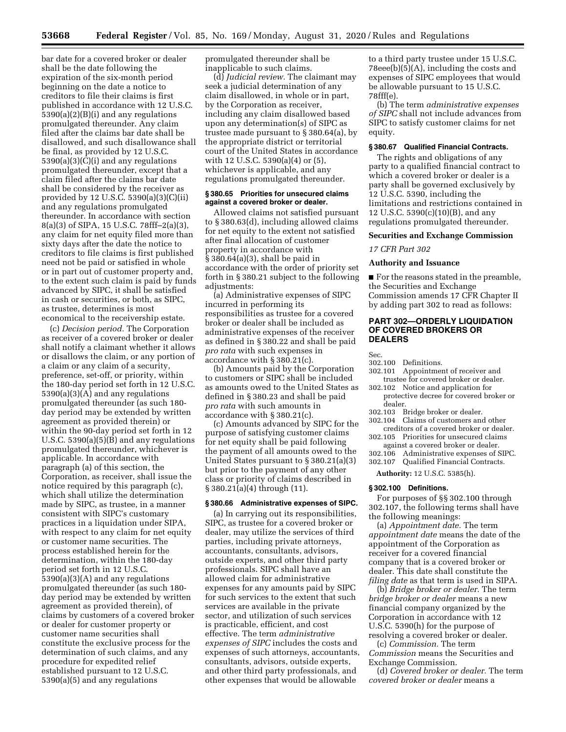bar date for a covered broker or dealer shall be the date following the expiration of the six-month period beginning on the date a notice to creditors to file their claims is first published in accordance with 12 U.S.C. 5390(a)(2)(B)(i) and any regulations promulgated thereunder. Any claim filed after the claims bar date shall be disallowed, and such disallowance shall be final, as provided by 12 U.S.C. 5390(a)(3)(C)(i) and any regulations promulgated thereunder, except that a claim filed after the claims bar date shall be considered by the receiver as provided by 12 U.S.C. 5390(a)(3)(C)(ii) and any regulations promulgated thereunder. In accordance with section 8(a)(3) of SIPA, 15 U.S.C. 78fff–2(a)(3), any claim for net equity filed more than sixty days after the date the notice to creditors to file claims is first published need not be paid or satisfied in whole or in part out of customer property and, to the extent such claim is paid by funds advanced by SIPC, it shall be satisfied in cash or securities, or both, as SIPC, as trustee, determines is most economical to the receivership estate.

(c) *Decision period.* The Corporation as receiver of a covered broker or dealer shall notify a claimant whether it allows or disallows the claim, or any portion of a claim or any claim of a security, preference, set-off, or priority, within the 180-day period set forth in 12 U.S.C. 5390(a)(3)(A) and any regulations promulgated thereunder (as such 180-day period may be extended by written agreement as provided therein) or within the 90-day period set forth in 12 U.S.C. 5390(a)(5)(B) and any regulations promulgated thereunder, whichever is applicable. In accordance with paragraph (a) of this section, the Corporation, as receiver, shall issue the notice required by this paragraph (c), which shall utilize the determination made by SIPC, as trustee, in a manner consistent with SIPC's customary practices in a liquidation under SIPA, with respect to any claim for net equity or customer name securities. The process established herein for the determination, within the 180-day period set forth in 12 U.S.C. 5390(a)(3)(A) and any regulations promulgated thereunder (as such 180-day period may be extended by written agreement as provided therein), of claims by customers of a covered broker or dealer for customer property or customer name securities shall constitute the exclusive process for the determination of such claims, and any procedure for expedited relief established pursuant to 12 U.S.C. 5390(a)(5) and any regulations promulgated thereunder shall be inapplicable to such claims.

(d) *Judicial review.* The claimant may seek a judicial determination of any claim disallowed, in whole or in part, by the Corporation as receiver, including any claim disallowed based upon any determination(s) of SIPC as trustee made pursuant to § 380.64(a), by the appropriate district or territorial court of the United States in accordance with 12 U.S.C. 5390(a)(4) or (5), whichever is applicable, and any regulations promulgated thereunder.

### § 380.65 Priorities for unsecured claims against a covered broker or dealer.

Allowed claims not satisfied pursuant to § 380.63(d), including allowed claims for net equity to the extent not satisfied after final allocation of customer property in accordance with § 380.64(a)(3), shall be paid in accordance with the order of priority set forth in § 380.21 subject to the following adjustments:

(a) Administrative expenses of SIPC incurred in performing its responsibilities as trustee for a covered broker or dealer shall be included as administrative expenses of the receiver as defined in § 380.22 and shall be paid *pro rata* with such expenses in accordance with § 380.21(c).

(b) Amounts paid by the Corporation to customers or SIPC shall be included as amounts owed to the United States as defined in § 380.23 and shall be paid *pro rata* with such amounts in accordance with § 380.21(c).

(c) Amounts advanced by SIPC for the purpose of satisfying customer claims for net equity shall be paid following the payment of all amounts owed to the United States pursuant to § 380.21(a)(3) but prior to the payment of any other class or priority of claims described in § 380.21(a)(4) through (11).

### § 380.66 Administrative expenses of SIPC.

(a) In carrying out its responsibilities, SIPC, as trustee for a covered broker or dealer, may utilize the services of third parties, including private attorneys, accountants, consultants, advisors, outside experts, and other third party professionals. SIPC shall have an allowed claim for administrative expenses for any amounts paid by SIPC for such services to the extent that such services are available in the private sector, and utilization of such services is practicable, efficient, and cost effective. The term *administrative expenses of SIPC* includes the costs and expenses of such attorneys, accountants, consultants, advisors, outside experts, and other third party professionals, and other expenses that would be allowable to a third party trustee under 15 U.S.C. 78eee(b)(5)(A), including the costs and expenses of SIPC employees that would be allowable pursuant to 15 U.S.C. 78fff(e).

(b) The term *administrative expenses of SIPC* shall not include advances from SIPC to satisfy customer claims for net equity.

### § 380.67 Qualified Financial Contracts.

The rights and obligations of any party to a qualified financial contract to which a covered broker or dealer is a party shall be governed exclusively by 12 U.S.C. 5390, including the limitations and restrictions contained in 12 U.S.C. 5390(c)(10)(B), and any regulations promulgated thereunder.

## Securities and Exchange Commission

*17 CFR Part 302*

## Authority and Issuance

■ For the reasons stated in the preamble, the Securities and Exchange Commission amends 17 CFR Chapter II by adding part 302 to read as follows:

## PART 302—ORDERLY LIQUIDATION OF COVERED BROKERS OR DEALERS

Sec.
302.100 Definitions.
302.101 Appointment of receiver and trustee for covered broker or dealer.
302.102 Notice and application for protective decree for covered broker or dealer.
302.103 Bridge broker or dealer.
302.104 Claims of customers and other creditors of a covered broker or dealer.
302.105 Priorities for unsecured claims against a covered broker or dealer.
302.106 Administrative expenses of SIPC.
302.107 Qualified Financial Contracts.

**Authority:** 12 U.S.C. 5385(h).

### § 302.100 Definitions.

For purposes of §§ 302.100 through 302.107, the following terms shall have the following meanings:

(a) *Appointment date.* The term *appointment date* means the date of the appointment of the Corporation as receiver for a covered financial company that is a covered broker or dealer. This date shall constitute the *filing date* as that term is used in SIPA.

(b) *Bridge broker or dealer.* The term *bridge broker or dealer* means a new financial company organized by the Corporation in accordance with 12 U.S.C. 5390(h) for the purpose of resolving a covered broker or dealer.

(c) *Commission.* The term *Commission* means the Securities and Exchange Commission.

(d) *Covered broker or dealer.* The term *covered broker or dealer* means a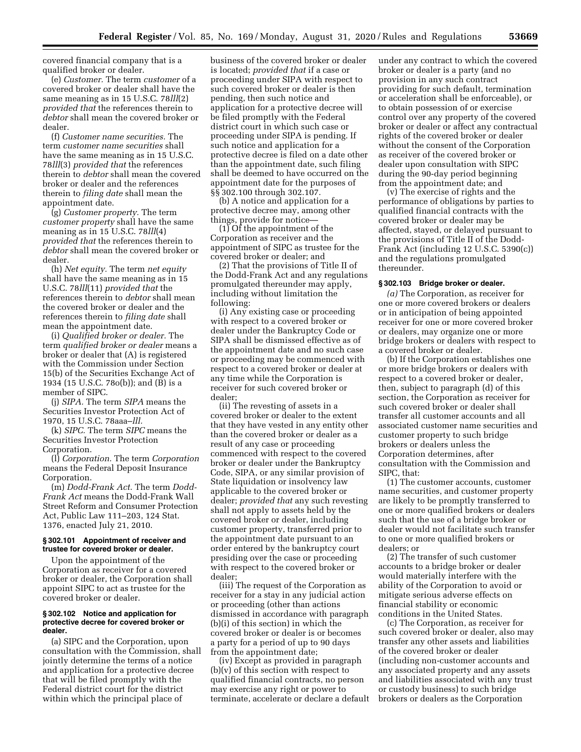covered financial company that is a qualified broker or dealer.

(e) *Customer.* The term *customer* of a covered broker or dealer shall have the same meaning as in 15 U.S.C. 78*lll*(2) *provided that* the references therein to *debtor* shall mean the covered broker or dealer.

(f) *Customer name securities.* The term *customer name securities* shall have the same meaning as in 15 U.S.C. 78*lll*(3) *provided that* the references therein to *debtor* shall mean the covered broker or dealer and the references therein to *filing date* shall mean the appointment date.

(g) *Customer property.* The term *customer property* shall have the same meaning as in 15 U.S.C. 78*lll*(4) *provided that* the references therein to *debtor* shall mean the covered broker or dealer.

(h) *Net equity.* The term *net equity* shall have the same meaning as in 15 U.S.C. 78*lll*(11) *provided that* the references therein to *debtor* shall mean the covered broker or dealer and the references therein to *filing date* shall mean the appointment date.

(i) *Qualified broker or dealer.* The term *qualified broker or dealer* means a broker or dealer that (A) is registered with the Commission under Section 15(b) of the Securities Exchange Act of 1934 (15 U.S.C. 78o(b)); and (B) is a member of SIPC.

(j) *SIPA.* The term *SIPA* means the Securities Investor Protection Act of 1970, 15 U.S.C. 78aaa–*lll.*

(k) *SIPC.* The term *SIPC* means the Securities Investor Protection Corporation.

(l) *Corporation.* The term *Corporation* means the Federal Deposit Insurance Corporation.

(m) *Dodd-Frank Act.* The term *Dodd-Frank Act* means the Dodd-Frank Wall Street Reform and Consumer Protection Act, Public Law 111–203, 124 Stat. 1376, enacted July 21, 2010.

### § 302.101 Appointment of receiver and trustee for covered broker or dealer.

Upon the appointment of the Corporation as receiver for a covered broker or dealer, the Corporation shall appoint SIPC to act as trustee for the covered broker or dealer.

### § 302.102 Notice and application for protective decree for covered broker or dealer.

(a) SIPC and the Corporation, upon consultation with the Commission, shall jointly determine the terms of a notice and application for a protective decree that will be filed promptly with the Federal district court for the district within which the principal place of business of the covered broker or dealer is located; *provided that* if a case or proceeding under SIPA with respect to such covered broker or dealer is then pending, then such notice and application for a protective decree will be filed promptly with the Federal district court in which such case or proceeding under SIPA is pending. If such notice and application for a protective decree is filed on a date other than the appointment date, such filing shall be deemed to have occurred on the appointment date for the purposes of §§ 302.100 through 302.107.

(b) A notice and application for a protective decree may, among other things, provide for notice—

(1) Of the appointment of the Corporation as receiver and the appointment of SIPC as trustee for the covered broker or dealer; and

(2) That the provisions of Title II of the Dodd-Frank Act and any regulations promulgated thereunder may apply, including without limitation the following:

(i) Any existing case or proceeding with respect to a covered broker or dealer under the Bankruptcy Code or SIPA shall be dismissed effective as of the appointment date and no such case or proceeding may be commenced with respect to a covered broker or dealer at any time while the Corporation is receiver for such covered broker or dealer;

(ii) The revesting of assets in a covered broker or dealer to the extent that they have vested in any entity other than the covered broker or dealer as a result of any case or proceeding commenced with respect to the covered broker or dealer under the Bankruptcy Code, SIPA, or any similar provision of State liquidation or insolvency law applicable to the covered broker or dealer; *provided that* any such revesting shall not apply to assets held by the covered broker or dealer, including customer property, transferred prior to the appointment date pursuant to an order entered by the bankruptcy court presiding over the case or proceeding with respect to the covered broker or dealer;

(iii) The request of the Corporation as receiver for a stay in any judicial action or proceeding (other than actions dismissed in accordance with paragraph (b)(i) of this section) in which the covered broker or dealer is or becomes a party for a period of up to 90 days from the appointment date;

(iv) Except as provided in paragraph (b)(v) of this section with respect to qualified financial contracts, no person may exercise any right or power to terminate, accelerate or declare a default under any contract to which the covered broker or dealer is a party (and no provision in any such contract providing for such default, termination or acceleration shall be enforceable), or to obtain possession of or exercise control over any property of the covered broker or dealer or affect any contractual rights of the covered broker or dealer without the consent of the Corporation as receiver of the covered broker or dealer upon consultation with SIPC during the 90-day period beginning from the appointment date; and

(v) The exercise of rights and the performance of obligations by parties to qualified financial contracts with the covered broker or dealer may be affected, stayed, or delayed pursuant to the provisions of Title II of the Dodd-Frank Act (including 12 U.S.C. 5390(c)) and the regulations promulgated thereunder.

### § 302.103 Bridge broker or dealer.

*(a)* The Corporation, as receiver for one or more covered brokers or dealers or in anticipation of being appointed receiver for one or more covered broker or dealers, may organize one or more bridge brokers or dealers with respect to a covered broker or dealer.

(b) If the Corporation establishes one or more bridge brokers or dealers with respect to a covered broker or dealer, then, subject to paragraph (d) of this section, the Corporation as receiver for such covered broker or dealer shall transfer all customer accounts and all associated customer name securities and customer property to such bridge brokers or dealers unless the Corporation determines, after consultation with the Commission and SIPC, that:

(1) The customer accounts, customer name securities, and customer property are likely to be promptly transferred to one or more qualified brokers or dealers such that the use of a bridge broker or dealer would not facilitate such transfer to one or more qualified brokers or dealers; or

(2) The transfer of such customer accounts to a bridge broker or dealer would materially interfere with the ability of the Corporation to avoid or mitigate serious adverse effects on financial stability or economic conditions in the United States.

(c) The Corporation, as receiver for such covered broker or dealer, also may transfer any other assets and liabilities of the covered broker or dealer (including non-customer accounts and any associated property and any assets and liabilities associated with any trust or custody business) to such bridge brokers or dealers as the Corporation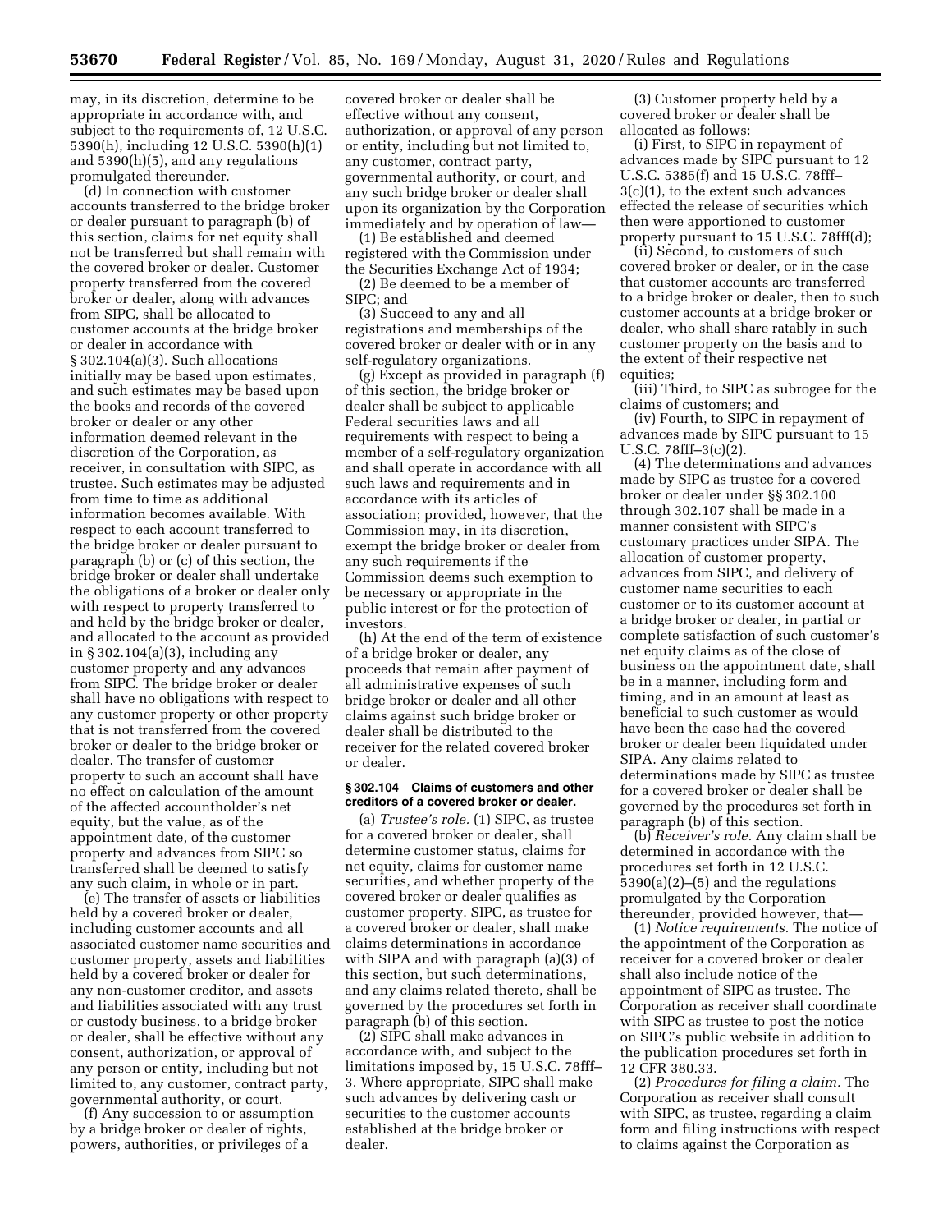may, in its discretion, determine to be appropriate in accordance with, and subject to the requirements of, 12 U.S.C. 5390(h), including 12 U.S.C. 5390(h)(1) and 5390(h)(5), and any regulations promulgated thereunder.

(d) In connection with customer accounts transferred to the bridge broker or dealer pursuant to paragraph (b) of this section, claims for net equity shall not be transferred but shall remain with the covered broker or dealer. Customer property transferred from the covered broker or dealer, along with advances from SIPC, shall be allocated to customer accounts at the bridge broker or dealer in accordance with § 302.104(a)(3). Such allocations initially may be based upon estimates, and such estimates may be based upon the books and records of the covered broker or dealer or any other information deemed relevant in the discretion of the Corporation, as receiver, in consultation with SIPC, as trustee. Such estimates may be adjusted from time to time as additional information becomes available. With respect to each account transferred to the bridge broker or dealer pursuant to paragraph (b) or (c) of this section, the bridge broker or dealer shall undertake the obligations of a broker or dealer only with respect to property transferred to and held by the bridge broker or dealer, and allocated to the account as provided in § 302.104(a)(3), including any customer property and any advances from SIPC. The bridge broker or dealer shall have no obligations with respect to any customer property or other property that is not transferred from the covered broker or dealer to the bridge broker or dealer. The transfer of customer property to such an account shall have no effect on calculation of the amount of the affected accountholder's net equity, but the value, as of the appointment date, of the customer property and advances from SIPC so transferred shall be deemed to satisfy any such claim, in whole or in part.

(e) The transfer of assets or liabilities held by a covered broker or dealer, including customer accounts and all associated customer name securities and customer property, assets and liabilities held by a covered broker or dealer for any non-customer creditor, and assets and liabilities associated with any trust or custody business, to a bridge broker or dealer, shall be effective without any consent, authorization, or approval of any person or entity, including but not limited to, any customer, contract party, governmental authority, or court.

(f) Any succession to or assumption by a bridge broker or dealer of rights, powers, authorities, or privileges of a covered broker or dealer shall be effective without any consent, authorization, or approval of any person or entity, including but not limited to, any customer, contract party, governmental authority, or court, and any such bridge broker or dealer shall upon its organization by the Corporation immediately and by operation of law—

(1) Be established and deemed registered with the Commission under the Securities Exchange Act of 1934;

(2) Be deemed to be a member of SIPC; and

(3) Succeed to any and all registrations and memberships of the covered broker or dealer with or in any self-regulatory organizations.

(g) Except as provided in paragraph (f) of this section, the bridge broker or dealer shall be subject to applicable Federal securities laws and all requirements with respect to being a member of a self-regulatory organization and shall operate in accordance with all such laws and requirements and in accordance with its articles of association; provided, however, that the Commission may, in its discretion, exempt the bridge broker or dealer from any such requirements if the Commission deems such exemption to be necessary or appropriate in the public interest or for the protection of investors.

(h) At the end of the term of existence of a bridge broker or dealer, any proceeds that remain after payment of all administrative expenses of such bridge broker or dealer and all other claims against such bridge broker or dealer shall be distributed to the receiver for the related covered broker or dealer.

#### § 302.104 Claims of customers and other creditors of a covered broker or dealer.

(a) *Trustee's role.* (1) SIPC, as trustee for a covered broker or dealer, shall determine customer status, claims for net equity, claims for customer name securities, and whether property of the covered broker or dealer qualifies as customer property. SIPC, as trustee for a covered broker or dealer, shall make claims determinations in accordance with SIPA and with paragraph (a)(3) of this section, but such determinations, and any claims related thereto, shall be governed by the procedures set forth in paragraph (b) of this section.

(2) SIPC shall make advances in accordance with, and subject to the limitations imposed by, 15 U.S.C. 78fff–3. Where appropriate, SIPC shall make such advances by delivering cash or securities to the customer accounts established at the bridge broker or dealer.

(3) Customer property held by a covered broker or dealer shall be allocated as follows:

(i) First, to SIPC in repayment of advances made by SIPC pursuant to 12 U.S.C. 5385(f) and 15 U.S.C. 78fff–3(c)(1), to the extent such advances effected the release of securities which then were apportioned to customer property pursuant to 15 U.S.C. 78fff(d);

(ii) Second, to customers of such covered broker or dealer, or in the case that customer accounts are transferred to a bridge broker or dealer, then to such customer accounts at a bridge broker or dealer, who shall share ratably in such customer property on the basis and to the extent of their respective net equities;

(iii) Third, to SIPC as subrogee for the claims of customers; and

(iv) Fourth, to SIPC in repayment of advances made by SIPC pursuant to 15 U.S.C. 78fff–3(c)(2).

(4) The determinations and advances made by SIPC as trustee for a covered broker or dealer under §§ 302.100 through 302.107 shall be made in a manner consistent with SIPC's customary practices under SIPA. The allocation of customer property, advances from SIPC, and delivery of customer name securities to each customer or to its customer account at a bridge broker or dealer, in partial or complete satisfaction of such customer's net equity claims as of the close of business on the appointment date, shall be in a manner, including form and timing, and in an amount at least as beneficial to such customer as would have been the case had the covered broker or dealer been liquidated under SIPA. Any claims related to determinations made by SIPC as trustee for a covered broker or dealer shall be governed by the procedures set forth in paragraph (b) of this section.

(b) *Receiver's role.* Any claim shall be determined in accordance with the procedures set forth in 12 U.S.C. 5390(a)(2)–(5) and the regulations promulgated by the Corporation thereunder, provided however, that—

(1) *Notice requirements.* The notice of the appointment of the Corporation as receiver for a covered broker or dealer shall also include notice of the appointment of SIPC as trustee. The Corporation as receiver shall coordinate with SIPC as trustee to post the notice on SIPC's public website in addition to the publication procedures set forth in 12 CFR 380.33.

(2) *Procedures for filing a claim.* The Corporation as receiver shall consult with SIPC, as trustee, regarding a claim form and filing instructions with respect to claims against the Corporation as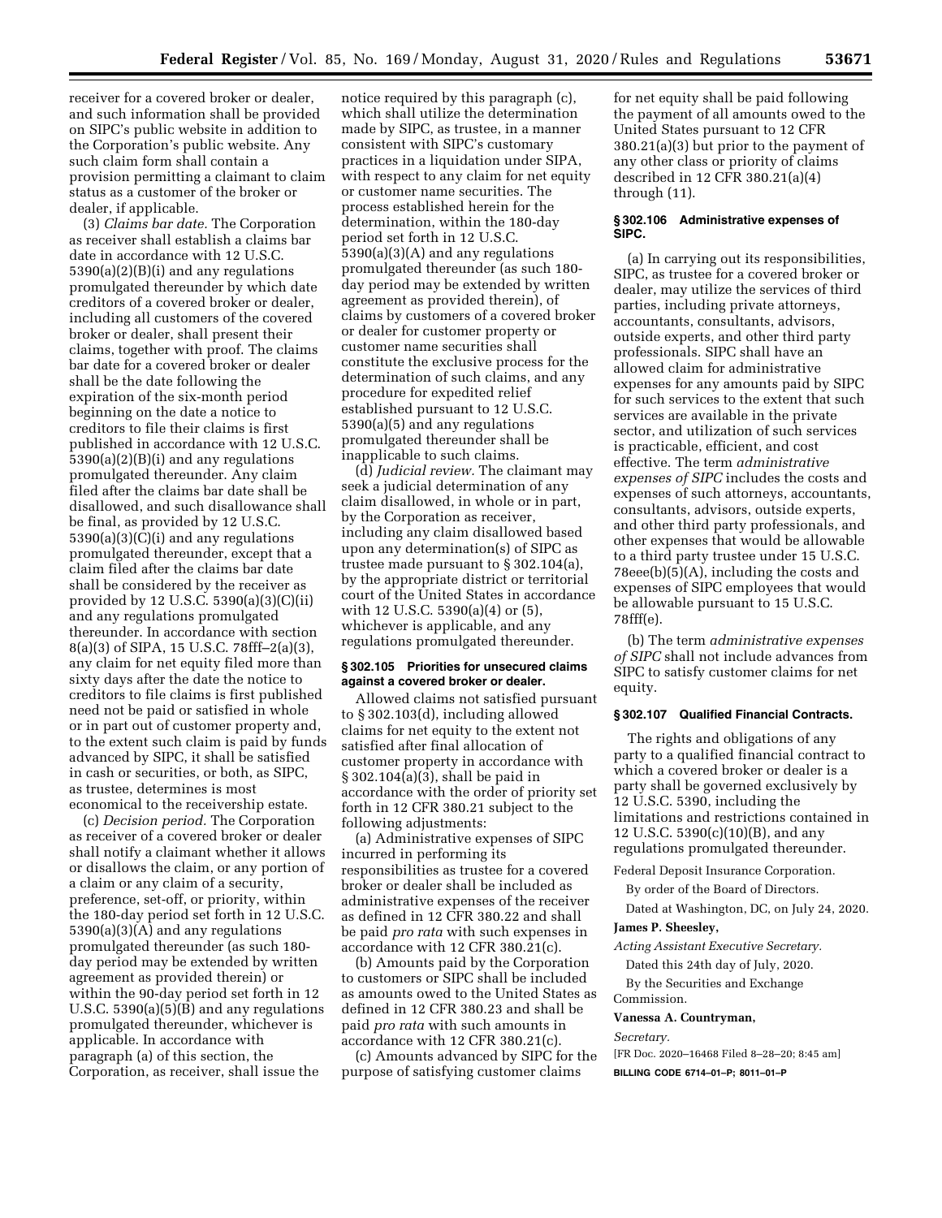receiver for a covered broker or dealer, and such information shall be provided on SIPC's public website in addition to the Corporation's public website. Any such claim form shall contain a provision permitting a claimant to claim status as a customer of the broker or dealer, if applicable.

(3) *Claims bar date.* The Corporation as receiver shall establish a claims bar date in accordance with 12 U.S.C. 5390(a)(2)(B)(i) and any regulations promulgated thereunder by which date creditors of a covered broker or dealer, including all customers of the covered broker or dealer, shall present their claims, together with proof. The claims bar date for a covered broker or dealer shall be the date following the expiration of the six-month period beginning on the date a notice to creditors to file their claims is first published in accordance with 12 U.S.C. 5390(a)(2)(B)(i) and any regulations promulgated thereunder. Any claim filed after the claims bar date shall be disallowed, and such disallowance shall be final, as provided by 12 U.S.C. 5390(a)(3)(C)(i) and any regulations promulgated thereunder, except that a claim filed after the claims bar date shall be considered by the receiver as provided by 12 U.S.C. 5390(a)(3)(C)(ii) and any regulations promulgated thereunder. In accordance with section 8(a)(3) of SIPA, 15 U.S.C. 78fff–2(a)(3), any claim for net equity filed more than sixty days after the date the notice to creditors to file claims is first published need not be paid or satisfied in whole or in part out of customer property and, to the extent such claim is paid by funds advanced by SIPC, it shall be satisfied in cash or securities, or both, as SIPC, as trustee, determines is most economical to the receivership estate.

(c) *Decision period.* The Corporation as receiver of a covered broker or dealer shall notify a claimant whether it allows or disallows the claim, or any portion of a claim or any claim of a security, preference, set-off, or priority, within the 180-day period set forth in 12 U.S.C. 5390(a)(3)(A) and any regulations promulgated thereunder (as such 180-day period may be extended by written agreement as provided therein) or within the 90-day period set forth in 12 U.S.C. 5390(a)(5)(B) and any regulations promulgated thereunder, whichever is applicable. In accordance with paragraph (a) of this section, the Corporation, as receiver, shall issue the notice required by this paragraph (c), which shall utilize the determination made by SIPC, as trustee, in a manner consistent with SIPC's customary practices in a liquidation under SIPA, with respect to any claim for net equity or customer name securities. The process established herein for the determination, within the 180-day period set forth in 12 U.S.C. 5390(a)(3)(A) and any regulations promulgated thereunder (as such 180-day period may be extended by written agreement as provided therein), of claims by customers of a covered broker or dealer for customer property or customer name securities shall constitute the exclusive process for the determination of such claims, and any procedure for expedited relief established pursuant to 12 U.S.C. 5390(a)(5) and any regulations promulgated thereunder shall be inapplicable to such claims.

(d) *Judicial review.* The claimant may seek a judicial determination of any claim disallowed, in whole or in part, by the Corporation as receiver, including any claim disallowed based upon any determination(s) of SIPC as trustee made pursuant to § 302.104(a), by the appropriate district or territorial court of the United States in accordance with 12 U.S.C. 5390(a)(4) or (5), whichever is applicable, and any regulations promulgated thereunder.

### § 302.105 Priorities for unsecured claims against a covered broker or dealer.

Allowed claims not satisfied pursuant to § 302.103(d), including allowed claims for net equity to the extent not satisfied after final allocation of customer property in accordance with § 302.104(a)(3), shall be paid in accordance with the order of priority set forth in 12 CFR 380.21 subject to the following adjustments:

(a) Administrative expenses of SIPC incurred in performing its responsibilities as trustee for a covered broker or dealer shall be included as administrative expenses of the receiver as defined in 12 CFR 380.22 and shall be paid *pro rata* with such expenses in accordance with 12 CFR 380.21(c).

(b) Amounts paid by the Corporation to customers or SIPC shall be included as amounts owed to the United States as defined in 12 CFR 380.23 and shall be paid *pro rata* with such amounts in accordance with 12 CFR 380.21(c).

(c) Amounts advanced by SIPC for the purpose of satisfying customer claims for net equity shall be paid following the payment of all amounts owed to the United States pursuant to 12 CFR 380.21(a)(3) but prior to the payment of any other class or priority of claims described in 12 CFR 380.21(a)(4) through (11).

### § 302.106 Administrative expenses of SIPC.

(a) In carrying out its responsibilities, SIPC, as trustee for a covered broker or dealer, may utilize the services of third parties, including private attorneys, accountants, consultants, advisors, outside experts, and other third party professionals. SIPC shall have an allowed claim for administrative expenses for any amounts paid by SIPC for such services to the extent that such services are available in the private sector, and utilization of such services is practicable, efficient, and cost effective. The term *administrative expenses of SIPC* includes the costs and expenses of such attorneys, accountants, consultants, advisors, outside experts, and other third party professionals, and other expenses that would be allowable to a third party trustee under 15 U.S.C. 78eee(b)(5)(A), including the costs and expenses of SIPC employees that would be allowable pursuant to 15 U.S.C. 78fff(e).

(b) The term *administrative expenses of SIPC* shall not include advances from SIPC to satisfy customer claims for net equity.

### § 302.107 Qualified Financial Contracts.

The rights and obligations of any party to a qualified financial contract to which a covered broker or dealer is a party shall be governed exclusively by 12 U.S.C. 5390, including the limitations and restrictions contained in 12 U.S.C. 5390(c)(10)(B), and any regulations promulgated thereunder.

Federal Deposit Insurance Corporation.

By order of the Board of Directors.

Dated at Washington, DC, on July 24, 2020.

**James P. Sheesley,**

*Acting Assistant Executive Secretary.*

Dated this 24th day of July, 2020.

By the Securities and Exchange Commission.

**Vanessa A. Countryman,**

*Secretary.*

[FR Doc. 2020–16468 Filed 8–28–20; 8:45 am]

**BILLING CODE 6714–01–P; 8011–01–P**